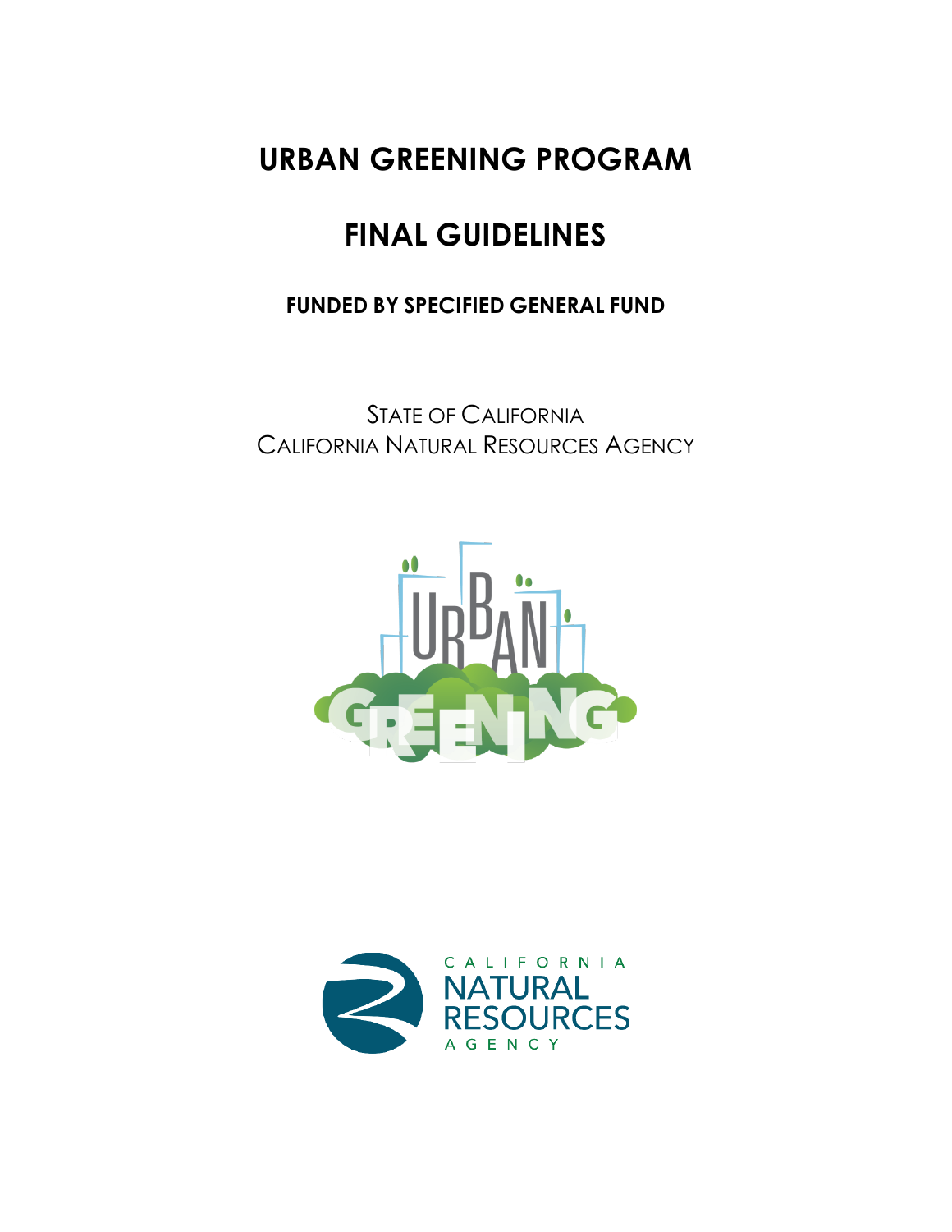# URBAN GREENING PROGRAM

# FINAL GUIDELINES

### FUNDED BY SPECIFIED GENERAL FUND

STATE OF CALIFORNIA
CALIFORNIA NATURAL RESOURCES AGENCY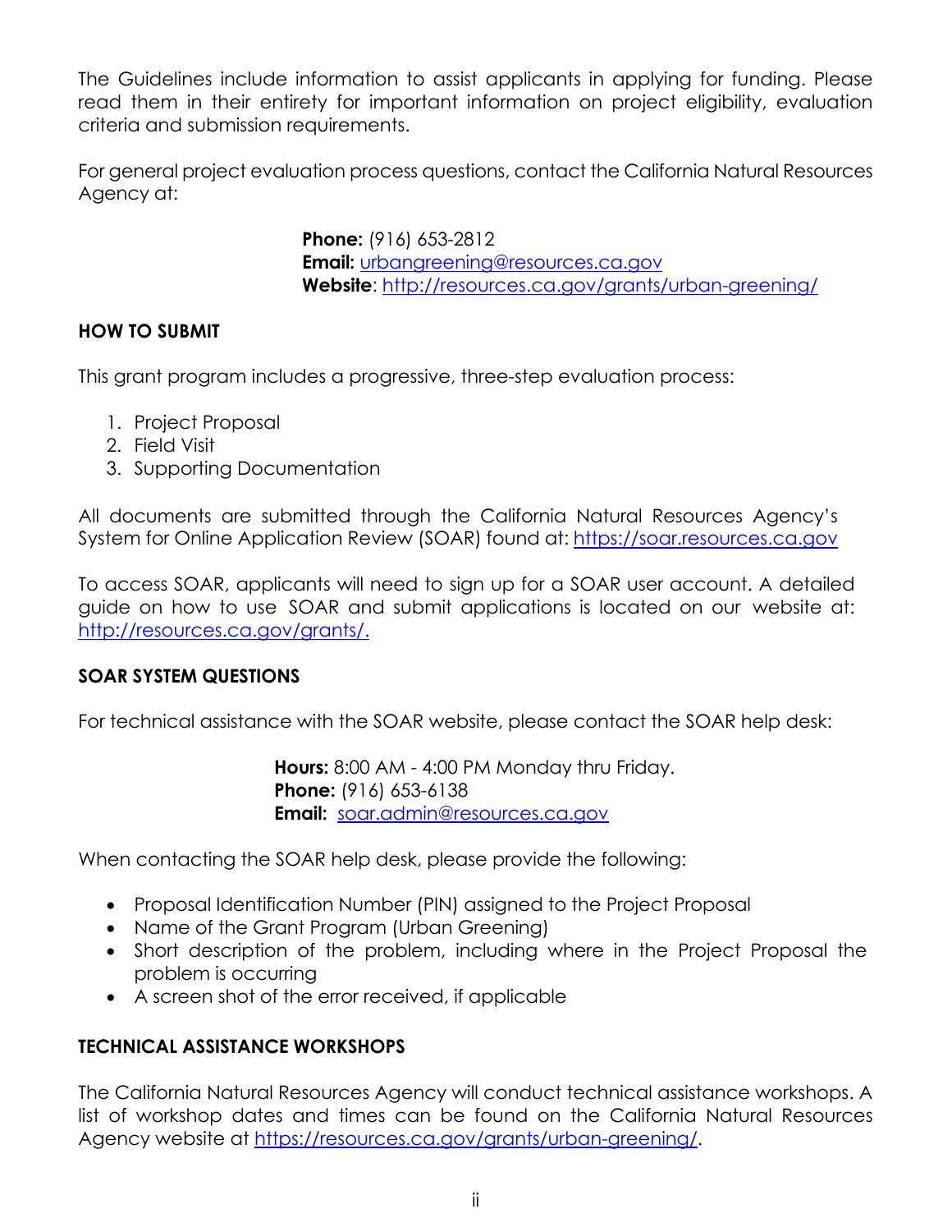The Guidelines include information to assist applicants in applying for funding. Please read them in their entirety for important information on project eligibility, evaluation criteria and submission requirements.

For general project evaluation process questions, contact the California Natural Resources Agency at:

**Phone:** (916) 653-2812  
**Email:** urbangreening@resources.ca.gov  
**Website**: http://resources.ca.gov/grants/urban-greening/

## HOW TO SUBMIT

This grant program includes a progressive, three-step evaluation process:

1. Project Proposal
2. Field Visit
3. Supporting Documentation

All documents are submitted through the California Natural Resources Agency's System for Online Application Review (SOAR) found at: https://soar.resources.ca.gov

To access SOAR, applicants will need to sign up for a SOAR user account. A detailed guide on how to use SOAR and submit applications is located on our website at: http://resources.ca.gov/grants/.

## SOAR SYSTEM QUESTIONS

For technical assistance with the SOAR website, please contact the SOAR help desk:

**Hours:** 8:00 AM - 4:00 PM Monday thru Friday.  
**Phone:** (916) 653-6138  
**Email:** soar.admin@resources.ca.gov

When contacting the SOAR help desk, please provide the following:

- Proposal Identification Number (PIN) assigned to the Project Proposal
- Name of the Grant Program (Urban Greening)
- Short description of the problem, including where in the Project Proposal the problem is occurring
- A screen shot of the error received, if applicable

## TECHNICAL ASSISTANCE WORKSHOPS

The California Natural Resources Agency will conduct technical assistance workshops. A list of workshop dates and times can be found on the California Natural Resources Agency website at https://resources.ca.gov/grants/urban-greening/.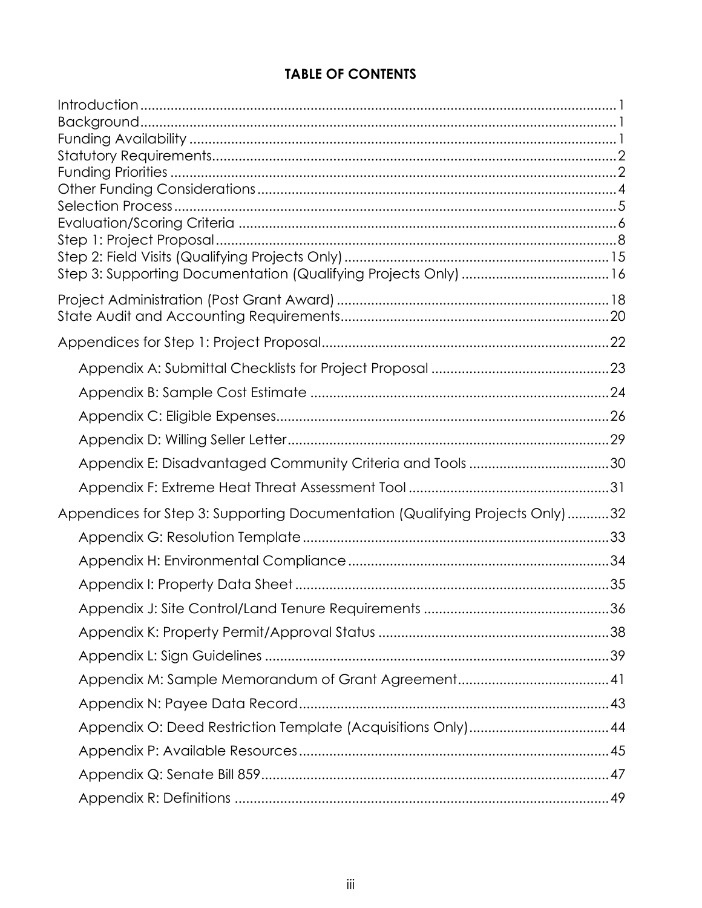# TABLE OF CONTENTS

Introduction .......... 1
Background .......... 1
Funding Availability .......... 1
Statutory Requirements .......... 2
Funding Priorities .......... 2
Other Funding Considerations .......... 4
Selection Process .......... 5
Evaluation/Scoring Criteria .......... 6
Step 1: Project Proposal .......... 8
Step 2: Field Visits (Qualifying Projects Only) .......... 15
Step 3: Supporting Documentation (Qualifying Projects Only) .......... 16

Project Administration (Post Grant Award) .......... 18
State Audit and Accounting Requirements .......... 20

Appendices for Step 1: Project Proposal .......... 22

- Appendix A: Submittal Checklists for Project Proposal .......... 23
- Appendix B: Sample Cost Estimate .......... 24
- Appendix C: Eligible Expenses .......... 26
- Appendix D: Willing Seller Letter .......... 29
- Appendix E: Disadvantaged Community Criteria and Tools .......... 30
- Appendix F: Extreme Heat Threat Assessment Tool .......... 31

Appendices for Step 3: Supporting Documentation (Qualifying Projects Only) .......... 32

- Appendix G: Resolution Template .......... 33
- Appendix H: Environmental Compliance .......... 34
- Appendix I: Property Data Sheet .......... 35
- Appendix J: Site Control/Land Tenure Requirements .......... 36
- Appendix K: Property Permit/Approval Status .......... 38
- Appendix L: Sign Guidelines .......... 39
- Appendix M: Sample Memorandum of Grant Agreement .......... 41
- Appendix N: Payee Data Record .......... 43
- Appendix O: Deed Restriction Template (Acquisitions Only) .......... 44
- Appendix P: Available Resources .......... 45
- Appendix Q: Senate Bill 859 .......... 47
- Appendix R: Definitions .......... 49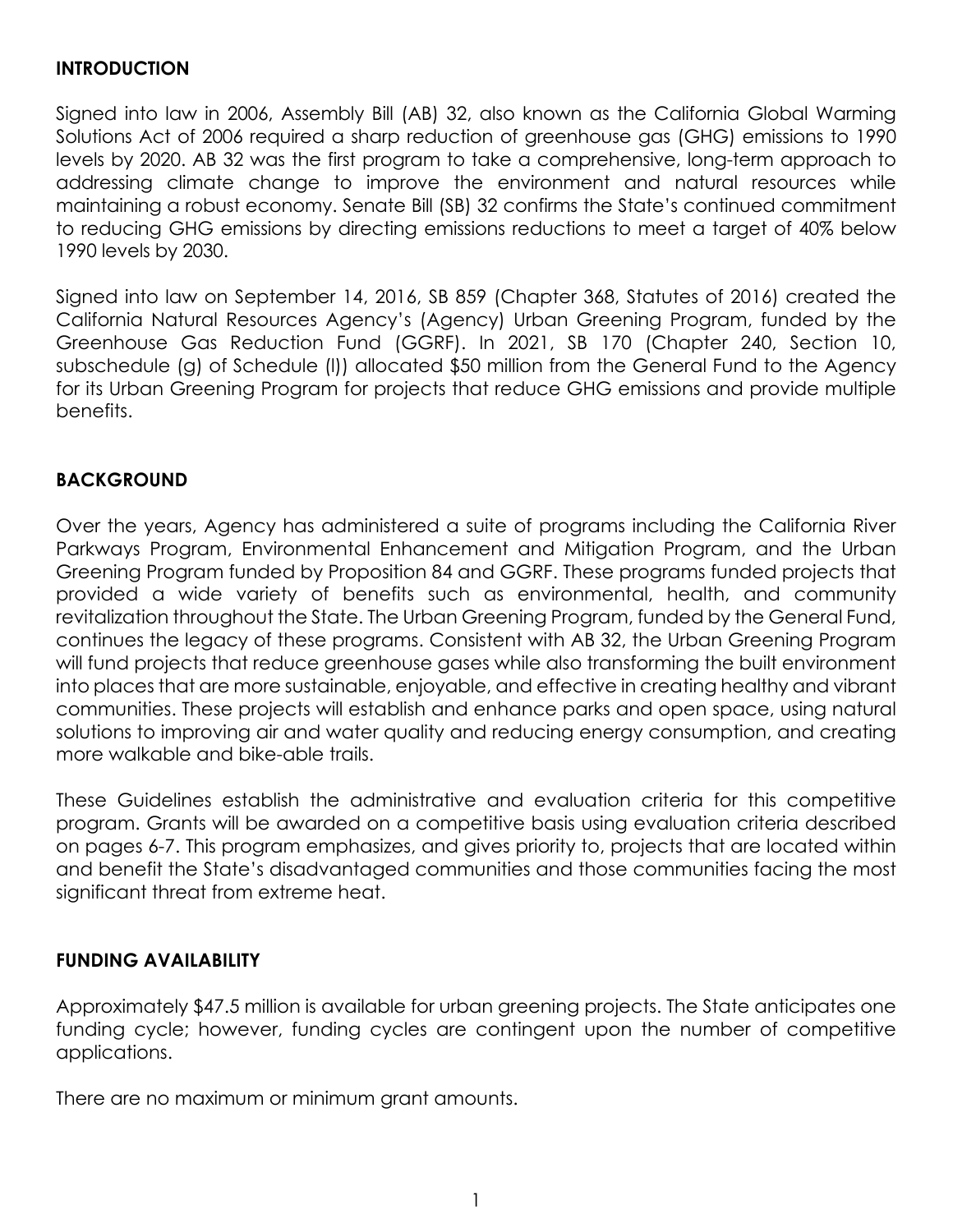## INTRODUCTION

Signed into law in 2006, Assembly Bill (AB) 32, also known as the California Global Warming Solutions Act of 2006 required a sharp reduction of greenhouse gas (GHG) emissions to 1990 levels by 2020. AB 32 was the first program to take a comprehensive, long-term approach to addressing climate change to improve the environment and natural resources while maintaining a robust economy. Senate Bill (SB) 32 confirms the State's continued commitment to reducing GHG emissions by directing emissions reductions to meet a target of 40% below 1990 levels by 2030.

Signed into law on September 14, 2016, SB 859 (Chapter 368, Statutes of 2016) created the California Natural Resources Agency's (Agency) Urban Greening Program, funded by the Greenhouse Gas Reduction Fund (GGRF). In 2021, SB 170 (Chapter 240, Section 10, subschedule (g) of Schedule (l)) allocated $50 million from the General Fund to the Agency for its Urban Greening Program for projects that reduce GHG emissions and provide multiple benefits.

## BACKGROUND

Over the years, Agency has administered a suite of programs including the California River Parkways Program, Environmental Enhancement and Mitigation Program, and the Urban Greening Program funded by Proposition 84 and GGRF. These programs funded projects that provided a wide variety of benefits such as environmental, health, and community revitalization throughout the State. The Urban Greening Program, funded by the General Fund, continues the legacy of these programs. Consistent with AB 32, the Urban Greening Program will fund projects that reduce greenhouse gases while also transforming the built environment into places that are more sustainable, enjoyable, and effective in creating healthy and vibrant communities. These projects will establish and enhance parks and open space, using natural solutions to improving air and water quality and reducing energy consumption, and creating more walkable and bike-able trails.

These Guidelines establish the administrative and evaluation criteria for this competitive program. Grants will be awarded on a competitive basis using evaluation criteria described on pages 6-7. This program emphasizes, and gives priority to, projects that are located within and benefit the State's disadvantaged communities and those communities facing the most significant threat from extreme heat.

## FUNDING AVAILABILITY

Approximately $47.5 million is available for urban greening projects. The State anticipates one funding cycle; however, funding cycles are contingent upon the number of competitive applications.

There are no maximum or minimum grant amounts.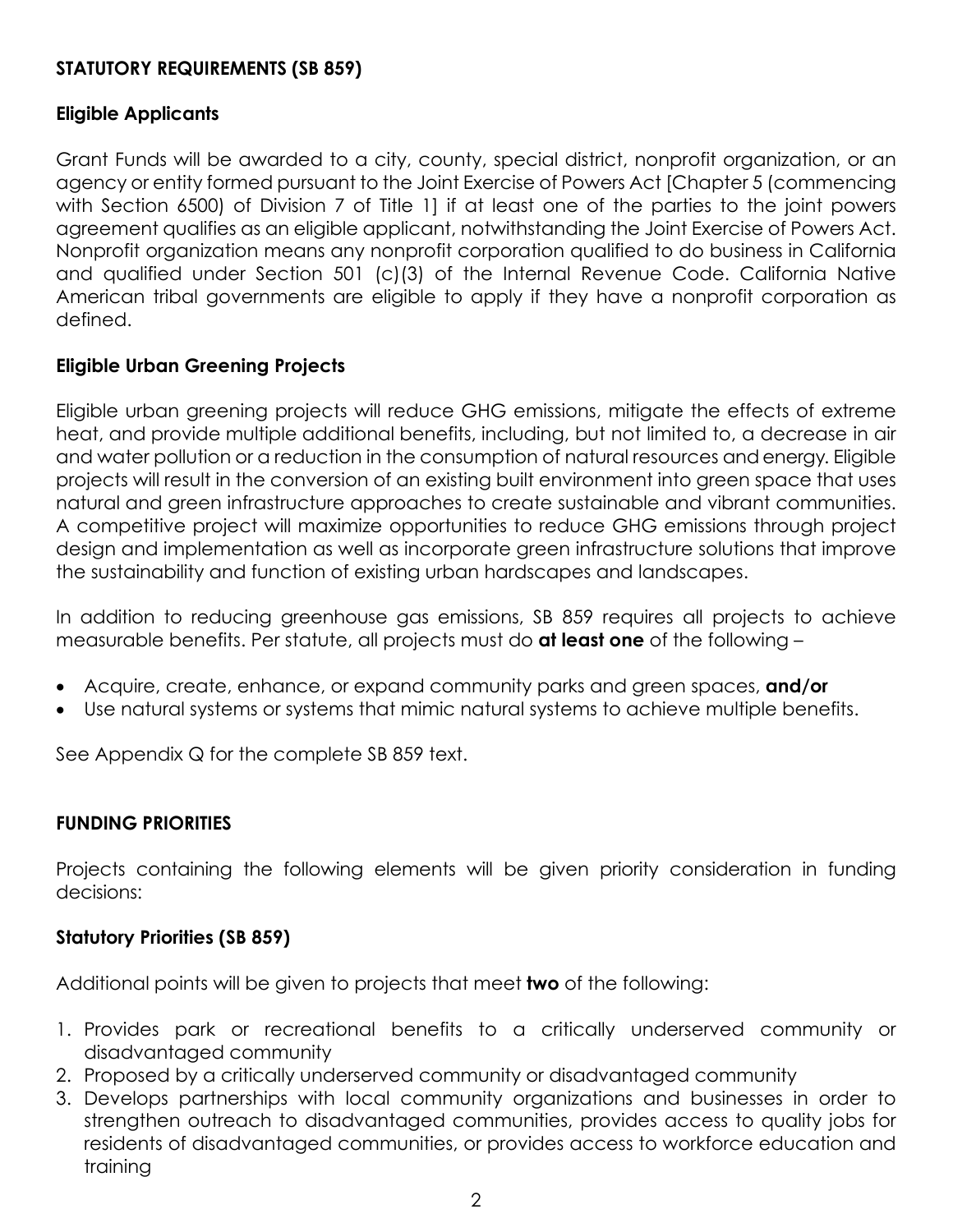## STATUTORY REQUIREMENTS (SB 859)

### Eligible Applicants

Grant Funds will be awarded to a city, county, special district, nonprofit organization, or an agency or entity formed pursuant to the Joint Exercise of Powers Act [Chapter 5 (commencing with Section 6500) of Division 7 of Title 1] if at least one of the parties to the joint powers agreement qualifies as an eligible applicant, notwithstanding the Joint Exercise of Powers Act. Nonprofit organization means any nonprofit corporation qualified to do business in California and qualified under Section 501 (c)(3) of the Internal Revenue Code. California Native American tribal governments are eligible to apply if they have a nonprofit corporation as defined.

### Eligible Urban Greening Projects

Eligible urban greening projects will reduce GHG emissions, mitigate the effects of extreme heat, and provide multiple additional benefits, including, but not limited to, a decrease in air and water pollution or a reduction in the consumption of natural resources and energy. Eligible projects will result in the conversion of an existing built environment into green space that uses natural and green infrastructure approaches to create sustainable and vibrant communities. A competitive project will maximize opportunities to reduce GHG emissions through project design and implementation as well as incorporate green infrastructure solutions that improve the sustainability and function of existing urban hardscapes and landscapes.

In addition to reducing greenhouse gas emissions, SB 859 requires all projects to achieve measurable benefits. Per statute, all projects must do **at least one** of the following –

- Acquire, create, enhance, or expand community parks and green spaces, **and/or**
- Use natural systems or systems that mimic natural systems to achieve multiple benefits.

See Appendix Q for the complete SB 859 text.

## FUNDING PRIORITIES

Projects containing the following elements will be given priority consideration in funding decisions:

### Statutory Priorities (SB 859)

Additional points will be given to projects that meet **two** of the following:

1. Provides park or recreational benefits to a critically underserved community or disadvantaged community
2. Proposed by a critically underserved community or disadvantaged community
3. Develops partnerships with local community organizations and businesses in order to strengthen outreach to disadvantaged communities, provides access to quality jobs for residents of disadvantaged communities, or provides access to workforce education and training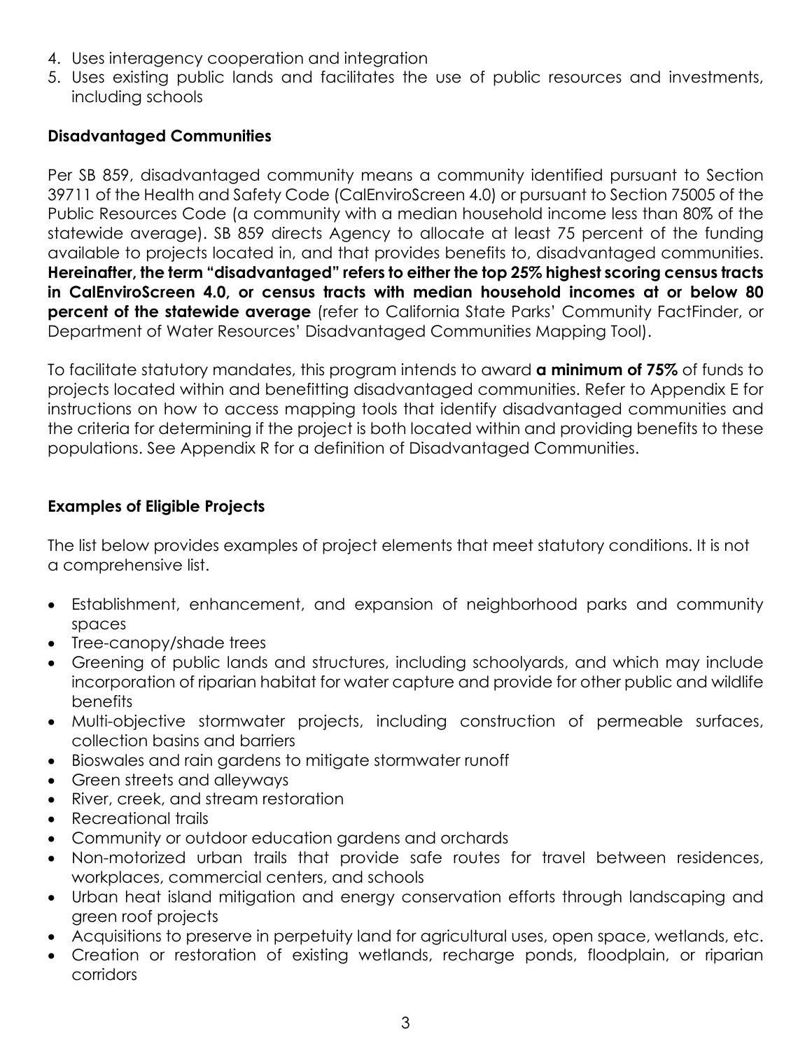4. Uses interagency cooperation and integration
5. Uses existing public lands and facilitates the use of public resources and investments, including schools

**Disadvantaged Communities**

Per SB 859, disadvantaged community means a community identified pursuant to Section 39711 of the Health and Safety Code (CalEnviroScreen 4.0) or pursuant to Section 75005 of the Public Resources Code (a community with a median household income less than 80% of the statewide average). SB 859 directs Agency to allocate at least 75 percent of the funding available to projects located in, and that provides benefits to, disadvantaged communities. **Hereinafter, the term "disadvantaged" refers to either the top 25% highest scoring census tracts in CalEnviroScreen 4.0, or census tracts with median household incomes at or below 80 percent of the statewide average** (refer to California State Parks' Community FactFinder, or Department of Water Resources' Disadvantaged Communities Mapping Tool).

To facilitate statutory mandates, this program intends to award **a minimum of 75%** of funds to projects located within and benefitting disadvantaged communities. Refer to Appendix E for instructions on how to access mapping tools that identify disadvantaged communities and the criteria for determining if the project is both located within and providing benefits to these populations. See Appendix R for a definition of Disadvantaged Communities.

**Examples of Eligible Projects**

The list below provides examples of project elements that meet statutory conditions. It is not a comprehensive list.

- Establishment, enhancement, and expansion of neighborhood parks and community spaces
- Tree-canopy/shade trees
- Greening of public lands and structures, including schoolyards, and which may include incorporation of riparian habitat for water capture and provide for other public and wildlife benefits
- Multi-objective stormwater projects, including construction of permeable surfaces, collection basins and barriers
- Bioswales and rain gardens to mitigate stormwater runoff
- Green streets and alleyways
- River, creek, and stream restoration
- Recreational trails
- Community or outdoor education gardens and orchards
- Non-motorized urban trails that provide safe routes for travel between residences, workplaces, commercial centers, and schools
- Urban heat island mitigation and energy conservation efforts through landscaping and green roof projects
- Acquisitions to preserve in perpetuity land for agricultural uses, open space, wetlands, etc.
- Creation or restoration of existing wetlands, recharge ponds, floodplain, or riparian corridors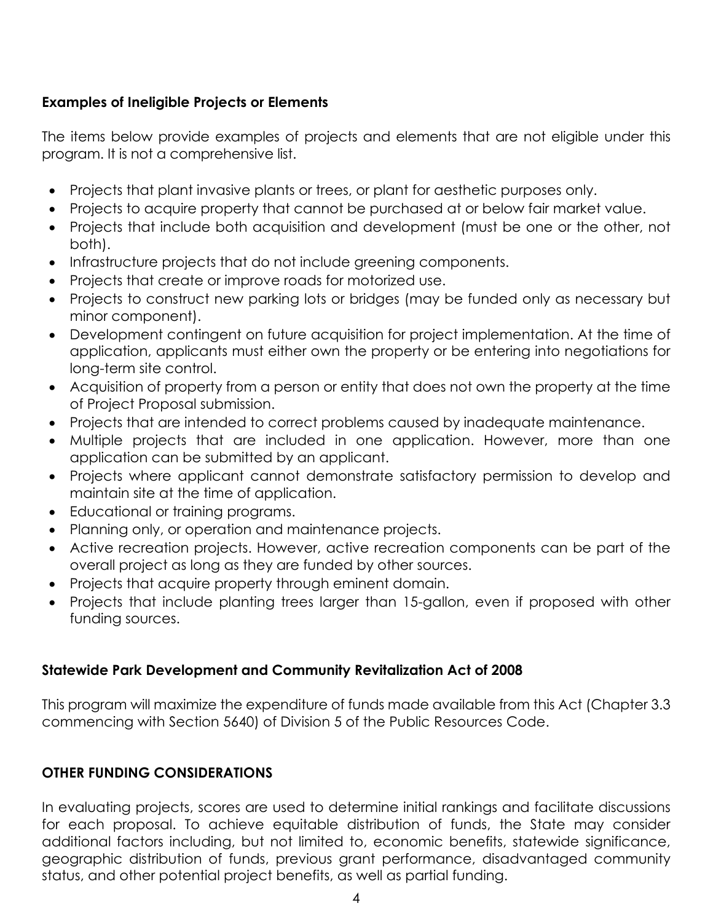**Examples of Ineligible Projects or Elements**

The items below provide examples of projects and elements that are not eligible under this program. It is not a comprehensive list.

- Projects that plant invasive plants or trees, or plant for aesthetic purposes only.
- Projects to acquire property that cannot be purchased at or below fair market value.
- Projects that include both acquisition and development (must be one or the other, not both).
- Infrastructure projects that do not include greening components.
- Projects that create or improve roads for motorized use.
- Projects to construct new parking lots or bridges (may be funded only as necessary but minor component).
- Development contingent on future acquisition for project implementation. At the time of application, applicants must either own the property or be entering into negotiations for long-term site control.
- Acquisition of property from a person or entity that does not own the property at the time of Project Proposal submission.
- Projects that are intended to correct problems caused by inadequate maintenance.
- Multiple projects that are included in one application. However, more than one application can be submitted by an applicant.
- Projects where applicant cannot demonstrate satisfactory permission to develop and maintain site at the time of application.
- Educational or training programs.
- Planning only, or operation and maintenance projects.
- Active recreation projects. However, active recreation components can be part of the overall project as long as they are funded by other sources.
- Projects that acquire property through eminent domain.
- Projects that include planting trees larger than 15-gallon, even if proposed with other funding sources.

**Statewide Park Development and Community Revitalization Act of 2008**

This program will maximize the expenditure of funds made available from this Act (Chapter 3.3 commencing with Section 5640) of Division 5 of the Public Resources Code.

**OTHER FUNDING CONSIDERATIONS**

In evaluating projects, scores are used to determine initial rankings and facilitate discussions for each proposal. To achieve equitable distribution of funds, the State may consider additional factors including, but not limited to, economic benefits, statewide significance, geographic distribution of funds, previous grant performance, disadvantaged community status, and other potential project benefits, as well as partial funding.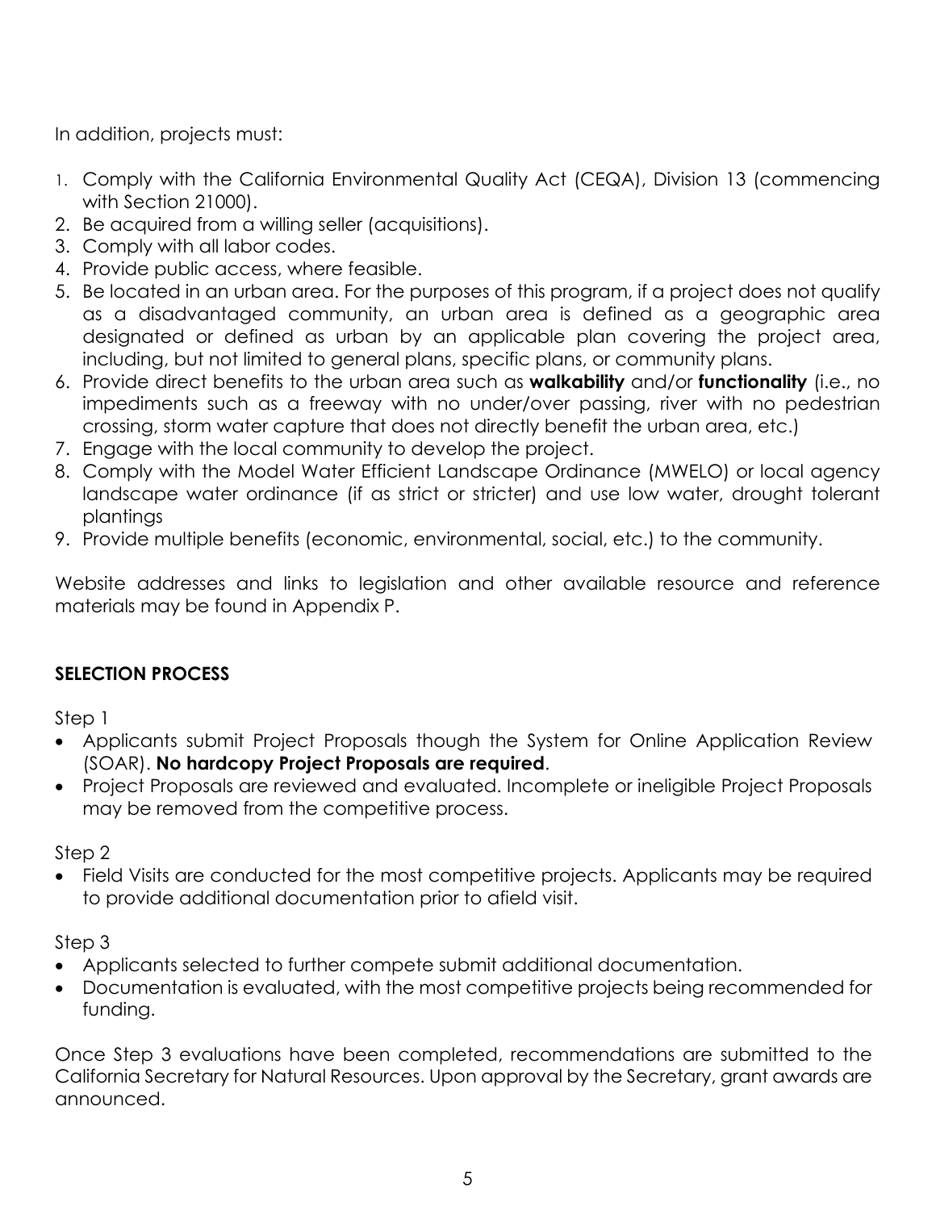In addition, projects must:

1. Comply with the California Environmental Quality Act (CEQA), Division 13 (commencing with Section 21000).
2. Be acquired from a willing seller (acquisitions).
3. Comply with all labor codes.
4. Provide public access, where feasible.
5. Be located in an urban area. For the purposes of this program, if a project does not qualify as a disadvantaged community, an urban area is defined as a geographic area designated or defined as urban by an applicable plan covering the project area, including, but not limited to general plans, specific plans, or community plans.
6. Provide direct benefits to the urban area such as **walkability** and/or **functionality** (i.e., no impediments such as a freeway with no under/over passing, river with no pedestrian crossing, storm water capture that does not directly benefit the urban area, etc.)
7. Engage with the local community to develop the project.
8. Comply with the Model Water Efficient Landscape Ordinance (MWELO) or local agency landscape water ordinance (if as strict or stricter) and use low water, drought tolerant plantings
9. Provide multiple benefits (economic, environmental, social, etc.) to the community.

Website addresses and links to legislation and other available resource and reference materials may be found in Appendix P.

## SELECTION PROCESS

Step 1

- Applicants submit Project Proposals though the System for Online Application Review (SOAR). **No hardcopy Project Proposals are required**.
- Project Proposals are reviewed and evaluated. Incomplete or ineligible Project Proposals may be removed from the competitive process.

Step 2

- Field Visits are conducted for the most competitive projects. Applicants may be required to provide additional documentation prior to afield visit.

Step 3

- Applicants selected to further compete submit additional documentation.
- Documentation is evaluated, with the most competitive projects being recommended for funding.

Once Step 3 evaluations have been completed, recommendations are submitted to the California Secretary for Natural Resources. Upon approval by the Secretary, grant awards are announced.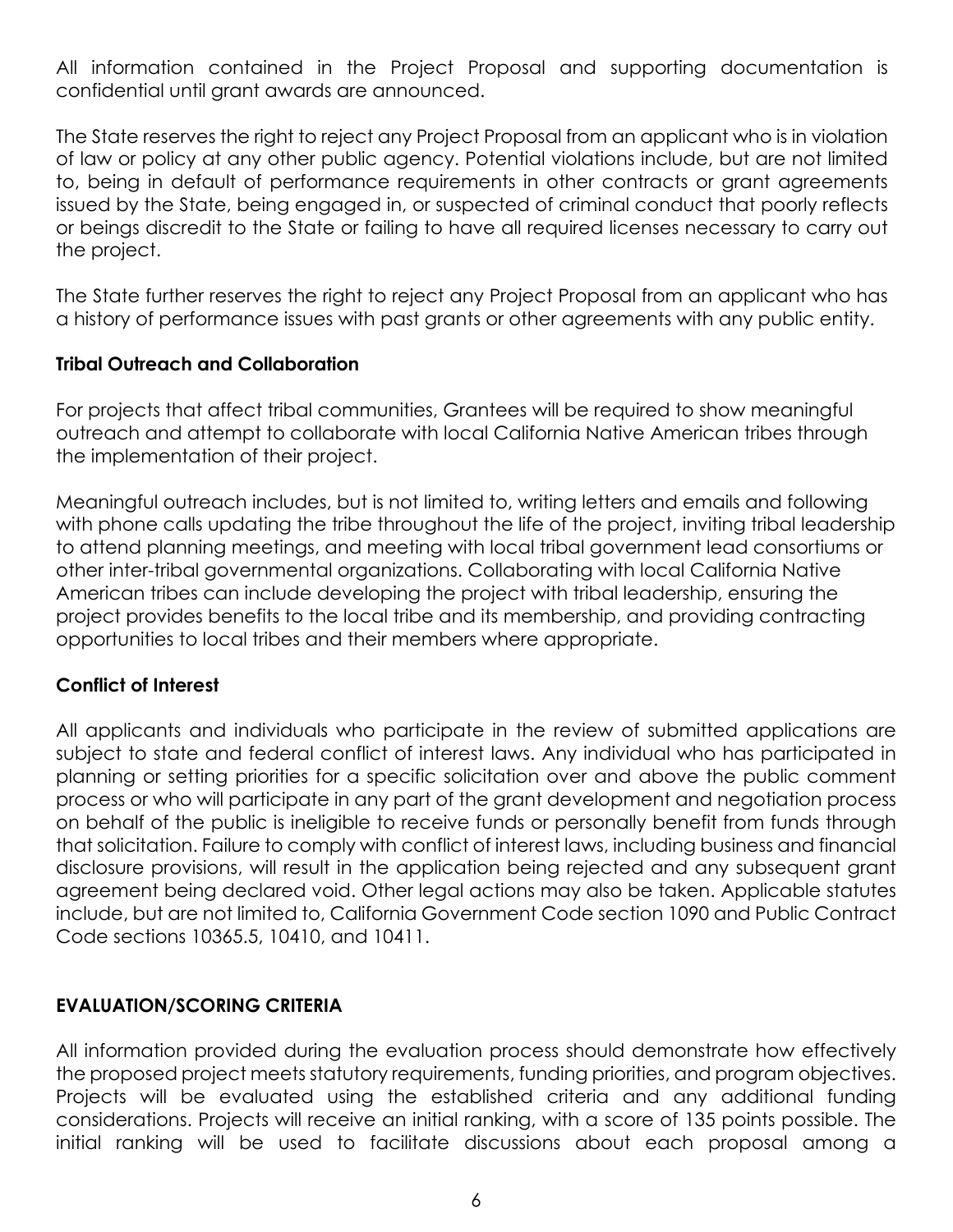All information contained in the Project Proposal and supporting documentation is confidential until grant awards are announced.

The State reserves the right to reject any Project Proposal from an applicant who is in violation of law or policy at any other public agency. Potential violations include, but are not limited to, being in default of performance requirements in other contracts or grant agreements issued by the State, being engaged in, or suspected of criminal conduct that poorly reflects or beings discredit to the State or failing to have all required licenses necessary to carry out the project.

The State further reserves the right to reject any Project Proposal from an applicant who has a history of performance issues with past grants or other agreements with any public entity.

**Tribal Outreach and Collaboration**

For projects that affect tribal communities, Grantees will be required to show meaningful outreach and attempt to collaborate with local California Native American tribes through the implementation of their project.

Meaningful outreach includes, but is not limited to, writing letters and emails and following with phone calls updating the tribe throughout the life of the project, inviting tribal leadership to attend planning meetings, and meeting with local tribal government lead consortiums or other inter-tribal governmental organizations. Collaborating with local California Native American tribes can include developing the project with tribal leadership, ensuring the project provides benefits to the local tribe and its membership, and providing contracting opportunities to local tribes and their members where appropriate.

**Conflict of Interest**

All applicants and individuals who participate in the review of submitted applications are subject to state and federal conflict of interest laws. Any individual who has participated in planning or setting priorities for a specific solicitation over and above the public comment process or who will participate in any part of the grant development and negotiation process on behalf of the public is ineligible to receive funds or personally benefit from funds through that solicitation. Failure to comply with conflict of interest laws, including business and financial disclosure provisions, will result in the application being rejected and any subsequent grant agreement being declared void. Other legal actions may also be taken. Applicable statutes include, but are not limited to, California Government Code section 1090 and Public Contract Code sections 10365.5, 10410, and 10411.

## EVALUATION/SCORING CRITERIA

All information provided during the evaluation process should demonstrate how effectively the proposed project meets statutory requirements, funding priorities, and program objectives. Projects will be evaluated using the established criteria and any additional funding considerations. Projects will receive an initial ranking, with a score of 135 points possible. The initial ranking will be used to facilitate discussions about each proposal among a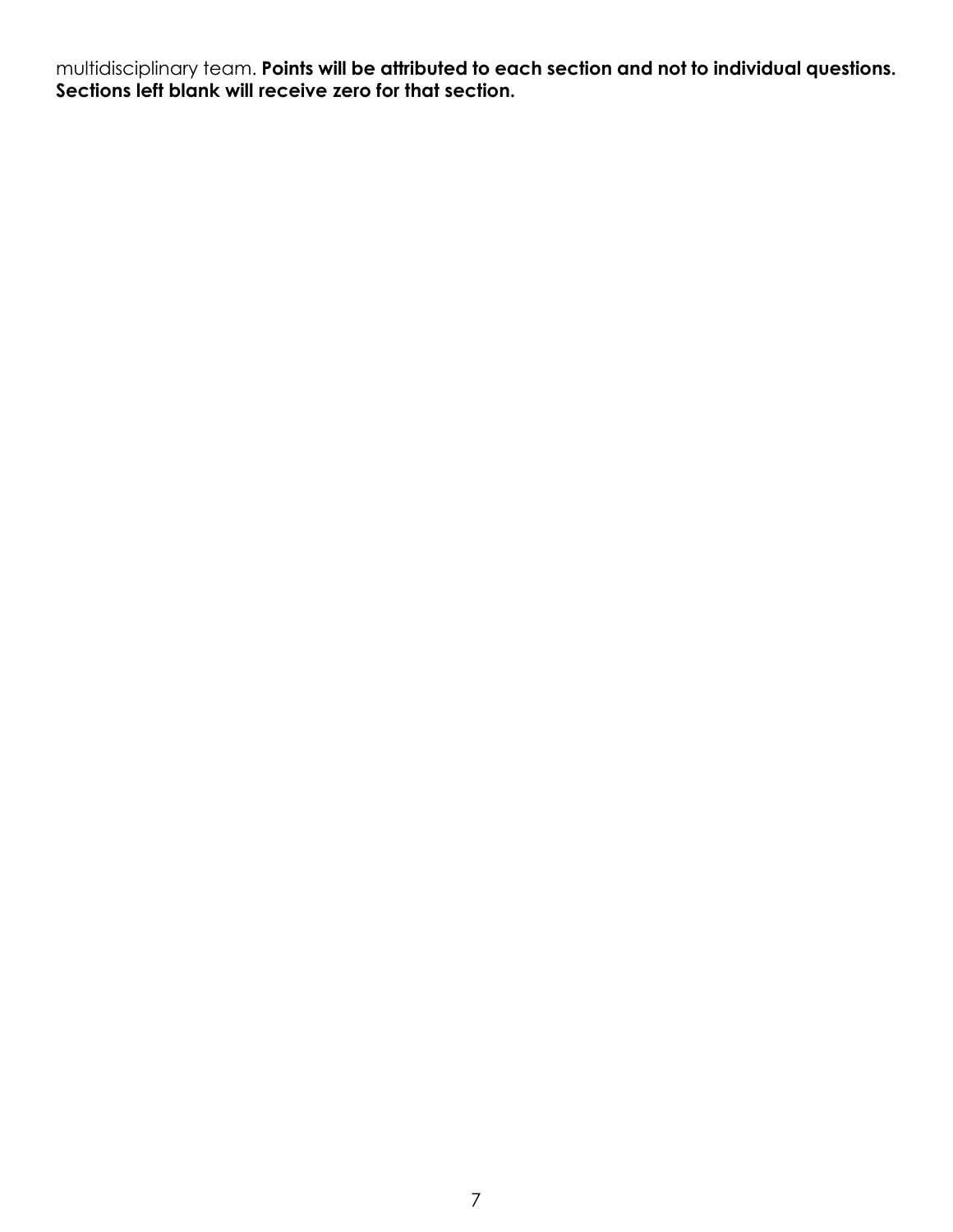multidisciplinary team. **Points will be attributed to each section and not to individual questions. Sections left blank will receive zero for that section.**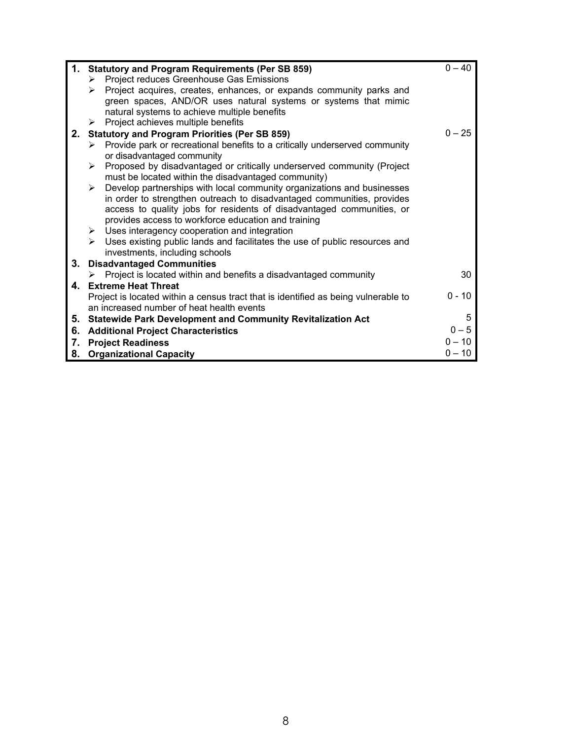| # | Criteria | Points |
| --- | --- | --- |
| 1. | **Statutory and Program Requirements (Per SB 859)**<br>➢ Project reduces Greenhouse Gas Emissions<br>➢ Project acquires, creates, enhances, or expands community parks and green spaces, AND/OR uses natural systems or systems that mimic natural systems to achieve multiple benefits<br>➢ Project achieves multiple benefits | 0 – 40 |
| 2. | **Statutory and Program Priorities (Per SB 859)**<br>➢ Provide park or recreational benefits to a critically underserved community or disadvantaged community<br>➢ Proposed by disadvantaged or critically underserved community (Project must be located within the disadvantaged community)<br>➢ Develop partnerships with local community organizations and businesses in order to strengthen outreach to disadvantaged communities, provides access to quality jobs for residents of disadvantaged communities, or provides access to workforce education and training<br>➢ Uses interagency cooperation and integration<br>➢ Uses existing public lands and facilitates the use of public resources and investments, including schools | 0 – 25 |
| 3. | **Disadvantaged Communities**<br>➢ Project is located within and benefits a disadvantaged community | 30 |
| 4. | **Extreme Heat Threat**<br>Project is located within a census tract that is identified as being vulnerable to an increased number of heat health events | 0 - 10 |
| 5. | **Statewide Park Development and Community Revitalization Act** | 5 |
| 6. | **Additional Project Characteristics** | 0 – 5 |
| 7. | **Project Readiness** | 0 – 10 |
| 8. | **Organizational Capacity** | 0 – 10 |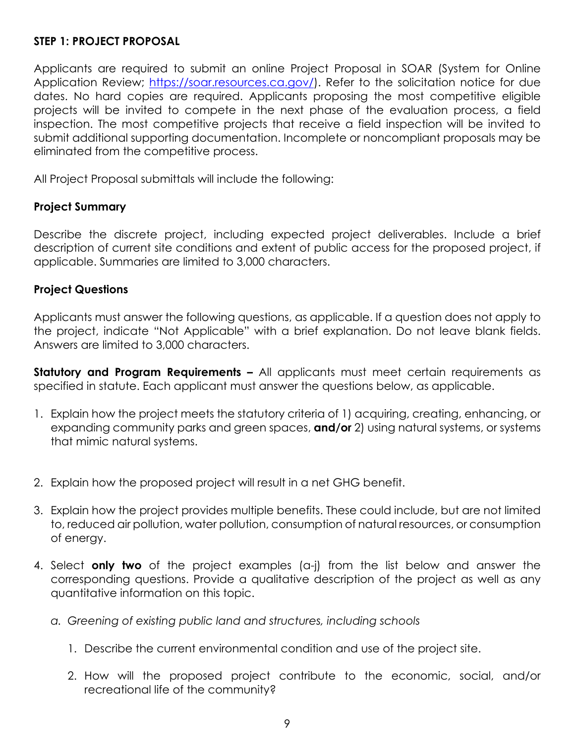**STEP 1: PROJECT PROPOSAL**

Applicants are required to submit an online Project Proposal in SOAR (System for Online Application Review; https://soar.resources.ca.gov/). Refer to the solicitation notice for due dates. No hard copies are required. Applicants proposing the most competitive eligible projects will be invited to compete in the next phase of the evaluation process, a field inspection. The most competitive projects that receive a field inspection will be invited to submit additional supporting documentation. Incomplete or noncompliant proposals may be eliminated from the competitive process.

All Project Proposal submittals will include the following:

**Project Summary**

Describe the discrete project, including expected project deliverables. Include a brief description of current site conditions and extent of public access for the proposed project, if applicable. Summaries are limited to 3,000 characters.

**Project Questions**

Applicants must answer the following questions, as applicable. If a question does not apply to the project, indicate "Not Applicable" with a brief explanation. Do not leave blank fields. Answers are limited to 3,000 characters.

**Statutory and Program Requirements –** All applicants must meet certain requirements as specified in statute. Each applicant must answer the questions below, as applicable.

1. Explain how the project meets the statutory criteria of 1) acquiring, creating, enhancing, or expanding community parks and green spaces, **and/or** 2) using natural systems, or systems that mimic natural systems.

2. Explain how the proposed project will result in a net GHG benefit.

3. Explain how the project provides multiple benefits. These could include, but are not limited to, reduced air pollution, water pollution, consumption of natural resources, or consumption of energy.

4. Select **only two** of the project examples (a-j) from the list below and answer the corresponding questions. Provide a qualitative description of the project as well as any quantitative information on this topic.

   a. *Greening of existing public land and structures, including schools*

      1. Describe the current environmental condition and use of the project site.

      2. How will the proposed project contribute to the economic, social, and/or recreational life of the community?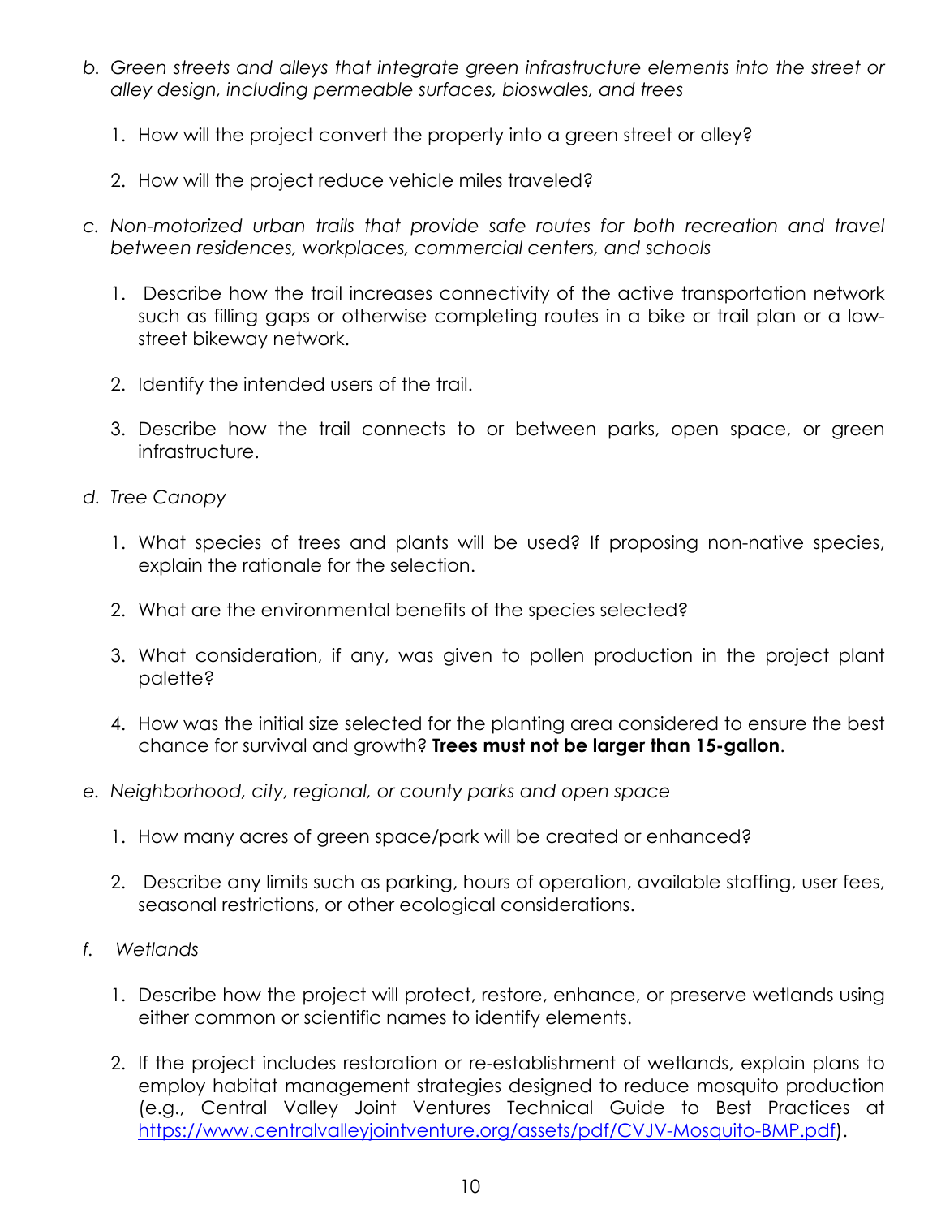*b. Green streets and alleys that integrate green infrastructure elements into the street or alley design, including permeable surfaces, bioswales, and trees*

1. How will the project convert the property into a green street or alley?
2. How will the project reduce vehicle miles traveled?

*c. Non-motorized urban trails that provide safe routes for both recreation and travel between residences, workplaces, commercial centers, and schools*

1. Describe how the trail increases connectivity of the active transportation network such as filling gaps or otherwise completing routes in a bike or trail plan or a low-street bikeway network.
2. Identify the intended users of the trail.
3. Describe how the trail connects to or between parks, open space, or green infrastructure.

*d. Tree Canopy*

1. What species of trees and plants will be used? If proposing non-native species, explain the rationale for the selection.
2. What are the environmental benefits of the species selected?
3. What consideration, if any, was given to pollen production in the project plant palette?
4. How was the initial size selected for the planting area considered to ensure the best chance for survival and growth? **Trees must not be larger than 15-gallon**.

*e. Neighborhood, city, regional, or county parks and open space*

1. How many acres of green space/park will be created or enhanced?
2. Describe any limits such as parking, hours of operation, available staffing, user fees, seasonal restrictions, or other ecological considerations.

*f. Wetlands*

1. Describe how the project will protect, restore, enhance, or preserve wetlands using either common or scientific names to identify elements.
2. If the project includes restoration or re-establishment of wetlands, explain plans to employ habitat management strategies designed to reduce mosquito production (e.g., Central Valley Joint Ventures Technical Guide to Best Practices at https://www.centralvalleyjointventure.org/assets/pdf/CVJV-Mosquito-BMP.pdf).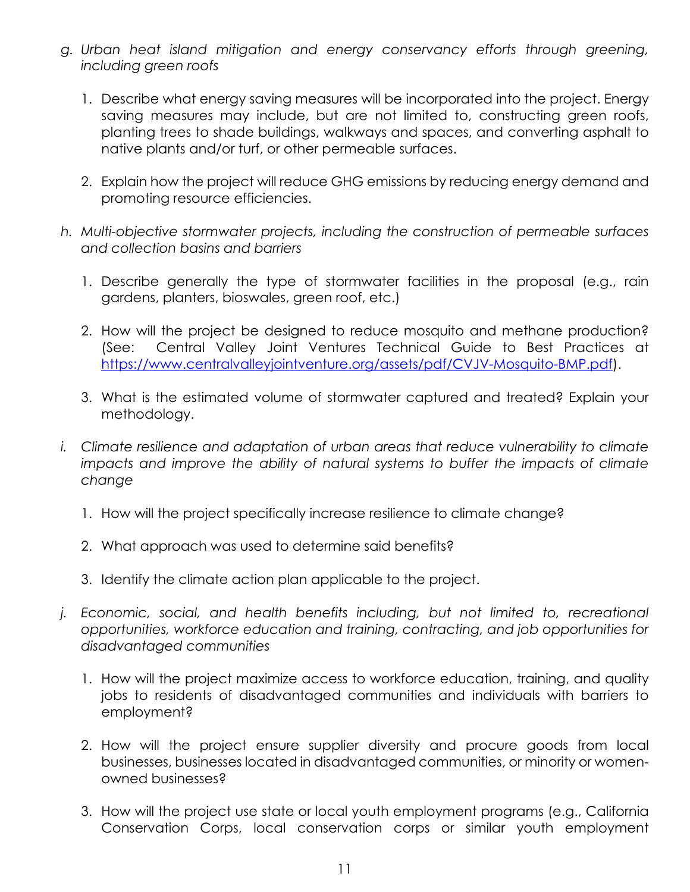*g. Urban heat island mitigation and energy conservancy efforts through greening, including green roofs*

1. Describe what energy saving measures will be incorporated into the project. Energy saving measures may include, but are not limited to, constructing green roofs, planting trees to shade buildings, walkways and spaces, and converting asphalt to native plants and/or turf, or other permeable surfaces.

2. Explain how the project will reduce GHG emissions by reducing energy demand and promoting resource efficiencies.

*h. Multi-objective stormwater projects, including the construction of permeable surfaces and collection basins and barriers*

1. Describe generally the type of stormwater facilities in the proposal (e.g., rain gardens, planters, bioswales, green roof, etc.)

2. How will the project be designed to reduce mosquito and methane production? (See: Central Valley Joint Ventures Technical Guide to Best Practices at [https://www.centralvalleyjointventure.org/assets/pdf/CVJV-Mosquito-BMP.pdf](https://www.centralvalleyjointventure.org/assets/pdf/CVJV-Mosquito-BMP.pdf)).

3. What is the estimated volume of stormwater captured and treated? Explain your methodology.

*i. Climate resilience and adaptation of urban areas that reduce vulnerability to climate impacts and improve the ability of natural systems to buffer the impacts of climate change*

1. How will the project specifically increase resilience to climate change?

2. What approach was used to determine said benefits?

3. Identify the climate action plan applicable to the project.

*j. Economic, social, and health benefits including, but not limited to, recreational opportunities, workforce education and training, contracting, and job opportunities for disadvantaged communities*

1. How will the project maximize access to workforce education, training, and quality jobs to residents of disadvantaged communities and individuals with barriers to employment?

2. How will the project ensure supplier diversity and procure goods from local businesses, businesses located in disadvantaged communities, or minority or women-owned businesses?

3. How will the project use state or local youth employment programs (e.g., California Conservation Corps, local conservation corps or similar youth employment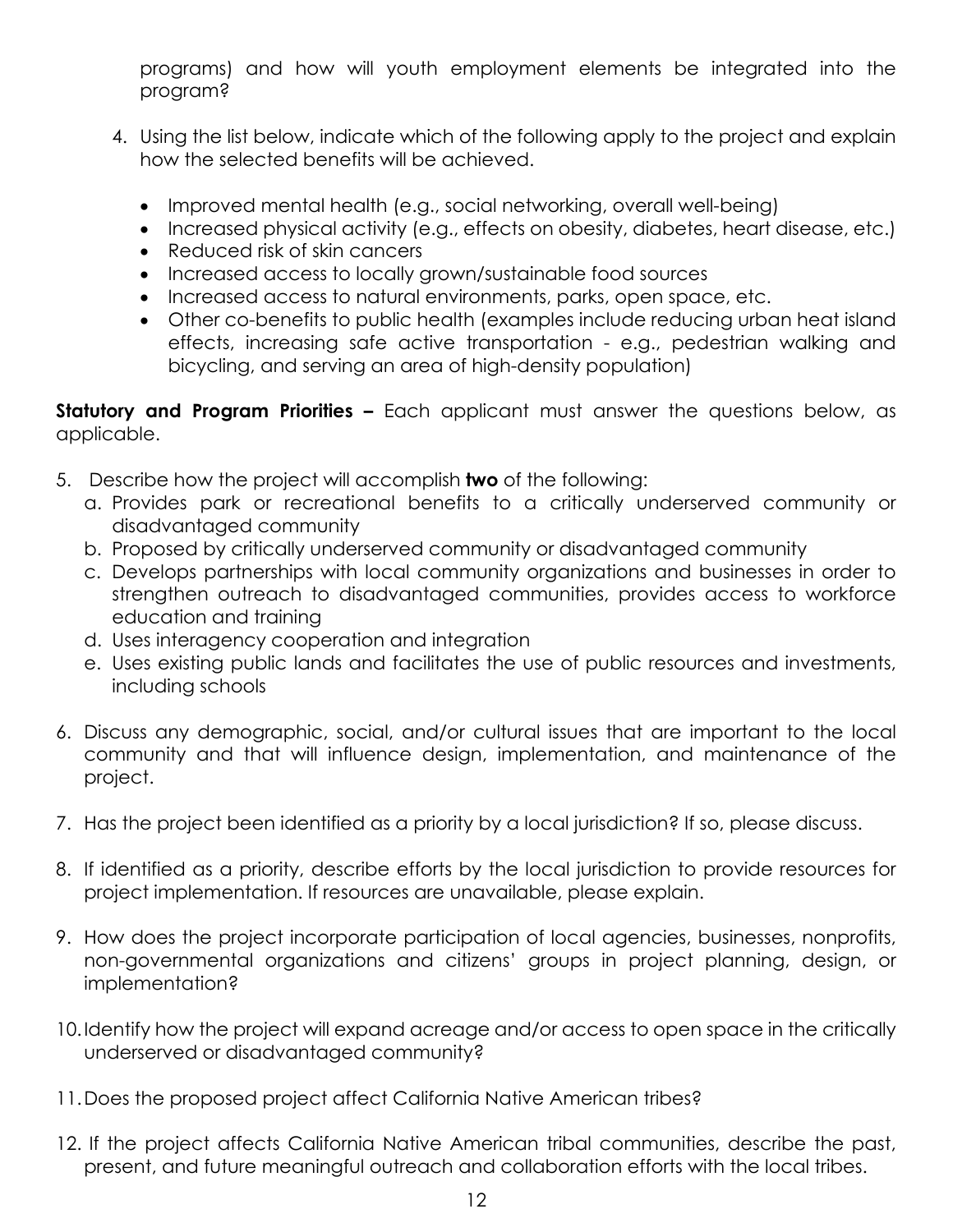programs) and how will youth employment elements be integrated into the program?

4. Using the list below, indicate which of the following apply to the project and explain how the selected benefits will be achieved.

   - Improved mental health (e.g., social networking, overall well-being)
   - Increased physical activity (e.g., effects on obesity, diabetes, heart disease, etc.)
   - Reduced risk of skin cancers
   - Increased access to locally grown/sustainable food sources
   - Increased access to natural environments, parks, open space, etc.
   - Other co-benefits to public health (examples include reducing urban heat island effects, increasing safe active transportation - e.g., pedestrian walking and bicycling, and serving an area of high-density population)

**Statutory and Program Priorities –** Each applicant must answer the questions below, as applicable.

5. Describe how the project will accomplish **two** of the following:
   a. Provides park or recreational benefits to a critically underserved community or disadvantaged community
   b. Proposed by critically underserved community or disadvantaged community
   c. Develops partnerships with local community organizations and businesses in order to strengthen outreach to disadvantaged communities, provides access to workforce education and training
   d. Uses interagency cooperation and integration
   e. Uses existing public lands and facilitates the use of public resources and investments, including schools

6. Discuss any demographic, social, and/or cultural issues that are important to the local community and that will influence design, implementation, and maintenance of the project.

7. Has the project been identified as a priority by a local jurisdiction? If so, please discuss.

8. If identified as a priority, describe efforts by the local jurisdiction to provide resources for project implementation. If resources are unavailable, please explain.

9. How does the project incorporate participation of local agencies, businesses, nonprofits, non-governmental organizations and citizens' groups in project planning, design, or implementation?

10. Identify how the project will expand acreage and/or access to open space in the critically underserved or disadvantaged community?

11. Does the proposed project affect California Native American tribes?

12. If the project affects California Native American tribal communities, describe the past, present, and future meaningful outreach and collaboration efforts with the local tribes.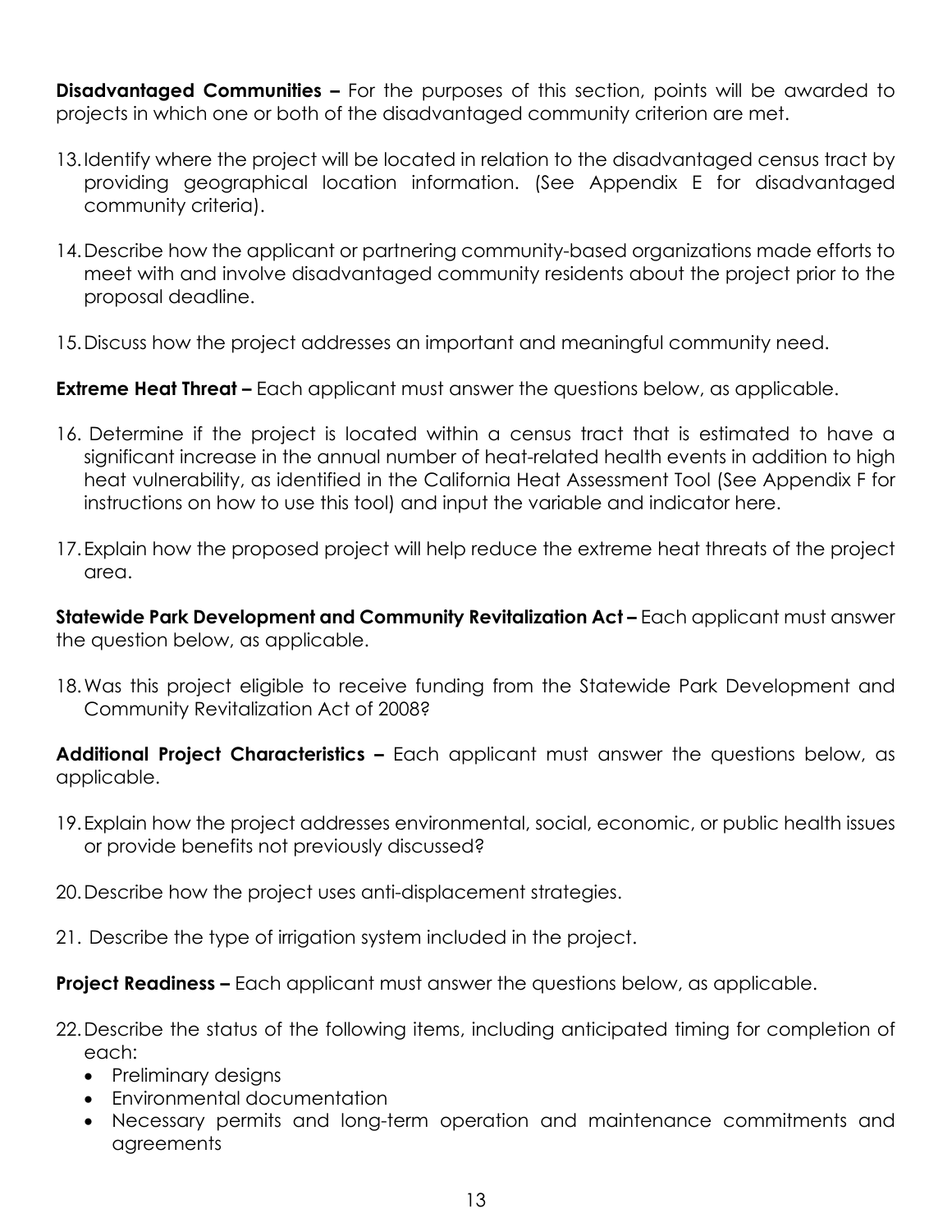**Disadvantaged Communities –** For the purposes of this section, points will be awarded to projects in which one or both of the disadvantaged community criterion are met.

13. Identify where the project will be located in relation to the disadvantaged census tract by providing geographical location information. (See Appendix E for disadvantaged community criteria).

14. Describe how the applicant or partnering community-based organizations made efforts to meet with and involve disadvantaged community residents about the project prior to the proposal deadline.

15. Discuss how the project addresses an important and meaningful community need.

**Extreme Heat Threat –** Each applicant must answer the questions below, as applicable.

16. Determine if the project is located within a census tract that is estimated to have a significant increase in the annual number of heat-related health events in addition to high heat vulnerability, as identified in the California Heat Assessment Tool (See Appendix F for instructions on how to use this tool) and input the variable and indicator here.

17. Explain how the proposed project will help reduce the extreme heat threats of the project area.

**Statewide Park Development and Community Revitalization Act –** Each applicant must answer the question below, as applicable.

18. Was this project eligible to receive funding from the Statewide Park Development and Community Revitalization Act of 2008?

**Additional Project Characteristics –** Each applicant must answer the questions below, as applicable.

19. Explain how the project addresses environmental, social, economic, or public health issues or provide benefits not previously discussed?

20. Describe how the project uses anti-displacement strategies.

21. Describe the type of irrigation system included in the project.

**Project Readiness –** Each applicant must answer the questions below, as applicable.

22. Describe the status of the following items, including anticipated timing for completion of each:
    - Preliminary designs
    - Environmental documentation
    - Necessary permits and long-term operation and maintenance commitments and agreements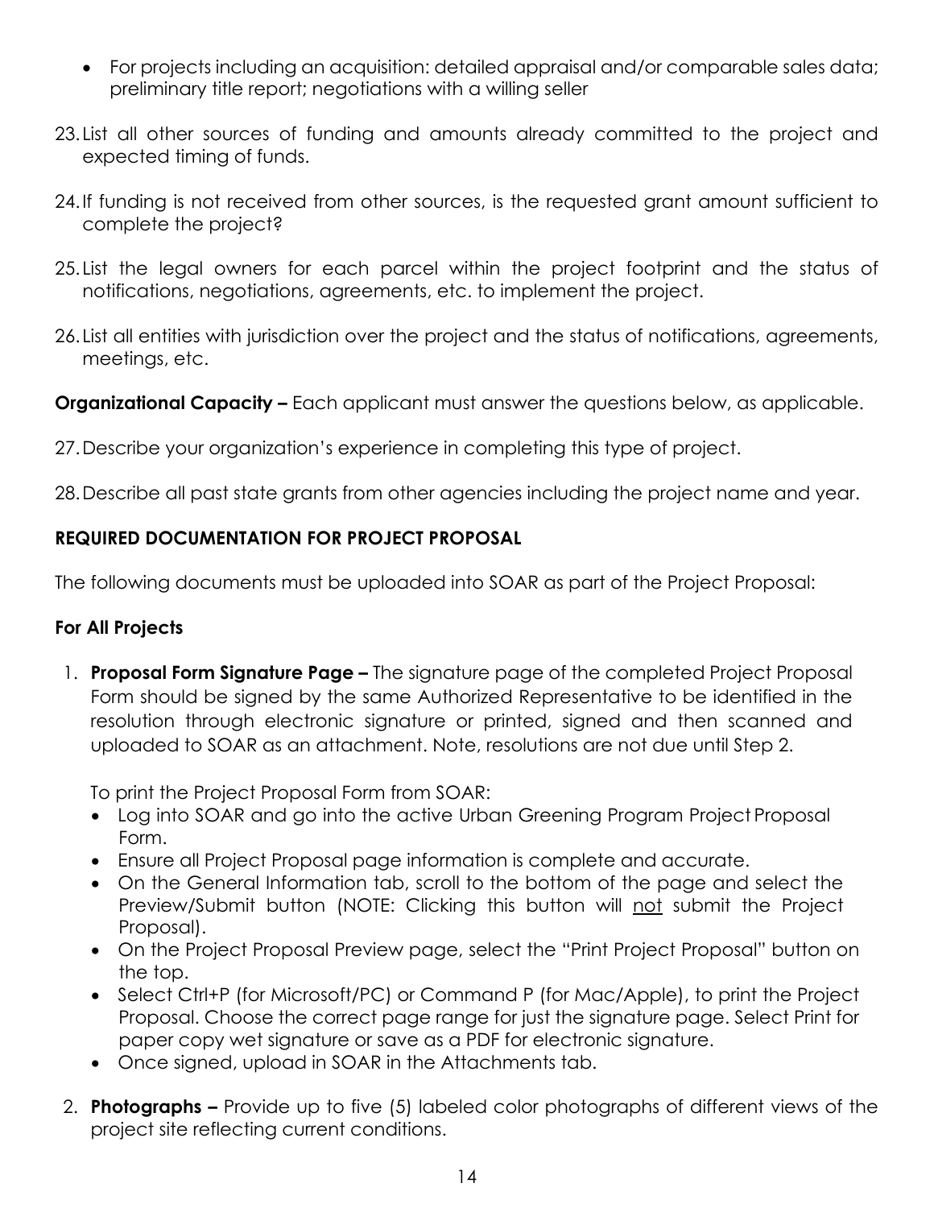- For projects including an acquisition: detailed appraisal and/or comparable sales data; preliminary title report; negotiations with a willing seller

23. List all other sources of funding and amounts already committed to the project and expected timing of funds.

24. If funding is not received from other sources, is the requested grant amount sufficient to complete the project?

25. List the legal owners for each parcel within the project footprint and the status of notifications, negotiations, agreements, etc. to implement the project.

26. List all entities with jurisdiction over the project and the status of notifications, agreements, meetings, etc.

**Organizational Capacity –** Each applicant must answer the questions below, as applicable.

27. Describe your organization's experience in completing this type of project.

28. Describe all past state grants from other agencies including the project name and year.

**REQUIRED DOCUMENTATION FOR PROJECT PROPOSAL**

The following documents must be uploaded into SOAR as part of the Project Proposal:

**For All Projects**

1. **Proposal Form Signature Page –** The signature page of the completed Project Proposal Form should be signed by the same Authorized Representative to be identified in the resolution through electronic signature or printed, signed and then scanned and uploaded to SOAR as an attachment. Note, resolutions are not due until Step 2.

   To print the Project Proposal Form from SOAR:
   - Log into SOAR and go into the active Urban Greening Program Project Proposal Form.
   - Ensure all Project Proposal page information is complete and accurate.
   - On the General Information tab, scroll to the bottom of the page and select the Preview/Submit button (NOTE: Clicking this button will <u>not</u> submit the Project Proposal).
   - On the Project Proposal Preview page, select the "Print Project Proposal" button on the top.
   - Select Ctrl+P (for Microsoft/PC) or Command P (for Mac/Apple), to print the Project Proposal. Choose the correct page range for just the signature page. Select Print for paper copy wet signature or save as a PDF for electronic signature.
   - Once signed, upload in SOAR in the Attachments tab.

2. **Photographs –** Provide up to five (5) labeled color photographs of different views of the project site reflecting current conditions.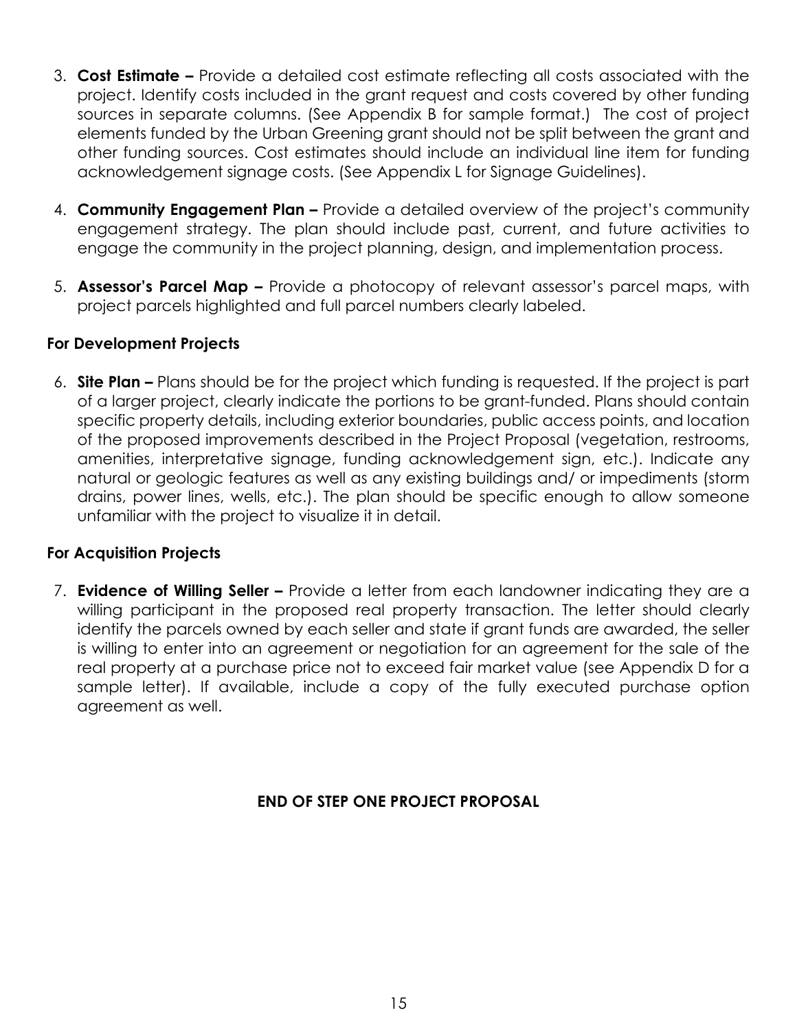3. **Cost Estimate –** Provide a detailed cost estimate reflecting all costs associated with the project. Identify costs included in the grant request and costs covered by other funding sources in separate columns. (See Appendix B for sample format.) The cost of project elements funded by the Urban Greening grant should not be split between the grant and other funding sources. Cost estimates should include an individual line item for funding acknowledgement signage costs. (See Appendix L for Signage Guidelines).

4. **Community Engagement Plan –** Provide a detailed overview of the project's community engagement strategy. The plan should include past, current, and future activities to engage the community in the project planning, design, and implementation process.

5. **Assessor's Parcel Map –** Provide a photocopy of relevant assessor's parcel maps, with project parcels highlighted and full parcel numbers clearly labeled.

**For Development Projects**

6. **Site Plan –** Plans should be for the project which funding is requested. If the project is part of a larger project, clearly indicate the portions to be grant-funded. Plans should contain specific property details, including exterior boundaries, public access points, and location of the proposed improvements described in the Project Proposal (vegetation, restrooms, amenities, interpretative signage, funding acknowledgement sign, etc.). Indicate any natural or geologic features as well as any existing buildings and/ or impediments (storm drains, power lines, wells, etc.). The plan should be specific enough to allow someone unfamiliar with the project to visualize it in detail.

**For Acquisition Projects**

7. **Evidence of Willing Seller –** Provide a letter from each landowner indicating they are a willing participant in the proposed real property transaction. The letter should clearly identify the parcels owned by each seller and state if grant funds are awarded, the seller is willing to enter into an agreement or negotiation for an agreement for the sale of the real property at a purchase price not to exceed fair market value (see Appendix D for a sample letter). If available, include a copy of the fully executed purchase option agreement as well.

**END OF STEP ONE PROJECT PROPOSAL**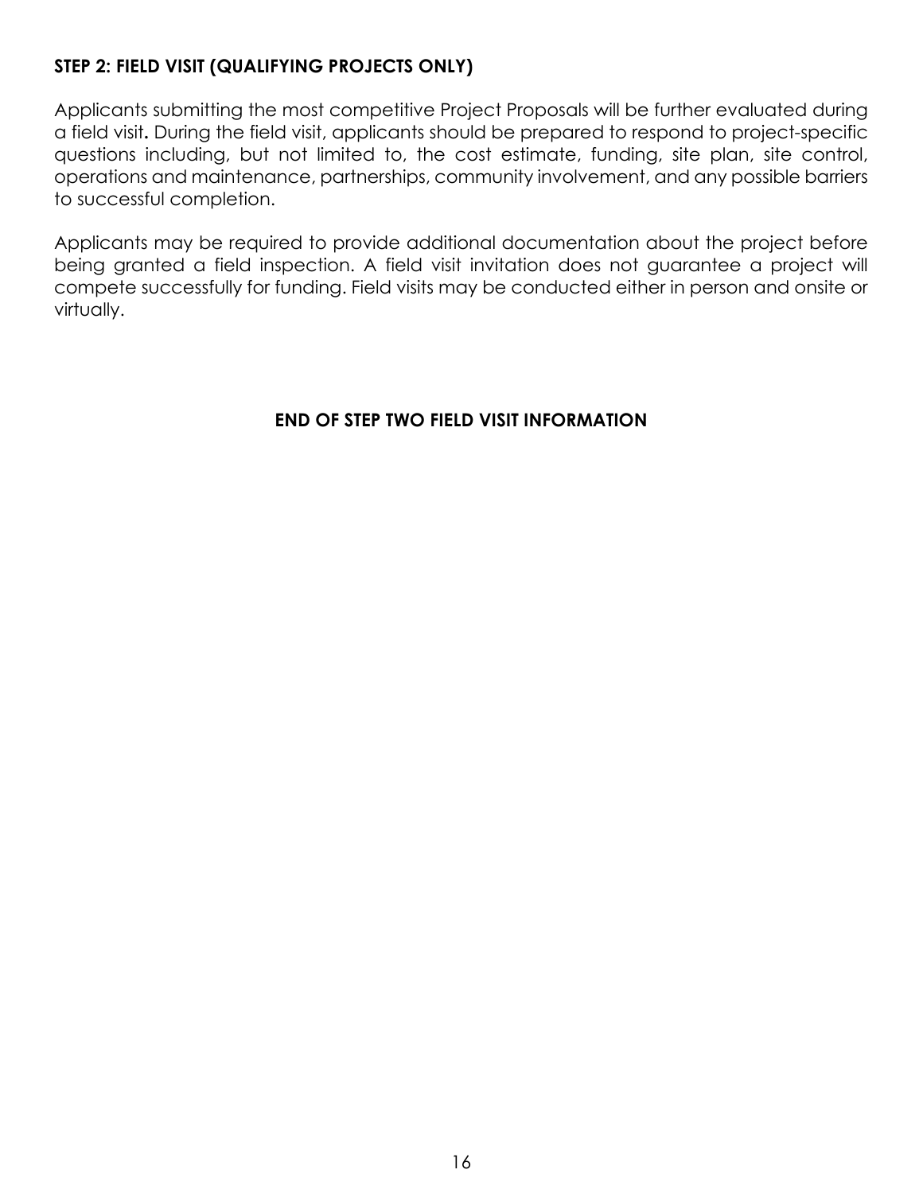### STEP 2: FIELD VISIT (QUALIFYING PROJECTS ONLY)

Applicants submitting the most competitive Project Proposals will be further evaluated during a field visit**.** During the field visit, applicants should be prepared to respond to project-specific questions including, but not limited to, the cost estimate, funding, site plan, site control, operations and maintenance, partnerships, community involvement, and any possible barriers to successful completion.

Applicants may be required to provide additional documentation about the project before being granted a field inspection. A field visit invitation does not guarantee a project will compete successfully for funding. Field visits may be conducted either in person and onsite or virtually.

**END OF STEP TWO FIELD VISIT INFORMATION**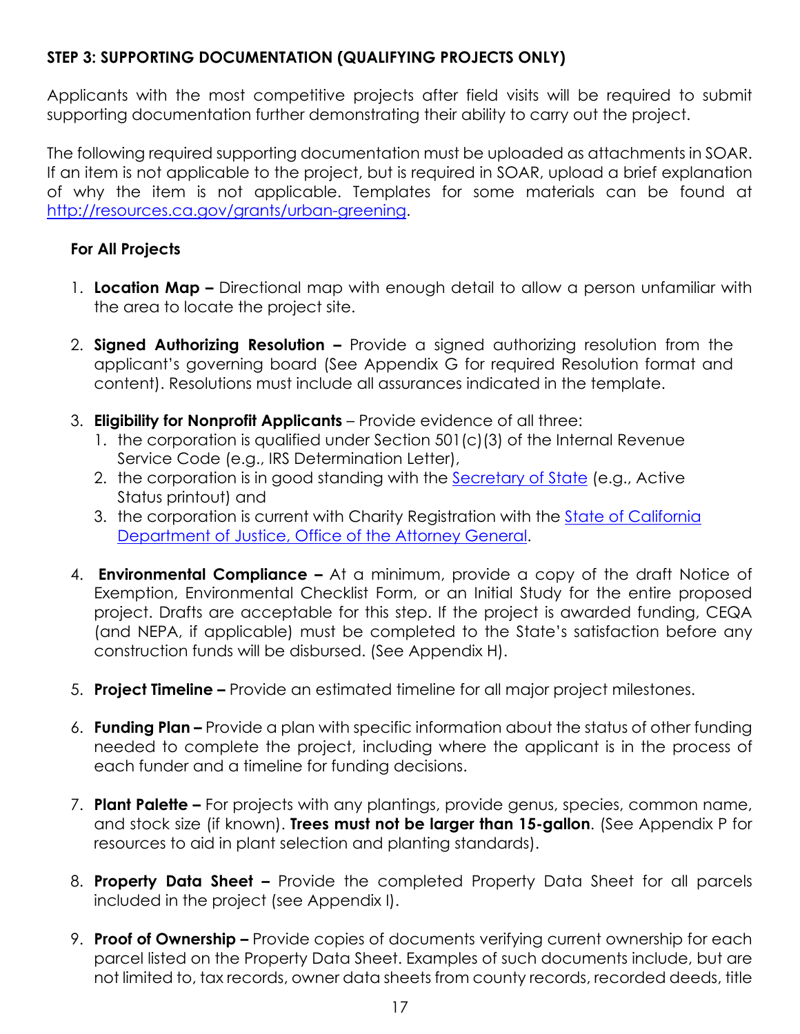### STEP 3: SUPPORTING DOCUMENTATION (QUALIFYING PROJECTS ONLY)

Applicants with the most competitive projects after field visits will be required to submit supporting documentation further demonstrating their ability to carry out the project.

The following required supporting documentation must be uploaded as attachments in SOAR. If an item is not applicable to the project, but is required in SOAR, upload a brief explanation of why the item is not applicable. Templates for some materials can be found at [http://resources.ca.gov/grants/urban-greening](http://resources.ca.gov/grants/urban-greening).

#### For All Projects

1. **Location Map –** Directional map with enough detail to allow a person unfamiliar with the area to locate the project site.

2. **Signed Authorizing Resolution –** Provide a signed authorizing resolution from the applicant's governing board (See Appendix G for required Resolution format and content). Resolutions must include all assurances indicated in the template.

3. **Eligibility for Nonprofit Applicants** – Provide evidence of all three:
   1. the corporation is qualified under Section 501(c)(3) of the Internal Revenue Service Code (e.g., IRS Determination Letter),
   2. the corporation is in good standing with the Secretary of State (e.g., Active Status printout) and
   3. the corporation is current with Charity Registration with the State of California Department of Justice, Office of the Attorney General.

4. **Environmental Compliance –** At a minimum, provide a copy of the draft Notice of Exemption, Environmental Checklist Form, or an Initial Study for the entire proposed project. Drafts are acceptable for this step. If the project is awarded funding, CEQA (and NEPA, if applicable) must be completed to the State's satisfaction before any construction funds will be disbursed. (See Appendix H).

5. **Project Timeline –** Provide an estimated timeline for all major project milestones.

6. **Funding Plan –** Provide a plan with specific information about the status of other funding needed to complete the project, including where the applicant is in the process of each funder and a timeline for funding decisions.

7. **Plant Palette –** For projects with any plantings, provide genus, species, common name, and stock size (if known). **Trees must not be larger than 15-gallon**. (See Appendix P for resources to aid in plant selection and planting standards).

8. **Property Data Sheet –** Provide the completed Property Data Sheet for all parcels included in the project (see Appendix I).

9. **Proof of Ownership –** Provide copies of documents verifying current ownership for each parcel listed on the Property Data Sheet. Examples of such documents include, but are not limited to, tax records, owner data sheets from county records, recorded deeds, title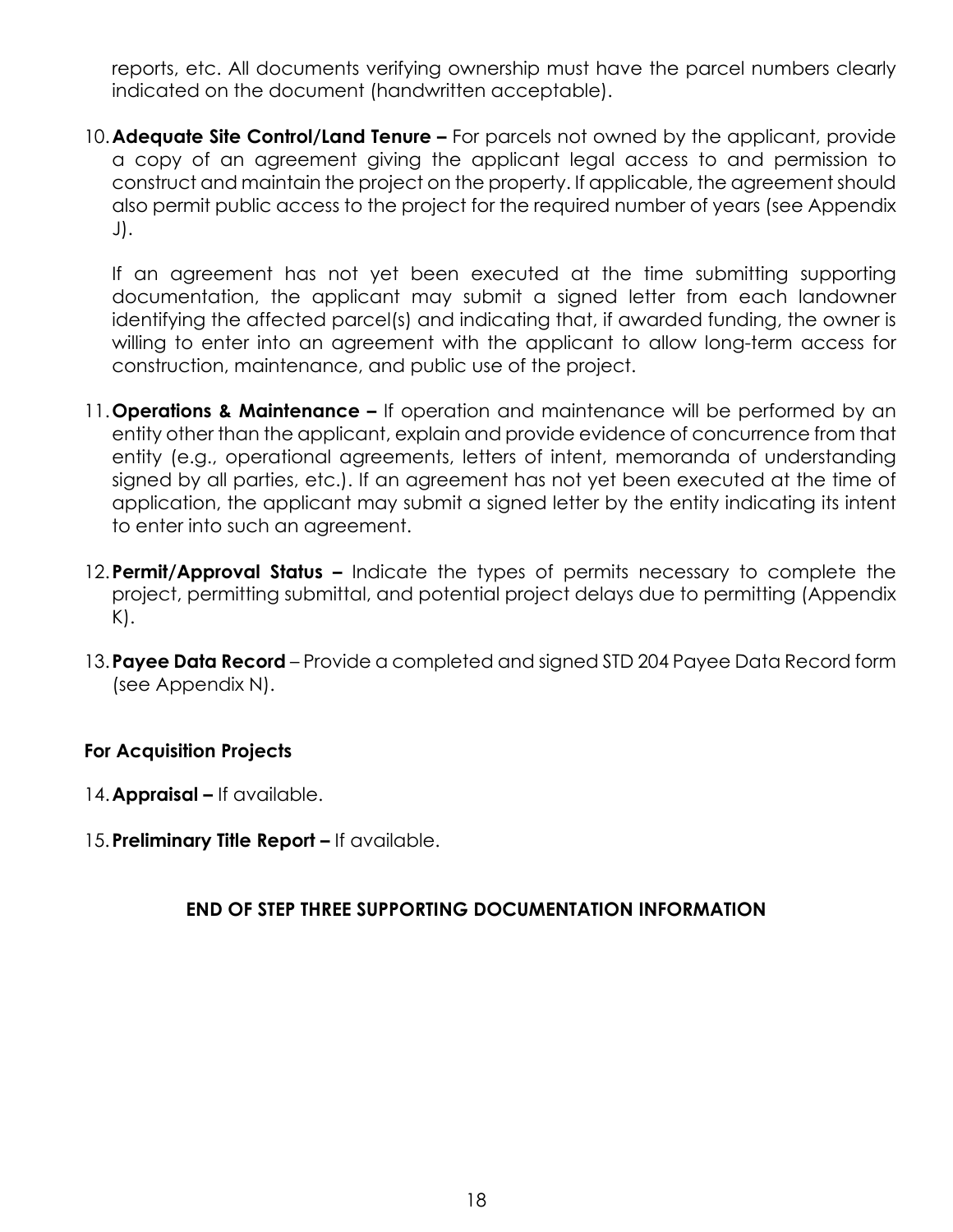reports, etc. All documents verifying ownership must have the parcel numbers clearly indicated on the document (handwritten acceptable).

10. **Adequate Site Control/Land Tenure –** For parcels not owned by the applicant, provide a copy of an agreement giving the applicant legal access to and permission to construct and maintain the project on the property. If applicable, the agreement should also permit public access to the project for the required number of years (see Appendix J).

    If an agreement has not yet been executed at the time submitting supporting documentation, the applicant may submit a signed letter from each landowner identifying the affected parcel(s) and indicating that, if awarded funding, the owner is willing to enter into an agreement with the applicant to allow long-term access for construction, maintenance, and public use of the project.

11. **Operations & Maintenance –** If operation and maintenance will be performed by an entity other than the applicant, explain and provide evidence of concurrence from that entity (e.g., operational agreements, letters of intent, memoranda of understanding signed by all parties, etc.). If an agreement has not yet been executed at the time of application, the applicant may submit a signed letter by the entity indicating its intent to enter into such an agreement.

12. **Permit/Approval Status –** Indicate the types of permits necessary to complete the project, permitting submittal, and potential project delays due to permitting (Appendix K).

13. **Payee Data Record** – Provide a completed and signed STD 204 Payee Data Record form (see Appendix N).

**For Acquisition Projects**

14. **Appraisal –** If available.

15. **Preliminary Title Report –** If available.

**END OF STEP THREE SUPPORTING DOCUMENTATION INFORMATION**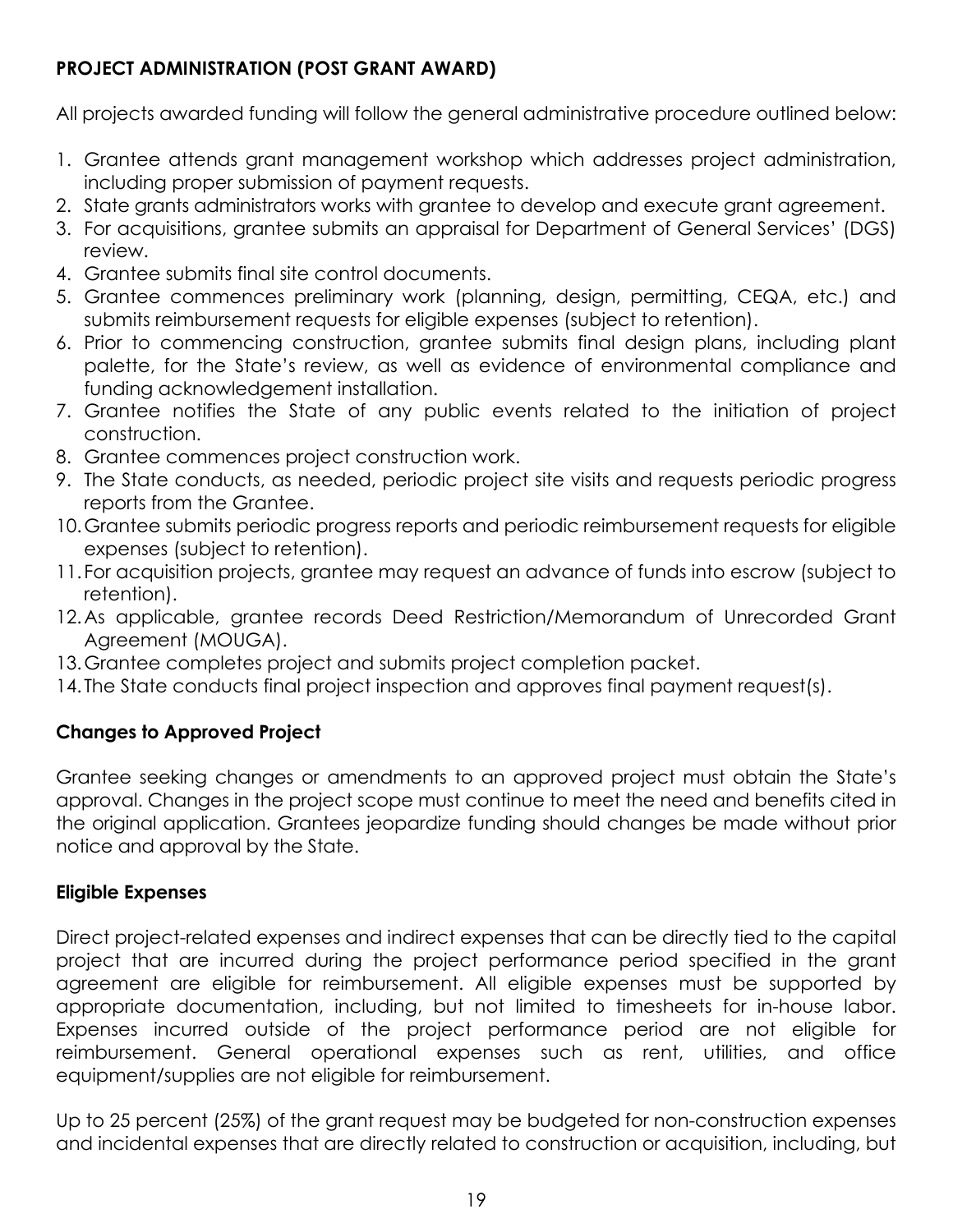**PROJECT ADMINISTRATION (POST GRANT AWARD)**

All projects awarded funding will follow the general administrative procedure outlined below:

1. Grantee attends grant management workshop which addresses project administration, including proper submission of payment requests.
2. State grants administrators works with grantee to develop and execute grant agreement.
3. For acquisitions, grantee submits an appraisal for Department of General Services' (DGS) review.
4. Grantee submits final site control documents.
5. Grantee commences preliminary work (planning, design, permitting, CEQA, etc.) and submits reimbursement requests for eligible expenses (subject to retention).
6. Prior to commencing construction, grantee submits final design plans, including plant palette, for the State's review, as well as evidence of environmental compliance and funding acknowledgement installation.
7. Grantee notifies the State of any public events related to the initiation of project construction.
8. Grantee commences project construction work.
9. The State conducts, as needed, periodic project site visits and requests periodic progress reports from the Grantee.
10. Grantee submits periodic progress reports and periodic reimbursement requests for eligible expenses (subject to retention).
11. For acquisition projects, grantee may request an advance of funds into escrow (subject to retention).
12. As applicable, grantee records Deed Restriction/Memorandum of Unrecorded Grant Agreement (MOUGA).
13. Grantee completes project and submits project completion packet.
14. The State conducts final project inspection and approves final payment request(s).

**Changes to Approved Project**

Grantee seeking changes or amendments to an approved project must obtain the State's approval. Changes in the project scope must continue to meet the need and benefits cited in the original application. Grantees jeopardize funding should changes be made without prior notice and approval by the State.

**Eligible Expenses**

Direct project-related expenses and indirect expenses that can be directly tied to the capital project that are incurred during the project performance period specified in the grant agreement are eligible for reimbursement. All eligible expenses must be supported by appropriate documentation, including, but not limited to timesheets for in-house labor. Expenses incurred outside of the project performance period are not eligible for reimbursement. General operational expenses such as rent, utilities, and office equipment/supplies are not eligible for reimbursement.

Up to 25 percent (25%) of the grant request may be budgeted for non-construction expenses and incidental expenses that are directly related to construction or acquisition, including, but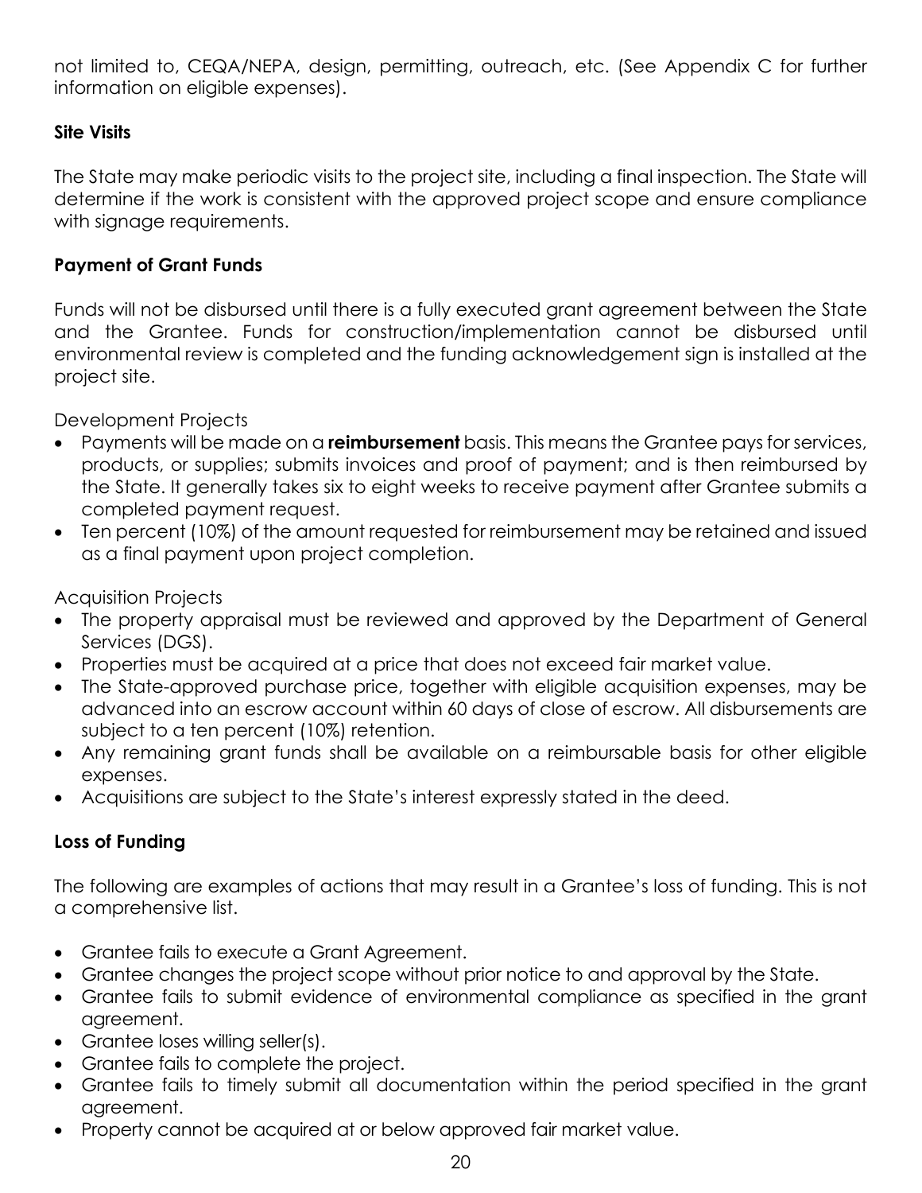not limited to, CEQA/NEPA, design, permitting, outreach, etc. (See Appendix C for further information on eligible expenses).

### Site Visits

The State may make periodic visits to the project site, including a final inspection. The State will determine if the work is consistent with the approved project scope and ensure compliance with signage requirements.

### Payment of Grant Funds

Funds will not be disbursed until there is a fully executed grant agreement between the State and the Grantee. Funds for construction/implementation cannot be disbursed until environmental review is completed and the funding acknowledgement sign is installed at the project site.

Development Projects

- Payments will be made on a **reimbursement** basis. This means the Grantee pays for services, products, or supplies; submits invoices and proof of payment; and is then reimbursed by the State. It generally takes six to eight weeks to receive payment after Grantee submits a completed payment request.
- Ten percent (10%) of the amount requested for reimbursement may be retained and issued as a final payment upon project completion.

Acquisition Projects

- The property appraisal must be reviewed and approved by the Department of General Services (DGS).
- Properties must be acquired at a price that does not exceed fair market value.
- The State-approved purchase price, together with eligible acquisition expenses, may be advanced into an escrow account within 60 days of close of escrow. All disbursements are subject to a ten percent (10%) retention.
- Any remaining grant funds shall be available on a reimbursable basis for other eligible expenses.
- Acquisitions are subject to the State's interest expressly stated in the deed.

### Loss of Funding

The following are examples of actions that may result in a Grantee's loss of funding. This is not a comprehensive list.

- Grantee fails to execute a Grant Agreement.
- Grantee changes the project scope without prior notice to and approval by the State.
- Grantee fails to submit evidence of environmental compliance as specified in the grant agreement.
- Grantee loses willing seller(s).
- Grantee fails to complete the project.
- Grantee fails to timely submit all documentation within the period specified in the grant agreement.
- Property cannot be acquired at or below approved fair market value.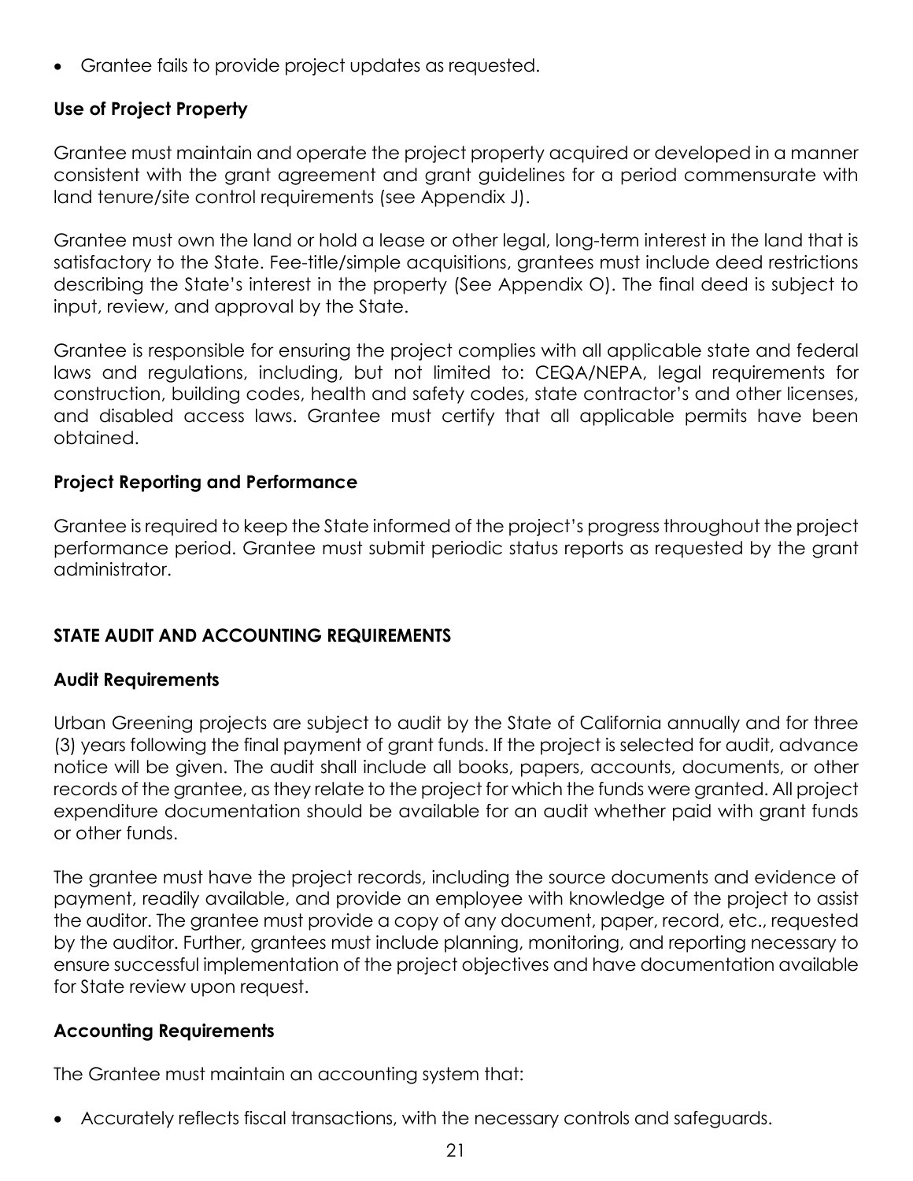- Grantee fails to provide project updates as requested.

### Use of Project Property

Grantee must maintain and operate the project property acquired or developed in a manner consistent with the grant agreement and grant guidelines for a period commensurate with land tenure/site control requirements (see Appendix J).

Grantee must own the land or hold a lease or other legal, long-term interest in the land that is satisfactory to the State. Fee-title/simple acquisitions, grantees must include deed restrictions describing the State's interest in the property (See Appendix O). The final deed is subject to input, review, and approval by the State.

Grantee is responsible for ensuring the project complies with all applicable state and federal laws and regulations, including, but not limited to: CEQA/NEPA, legal requirements for construction, building codes, health and safety codes, state contractor's and other licenses, and disabled access laws. Grantee must certify that all applicable permits have been obtained.

### Project Reporting and Performance

Grantee is required to keep the State informed of the project's progress throughout the project performance period. Grantee must submit periodic status reports as requested by the grant administrator.

## STATE AUDIT AND ACCOUNTING REQUIREMENTS

### Audit Requirements

Urban Greening projects are subject to audit by the State of California annually and for three (3) years following the final payment of grant funds. If the project is selected for audit, advance notice will be given. The audit shall include all books, papers, accounts, documents, or other records of the grantee, as they relate to the project for which the funds were granted. All project expenditure documentation should be available for an audit whether paid with grant funds or other funds.

The grantee must have the project records, including the source documents and evidence of payment, readily available, and provide an employee with knowledge of the project to assist the auditor. The grantee must provide a copy of any document, paper, record, etc., requested by the auditor. Further, grantees must include planning, monitoring, and reporting necessary to ensure successful implementation of the project objectives and have documentation available for State review upon request.

### Accounting Requirements

The Grantee must maintain an accounting system that:

- Accurately reflects fiscal transactions, with the necessary controls and safeguards.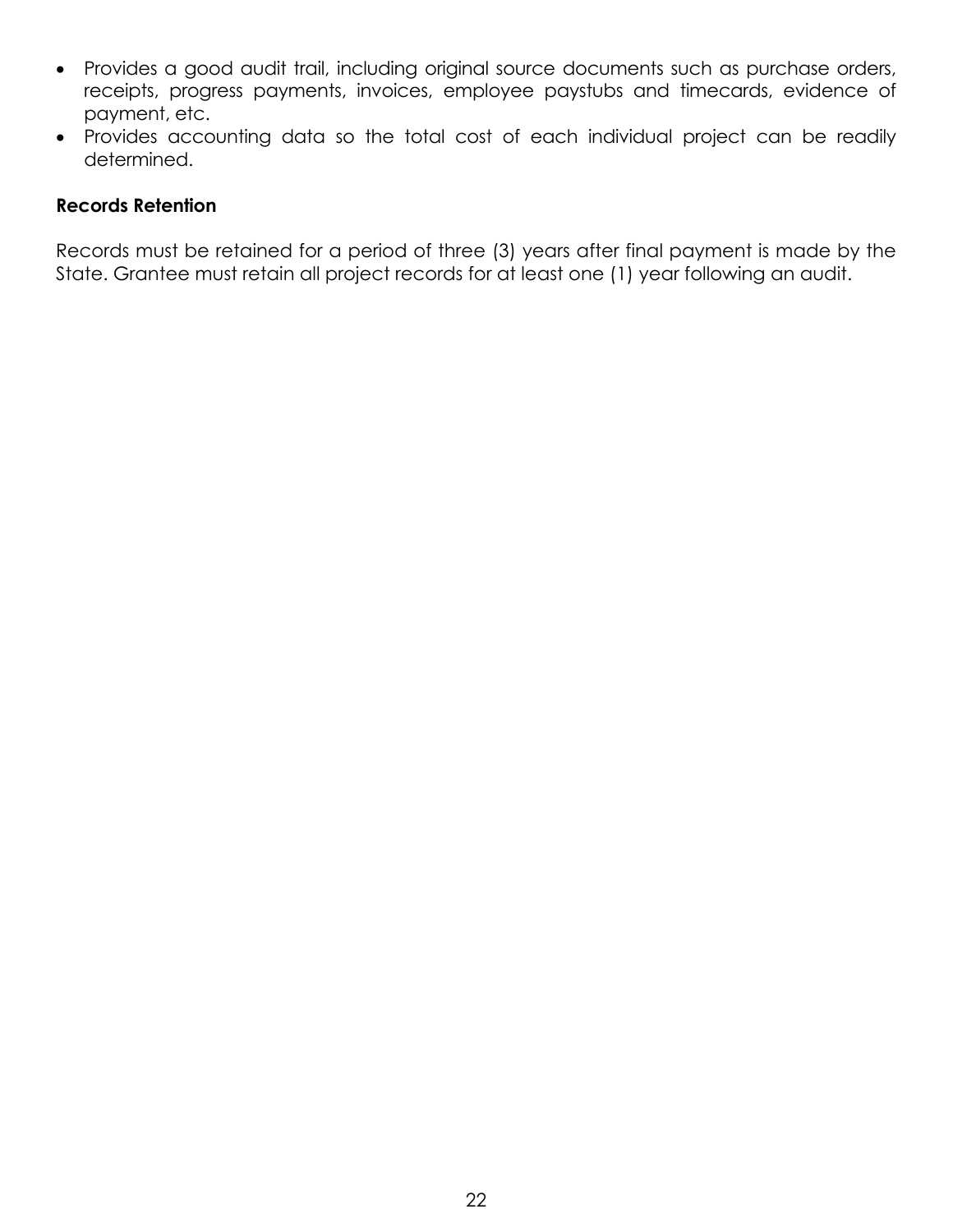- Provides a good audit trail, including original source documents such as purchase orders, receipts, progress payments, invoices, employee paystubs and timecards, evidence of payment, etc.
- Provides accounting data so the total cost of each individual project can be readily determined.

**Records Retention**

Records must be retained for a period of three (3) years after final payment is made by the State. Grantee must retain all project records for at least one (1) year following an audit.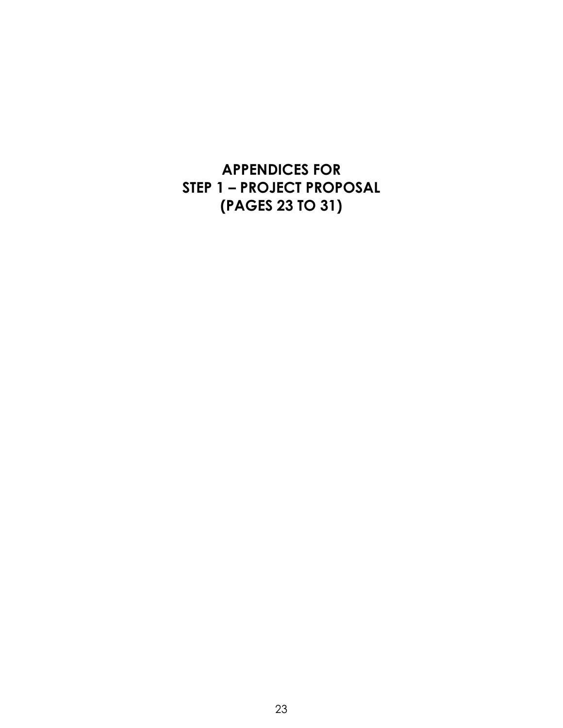# APPENDICES FOR
# STEP 1 – PROJECT PROPOSAL
# (PAGES 23 TO 31)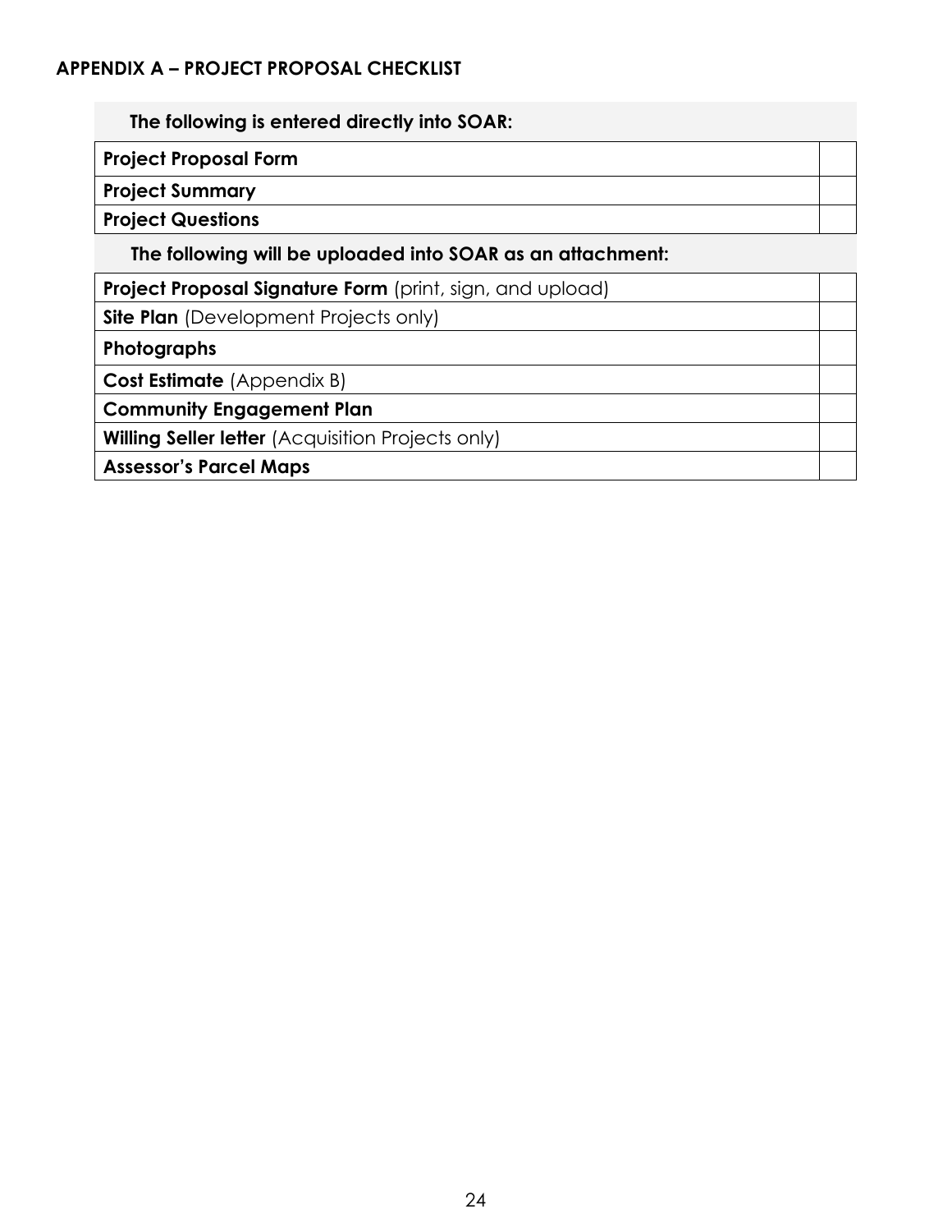## APPENDIX A – PROJECT PROPOSAL CHECKLIST

| The following is entered directly into SOAR: | |
|---|---|
| **Project Proposal Form** | |
| **Project Summary** | |
| **Project Questions** | |
| **The following will be uploaded into SOAR as an attachment:** | |
| **Project Proposal Signature Form** (print, sign, and upload) | |
| **Site Plan** (Development Projects only) | |
| **Photographs** | |
| **Cost Estimate** (Appendix B) | |
| **Community Engagement Plan** | |
| **Willing Seller letter** (Acquisition Projects only) | |
| **Assessor's Parcel Maps** | |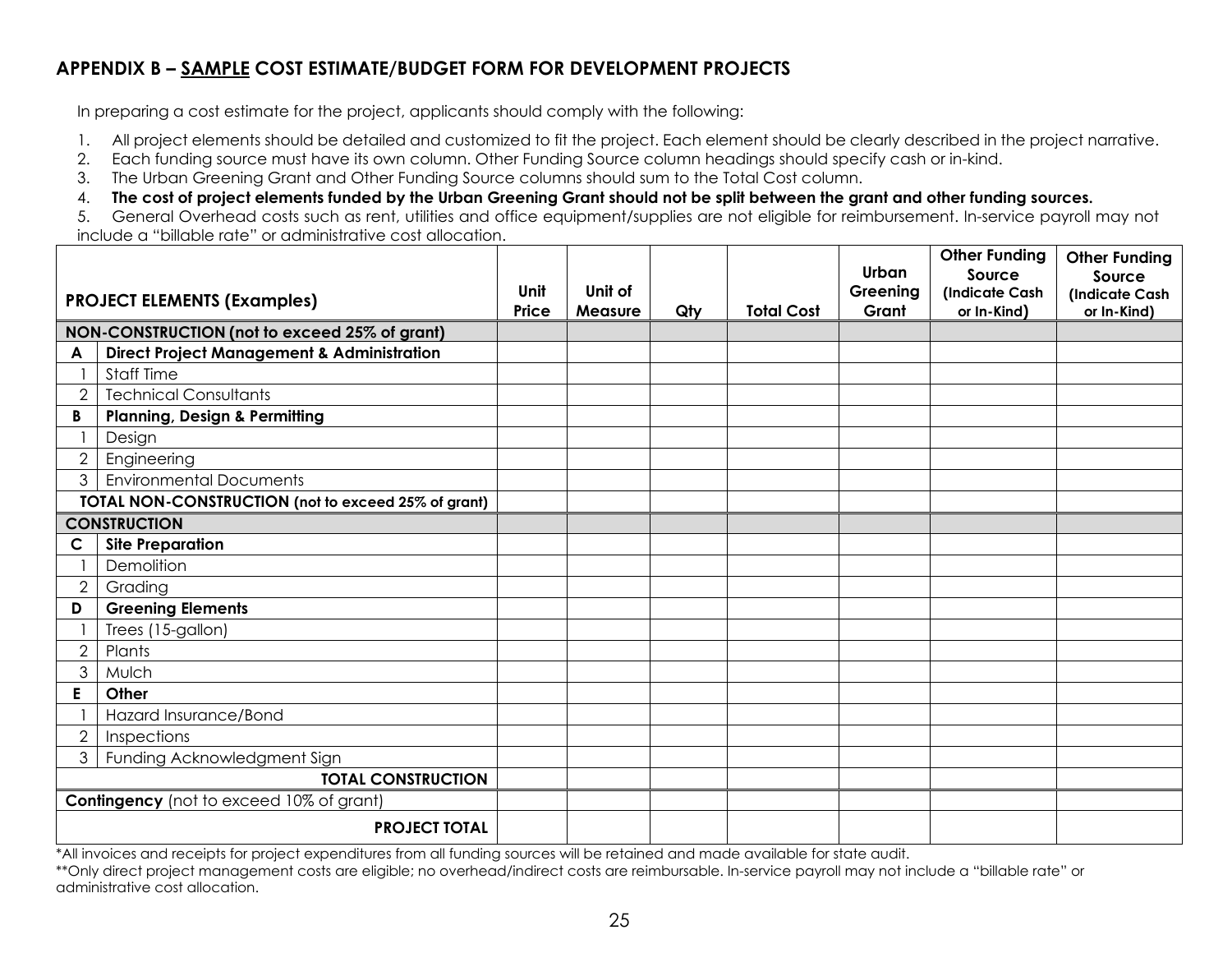## APPENDIX B – <u>SAMPLE</u> COST ESTIMATE/BUDGET FORM FOR DEVELOPMENT PROJECTS

In preparing a cost estimate for the project, applicants should comply with the following:

1. All project elements should be detailed and customized to fit the project. Each element should be clearly described in the project narrative.
2. Each funding source must have its own column. Other Funding Source column headings should specify cash or in-kind.
3. The Urban Greening Grant and Other Funding Source columns should sum to the Total Cost column.
4. **The cost of project elements funded by the Urban Greening Grant should not be split between the grant and other funding sources.**
5. General Overhead costs such as rent, utilities and office equipment/supplies are not eligible for reimbursement. In-service payroll may not include a "billable rate" or administrative cost allocation.

| | PROJECT ELEMENTS (Examples) | Unit Price | Unit of Measure | Qty | Total Cost | Urban Greening Grant | Other Funding Source (Indicate Cash or In-Kind) | Other Funding Source (Indicate Cash or In-Kind) |
|---|---|---|---|---|---|---|---|---|
| **NON-CONSTRUCTION (not to exceed 25% of grant)** | | | | | | | | |
| **A** | **Direct Project Management & Administration** | | | | | | | |
| 1 | Staff Time | | | | | | | |
| 2 | Technical Consultants | | | | | | | |
| **B** | **Planning, Design & Permitting** | | | | | | | |
| 1 | Design | | | | | | | |
| 2 | Engineering | | | | | | | |
| 3 | Environmental Documents | | | | | | | |
| **TOTAL NON-CONSTRUCTION (not to exceed 25% of grant)** | | | | | | | | |
| **CONSTRUCTION** | | | | | | | | |
| **C** | **Site Preparation** | | | | | | | |
| 1 | Demolition | | | | | | | |
| 2 | Grading | | | | | | | |
| **D** | **Greening Elements** | | | | | | | |
| 1 | Trees (15-gallon) | | | | | | | |
| 2 | Plants | | | | | | | |
| 3 | Mulch | | | | | | | |
| **E** | **Other** | | | | | | | |
| 1 | Hazard Insurance/Bond | | | | | | | |
| 2 | Inspections | | | | | | | |
| 3 | Funding Acknowledgment Sign | | | | | | | |
| **TOTAL CONSTRUCTION** | | | | | | | | |
| **Contingency** (not to exceed 10% of grant) | | | | | | | | |
| **PROJECT TOTAL** | | | | | | | | |

*All invoices and receipts for project expenditures from all funding sources will be retained and made available for state audit.

**Only direct project management costs are eligible; no overhead/indirect costs are reimbursable. In-service payroll may not include a "billable rate" or administrative cost allocation.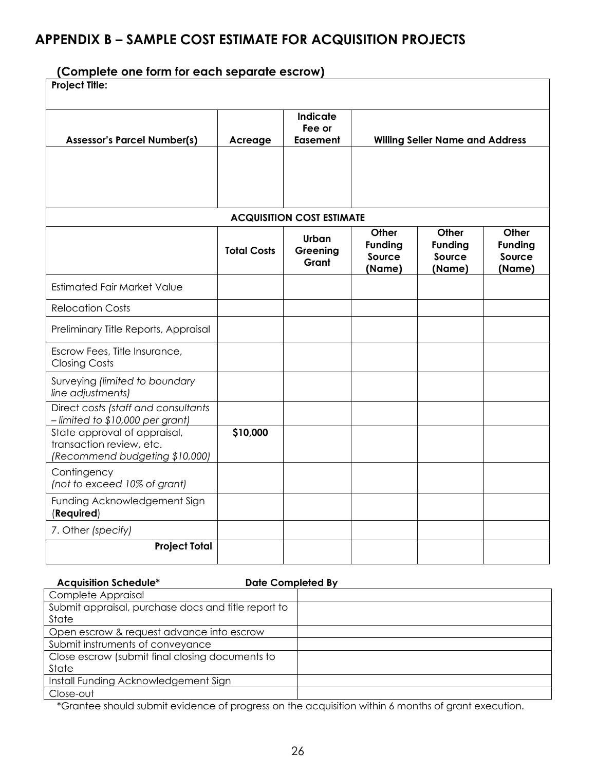# APPENDIX B – SAMPLE COST ESTIMATE FOR ACQUISITION PROJECTS

## (Complete one form for each separate escrow)

**Project Title:**

| Assessor's Parcel Number(s) | Acreage | Indicate Fee or Easement | Willing Seller Name and Address |
|---|---|---|---|
| | | | |

**ACQUISITION COST ESTIMATE**

| | Total Costs | Urban Greening Grant | Other Funding Source (Name) | Other Funding Source (Name) | Other Funding Source (Name) |
|---|---|---|---|---|---|
| Estimated Fair Market Value | | | | | |
| Relocation Costs | | | | | |
| Preliminary Title Reports, Appraisal | | | | | |
| Escrow Fees, Title Insurance, Closing Costs | | | | | |
| Surveying *(limited to boundary line adjustments)* | | | | | |
| Direct costs *(staff and consultants – limited to $10,000 per grant)* | | | | | |
| State approval of appraisal, transaction review, etc. *(Recommend budgeting $10,000)* | **$10,000** | | | | |
| Contingency *(not to exceed 10% of grant)* | | | | | |
| Funding Acknowledgement Sign (**Required**) | | | | | |
| 7. Other *(specify)* | | | | | |
| **Project Total** | | | | | |

| Acquisition Schedule* | Date Completed By |
|---|---|
| Complete Appraisal | |
| Submit appraisal, purchase docs and title report to State | |
| Open escrow & request advance into escrow | |
| Submit instruments of conveyance | |
| Close escrow (submit final closing documents to State | |
| Install Funding Acknowledgement Sign | |
| Close-out | |

*Grantee should submit evidence of progress on the acquisition within 6 months of grant execution.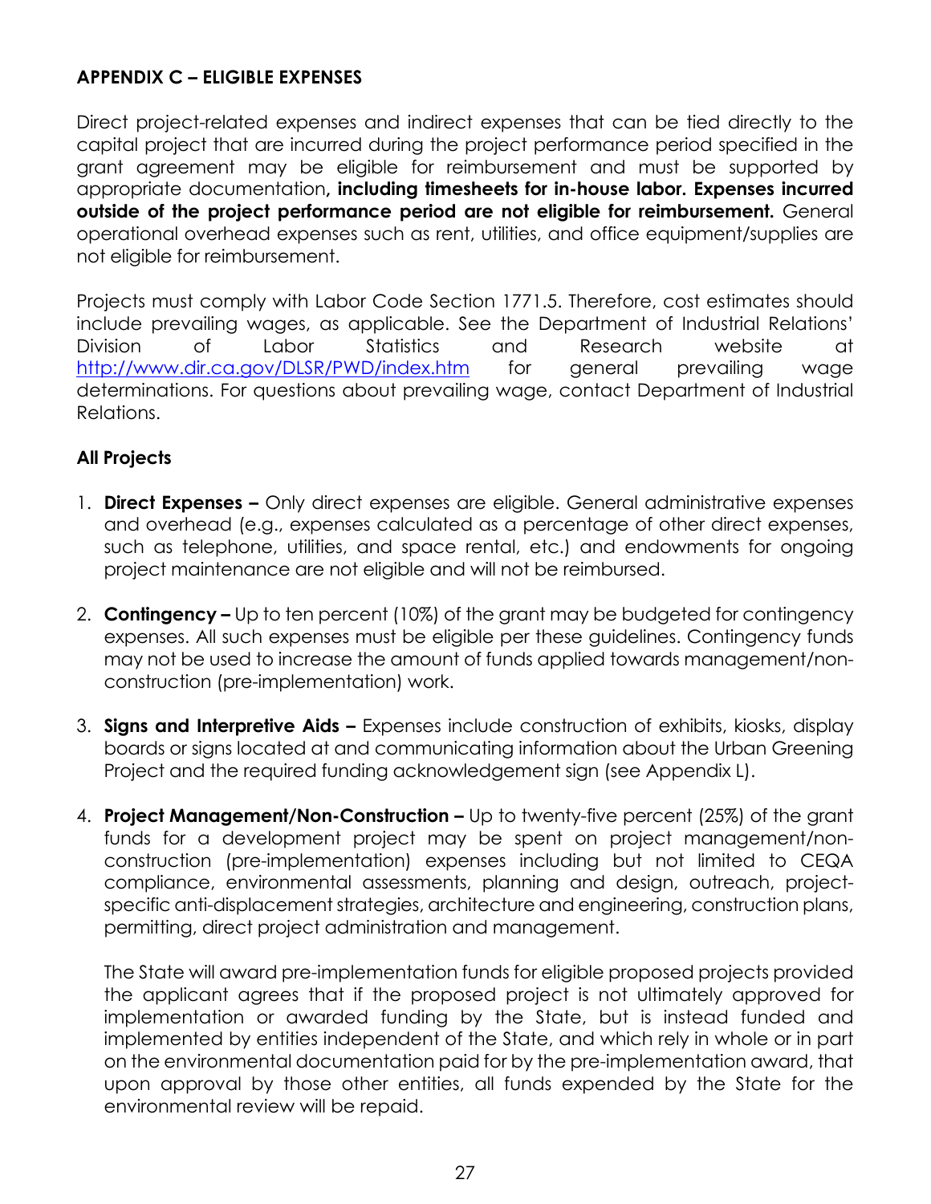## APPENDIX C – ELIGIBLE EXPENSES

Direct project-related expenses and indirect expenses that can be tied directly to the capital project that are incurred during the project performance period specified in the grant agreement may be eligible for reimbursement and must be supported by appropriate documentation**, including timesheets for in-house labor. Expenses incurred outside of the project performance period are not eligible for reimbursement.** General operational overhead expenses such as rent, utilities, and office equipment/supplies are not eligible for reimbursement.

Projects must comply with Labor Code Section 1771.5. Therefore, cost estimates should include prevailing wages, as applicable. See the Department of Industrial Relations' Division of Labor Statistics and Research website at [http://www.dir.ca.gov/DLSR/PWD/index.htm](http://www.dir.ca.gov/DLSR/PWD/index.htm) for general prevailing wage determinations. For questions about prevailing wage, contact Department of Industrial Relations.

### All Projects

1. **Direct Expenses –** Only direct expenses are eligible. General administrative expenses and overhead (e.g., expenses calculated as a percentage of other direct expenses, such as telephone, utilities, and space rental, etc.) and endowments for ongoing project maintenance are not eligible and will not be reimbursed.

2. **Contingency –** Up to ten percent (10%) of the grant may be budgeted for contingency expenses. All such expenses must be eligible per these guidelines. Contingency funds may not be used to increase the amount of funds applied towards management/non-construction (pre-implementation) work.

3. **Signs and Interpretive Aids –** Expenses include construction of exhibits, kiosks, display boards or signs located at and communicating information about the Urban Greening Project and the required funding acknowledgement sign (see Appendix L).

4. **Project Management/Non-Construction –** Up to twenty-five percent (25%) of the grant funds for a development project may be spent on project management/non-construction (pre-implementation) expenses including but not limited to CEQA compliance, environmental assessments, planning and design, outreach, project-specific anti-displacement strategies, architecture and engineering, construction plans, permitting, direct project administration and management.

   The State will award pre-implementation funds for eligible proposed projects provided the applicant agrees that if the proposed project is not ultimately approved for implementation or awarded funding by the State, but is instead funded and implemented by entities independent of the State, and which rely in whole or in part on the environmental documentation paid for by the pre-implementation award, that upon approval by those other entities, all funds expended by the State for the environmental review will be repaid.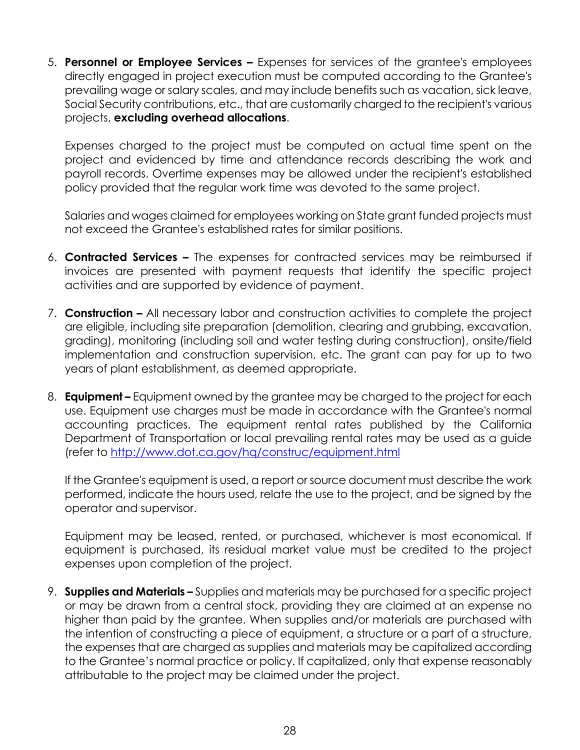5. **Personnel or Employee Services –** Expenses for services of the grantee's employees directly engaged in project execution must be computed according to the Grantee's prevailing wage or salary scales, and may include benefits such as vacation, sick leave, Social Security contributions, etc., that are customarily charged to the recipient's various projects, **excluding overhead allocations**.

   Expenses charged to the project must be computed on actual time spent on the project and evidenced by time and attendance records describing the work and payroll records. Overtime expenses may be allowed under the recipient's established policy provided that the regular work time was devoted to the same project.

   Salaries and wages claimed for employees working on State grant funded projects must not exceed the Grantee's established rates for similar positions.

6. **Contracted Services –** The expenses for contracted services may be reimbursed if invoices are presented with payment requests that identify the specific project activities and are supported by evidence of payment.

7. **Construction –** All necessary labor and construction activities to complete the project are eligible, including site preparation (demolition, clearing and grubbing, excavation, grading), monitoring (including soil and water testing during construction), onsite/field implementation and construction supervision, etc. The grant can pay for up to two years of plant establishment, as deemed appropriate.

8. **Equipment –** Equipment owned by the grantee may be charged to the project for each use. Equipment use charges must be made in accordance with the Grantee's normal accounting practices. The equipment rental rates published by the California Department of Transportation or local prevailing rental rates may be used as a guide (refer to [http://www.dot.ca.gov/hq/construc/equipment.html](http://www.dot.ca.gov/hq/construc/equipment.html)

   If the Grantee's equipment is used, a report or source document must describe the work performed, indicate the hours used, relate the use to the project, and be signed by the operator and supervisor.

   Equipment may be leased, rented, or purchased, whichever is most economical. If equipment is purchased, its residual market value must be credited to the project expenses upon completion of the project.

9. **Supplies and Materials –** Supplies and materials may be purchased for a specific project or may be drawn from a central stock, providing they are claimed at an expense no higher than paid by the grantee. When supplies and/or materials are purchased with the intention of constructing a piece of equipment, a structure or a part of a structure, the expenses that are charged as supplies and materials may be capitalized according to the Grantee's normal practice or policy. If capitalized, only that expense reasonably attributable to the project may be claimed under the project.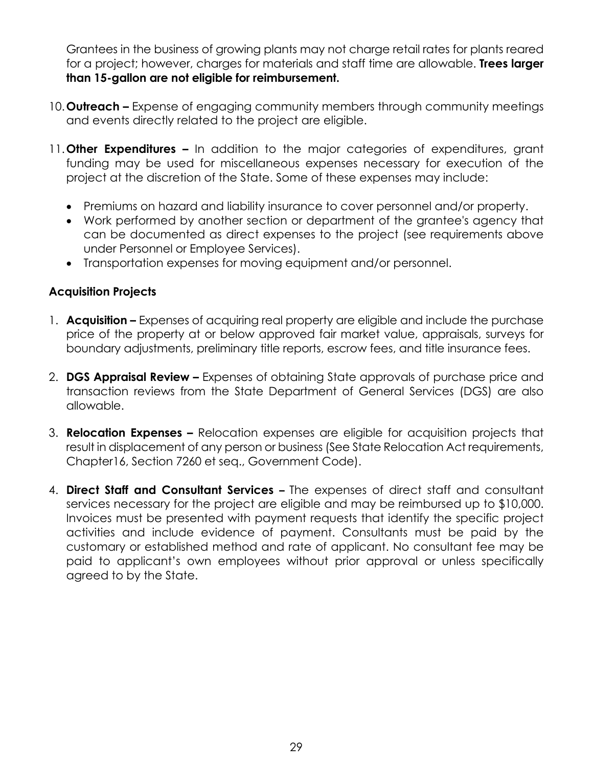Grantees in the business of growing plants may not charge retail rates for plants reared for a project; however, charges for materials and staff time are allowable. **Trees larger than 15-gallon are not eligible for reimbursement.**

10. **Outreach –** Expense of engaging community members through community meetings and events directly related to the project are eligible.

11. **Other Expenditures –** In addition to the major categories of expenditures, grant funding may be used for miscellaneous expenses necessary for execution of the project at the discretion of the State. Some of these expenses may include:

    - Premiums on hazard and liability insurance to cover personnel and/or property.
    - Work performed by another section or department of the grantee's agency that can be documented as direct expenses to the project (see requirements above under Personnel or Employee Services).
    - Transportation expenses for moving equipment and/or personnel.

**Acquisition Projects**

1. **Acquisition –** Expenses of acquiring real property are eligible and include the purchase price of the property at or below approved fair market value, appraisals, surveys for boundary adjustments, preliminary title reports, escrow fees, and title insurance fees.

2. **DGS Appraisal Review –** Expenses of obtaining State approvals of purchase price and transaction reviews from the State Department of General Services (DGS) are also allowable.

3. **Relocation Expenses –** Relocation expenses are eligible for acquisition projects that result in displacement of any person or business (See State Relocation Act requirements, Chapter16, Section 7260 et seq., Government Code).

4. **Direct Staff and Consultant Services –** The expenses of direct staff and consultant services necessary for the project are eligible and may be reimbursed up to $10,000. Invoices must be presented with payment requests that identify the specific project activities and include evidence of payment. Consultants must be paid by the customary or established method and rate of applicant. No consultant fee may be paid to applicant's own employees without prior approval or unless specifically agreed to by the State.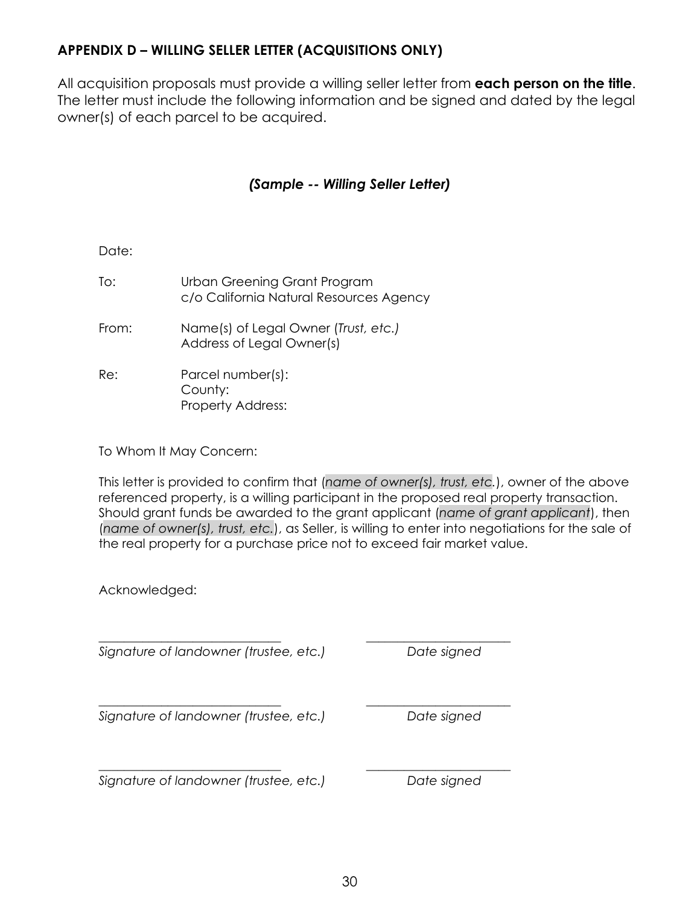## APPENDIX D – WILLING SELLER LETTER (ACQUISITIONS ONLY)

All acquisition proposals must provide a willing seller letter from **each person on the title**. The letter must include the following information and be signed and dated by the legal owner(s) of each parcel to be acquired.

***(Sample -- Willing Seller Letter)***

Date:

To: Urban Greening Grant Program
c/o California Natural Resources Agency

From: Name(s) of Legal Owner (*Trust, etc.)*
Address of Legal Owner(s)

Re: Parcel number(s):
County:
Property Address:

To Whom It May Concern:

This letter is provided to confirm that (*name of owner(s), trust, etc*.), owner of the above referenced property, is a willing participant in the proposed real property transaction. Should grant funds be awarded to the grant applicant (*name of grant applicant*), then (*name of owner(s), trust, etc.*), as Seller, is willing to enter into negotiations for the sale of the real property for a purchase price not to exceed fair market value.

Acknowledged:

\_\_\_\_\_\_\_\_\_\_\_\_\_\_\_\_\_\_\_\_\_\_\_\_\_\_\_\_ \_\_\_\_\_\_\_\_\_\_\_\_\_\_\_\_\_\_\_\_\_\_
*Signature of landowner (trustee, etc.)* *Date signed*

\_\_\_\_\_\_\_\_\_\_\_\_\_\_\_\_\_\_\_\_\_\_\_\_\_\_\_\_ \_\_\_\_\_\_\_\_\_\_\_\_\_\_\_\_\_\_\_\_\_\_
*Signature of landowner (trustee, etc.)* *Date signed*

\_\_\_\_\_\_\_\_\_\_\_\_\_\_\_\_\_\_\_\_\_\_\_\_\_\_\_\_ \_\_\_\_\_\_\_\_\_\_\_\_\_\_\_\_\_\_\_\_\_\_
*Signature of landowner (trustee, etc.)* *Date signed*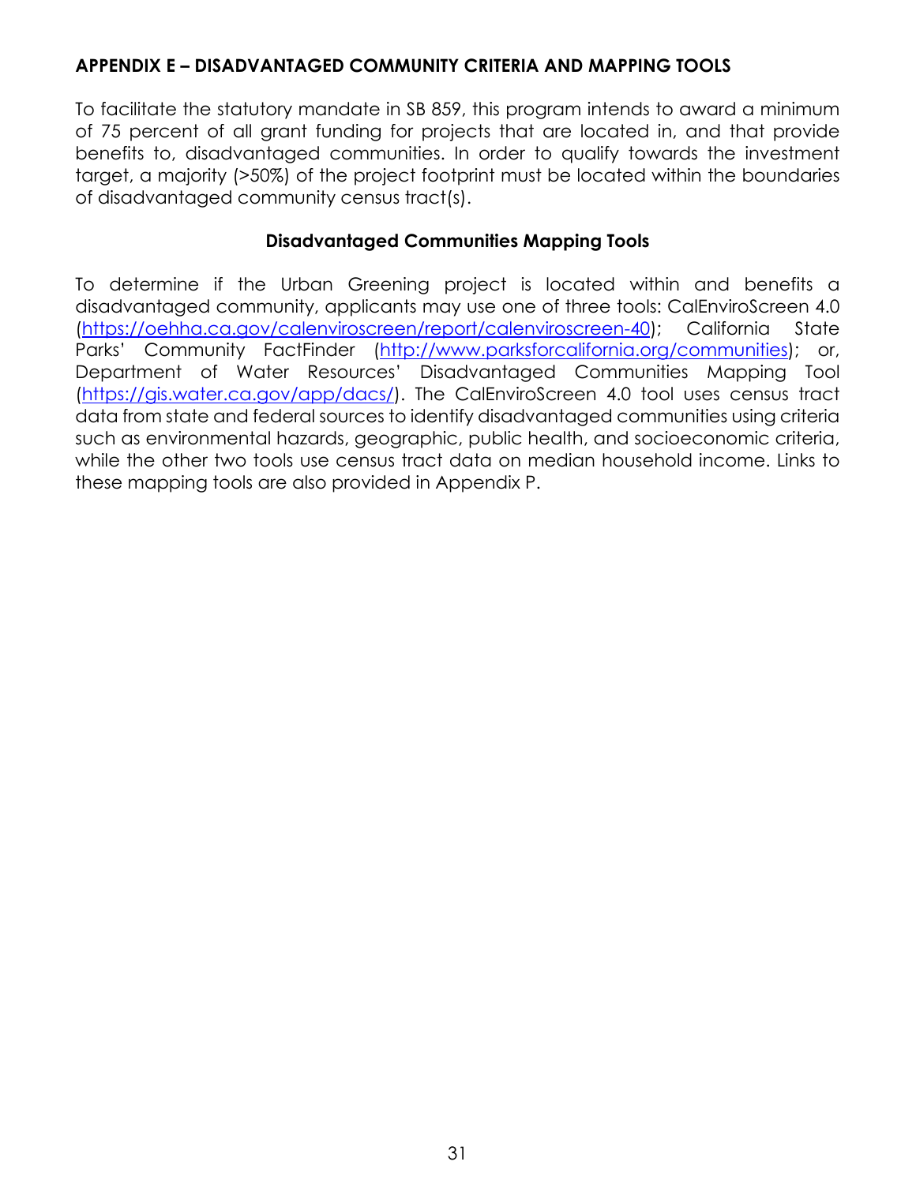## APPENDIX E – DISADVANTAGED COMMUNITY CRITERIA AND MAPPING TOOLS

To facilitate the statutory mandate in SB 859, this program intends to award a minimum of 75 percent of all grant funding for projects that are located in, and that provide benefits to, disadvantaged communities. In order to qualify towards the investment target, a majority (>50%) of the project footprint must be located within the boundaries of disadvantaged community census tract(s).

### Disadvantaged Communities Mapping Tools

To determine if the Urban Greening project is located within and benefits a disadvantaged community, applicants may use one of three tools: CalEnviroScreen 4.0 ([https://oehha.ca.gov/calenviroscreen/report/calenviroscreen-40](https://oehha.ca.gov/calenviroscreen/report/calenviroscreen-40)); California State Parks' Community FactFinder ([http://www.parksforcalifornia.org/communities](http://www.parksforcalifornia.org/communities)); or, Department of Water Resources' Disadvantaged Communities Mapping Tool ([https://gis.water.ca.gov/app/dacs/](https://gis.water.ca.gov/app/dacs/)). The CalEnviroScreen 4.0 tool uses census tract data from state and federal sources to identify disadvantaged communities using criteria such as environmental hazards, geographic, public health, and socioeconomic criteria, while the other two tools use census tract data on median household income. Links to these mapping tools are also provided in Appendix P.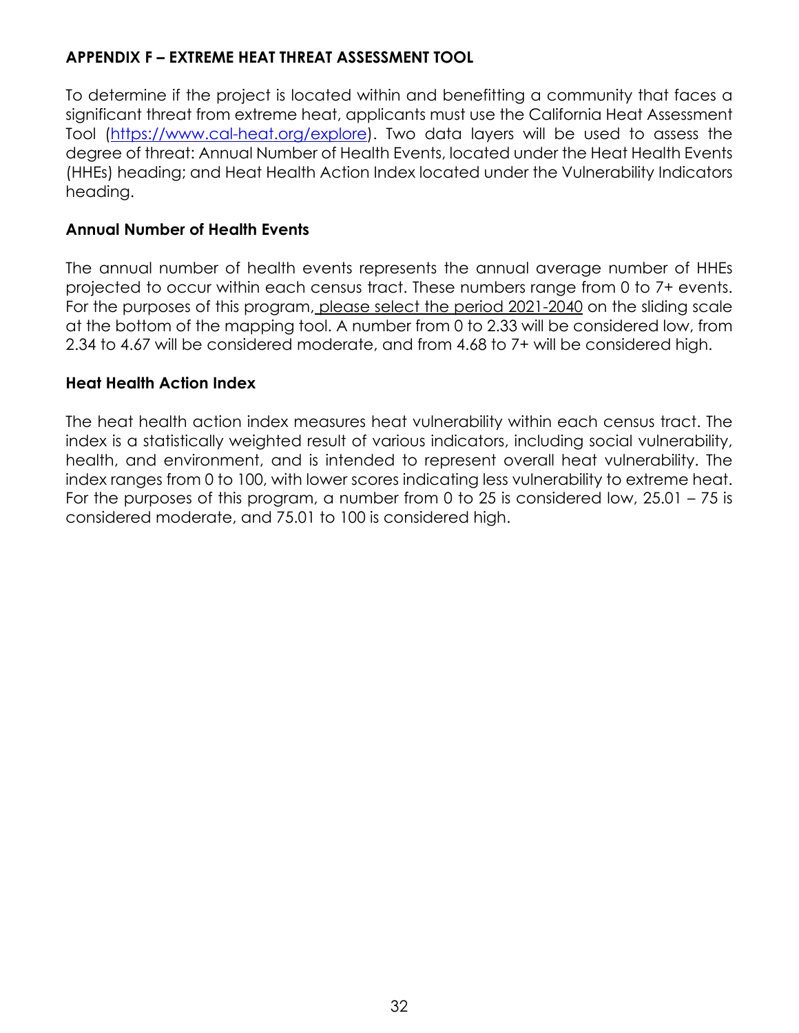## APPENDIX F – EXTREME HEAT THREAT ASSESSMENT TOOL

To determine if the project is located within and benefitting a community that faces a significant threat from extreme heat, applicants must use the California Heat Assessment Tool ([https://www.cal-heat.org/explore](https://www.cal-heat.org/explore)). Two data layers will be used to assess the degree of threat: Annual Number of Health Events, located under the Heat Health Events (HHEs) heading; and Heat Health Action Index located under the Vulnerability Indicators heading.

### Annual Number of Health Events

The annual number of health events represents the annual average number of HHEs projected to occur within each census tract. These numbers range from 0 to 7+ events. For the purposes of this program, please select the period 2021-2040 on the sliding scale at the bottom of the mapping tool. A number from 0 to 2.33 will be considered low, from 2.34 to 4.67 will be considered moderate, and from 4.68 to 7+ will be considered high.

### Heat Health Action Index

The heat health action index measures heat vulnerability within each census tract. The index is a statistically weighted result of various indicators, including social vulnerability, health, and environment, and is intended to represent overall heat vulnerability. The index ranges from 0 to 100, with lower scores indicating less vulnerability to extreme heat. For the purposes of this program, a number from 0 to 25 is considered low, 25.01 – 75 is considered moderate, and 75.01 to 100 is considered high.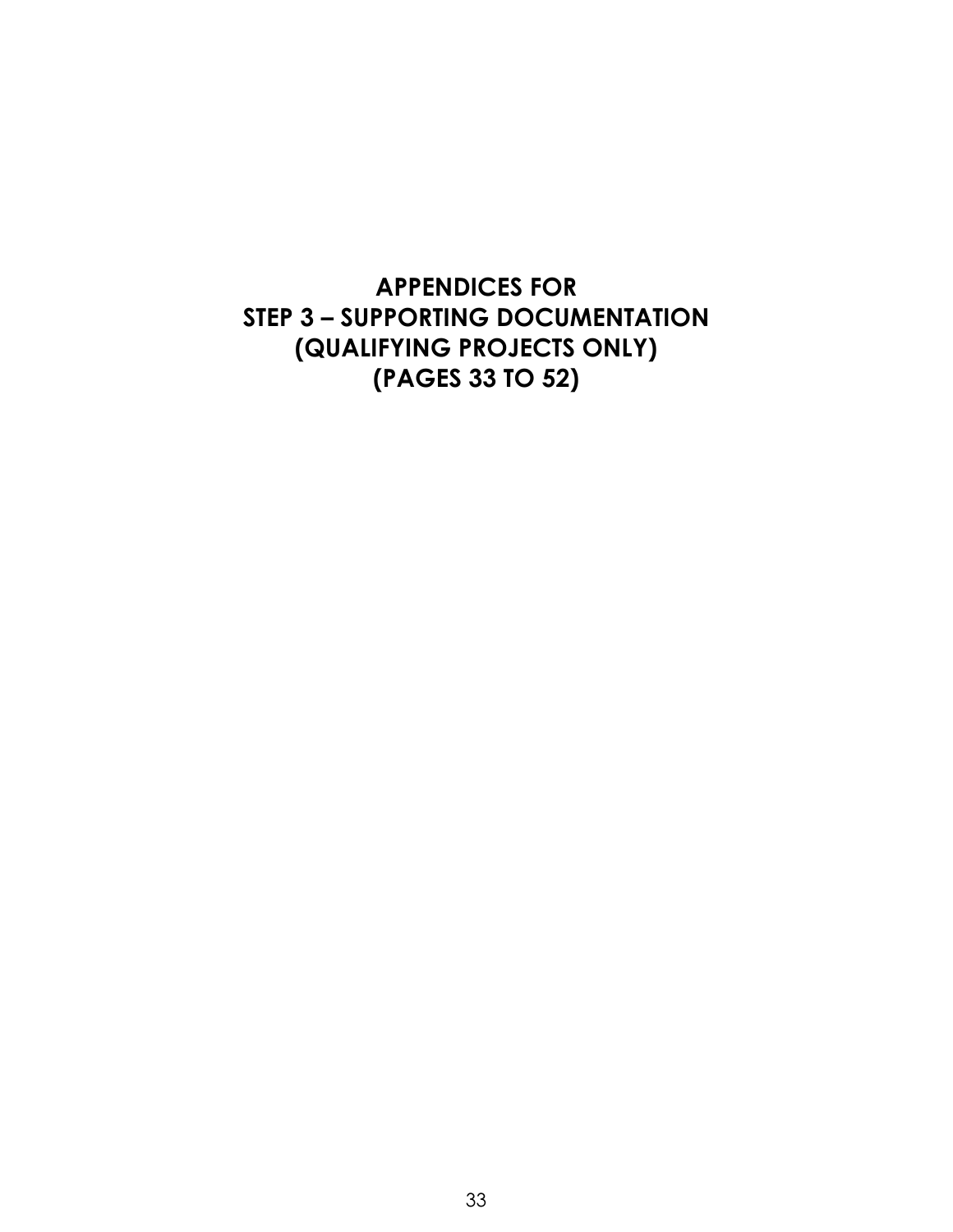# APPENDICES FOR STEP 3 – SUPPORTING DOCUMENTATION (QUALIFYING PROJECTS ONLY) (PAGES 33 TO 52)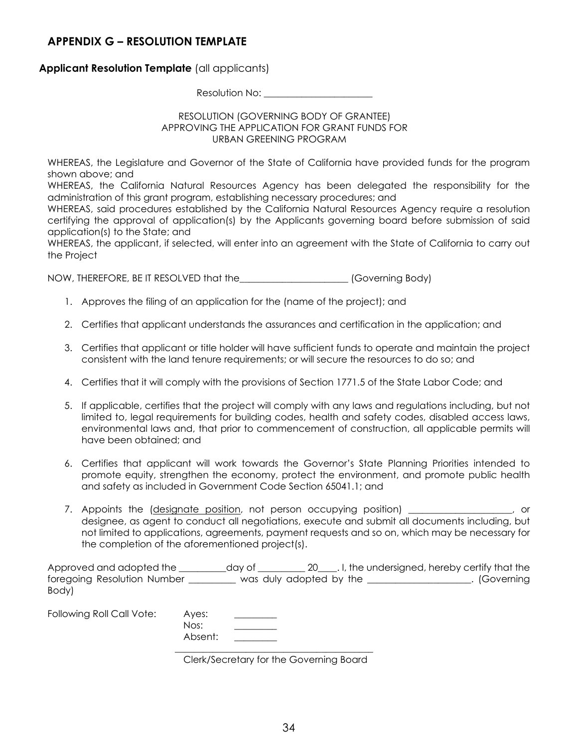## APPENDIX G – RESOLUTION TEMPLATE

**Applicant Resolution Template** (all applicants)

Resolution No: _______________________

RESOLUTION (GOVERNING BODY OF GRANTEE)
APPROVING THE APPLICATION FOR GRANT FUNDS FOR
URBAN GREENING PROGRAM

WHEREAS, the Legislature and Governor of the State of California have provided funds for the program shown above; and
WHEREAS, the California Natural Resources Agency has been delegated the responsibility for the administration of this grant program, establishing necessary procedures; and
WHEREAS, said procedures established by the California Natural Resources Agency require a resolution certifying the approval of application(s) by the Applicants governing board before submission of said application(s) to the State; and
WHEREAS, the applicant, if selected, will enter into an agreement with the State of California to carry out the Project

NOW, THEREFORE, BE IT RESOLVED that the_______________________ (Governing Body)

1. Approves the filing of an application for the (name of the project); and
2. Certifies that applicant understands the assurances and certification in the application; and
3. Certifies that applicant or title holder will have sufficient funds to operate and maintain the project consistent with the land tenure requirements; or will secure the resources to do so; and
4. Certifies that it will comply with the provisions of Section 1771.5 of the State Labor Code; and
5. If applicable, certifies that the project will comply with any laws and regulations including, but not limited to, legal requirements for building codes, health and safety codes, disabled access laws, environmental laws and, that prior to commencement of construction, all applicable permits will have been obtained; and
6. Certifies that applicant will work towards the Governor's State Planning Priorities intended to promote equity, strengthen the economy, protect the environment, and promote public health and safety as included in Government Code Section 65041.1; and
7. Appoints the (designate position, not person occupying position) ______________________, or designee, as agent to conduct all negotiations, execute and submit all documents including, but not limited to applications, agreements, payment requests and so on, which may be necessary for the completion of the aforementioned project(s).

Approved and adopted the __________day of __________ 20____. I, the undersigned, hereby certify that the foregoing Resolution Number __________ was duly adopted by the ______________________. (Governing Body)

Following Roll Call Vote:

Ayes: _________
Nos: _________
Absent: _________

_________________________________________
Clerk/Secretary for the Governing Board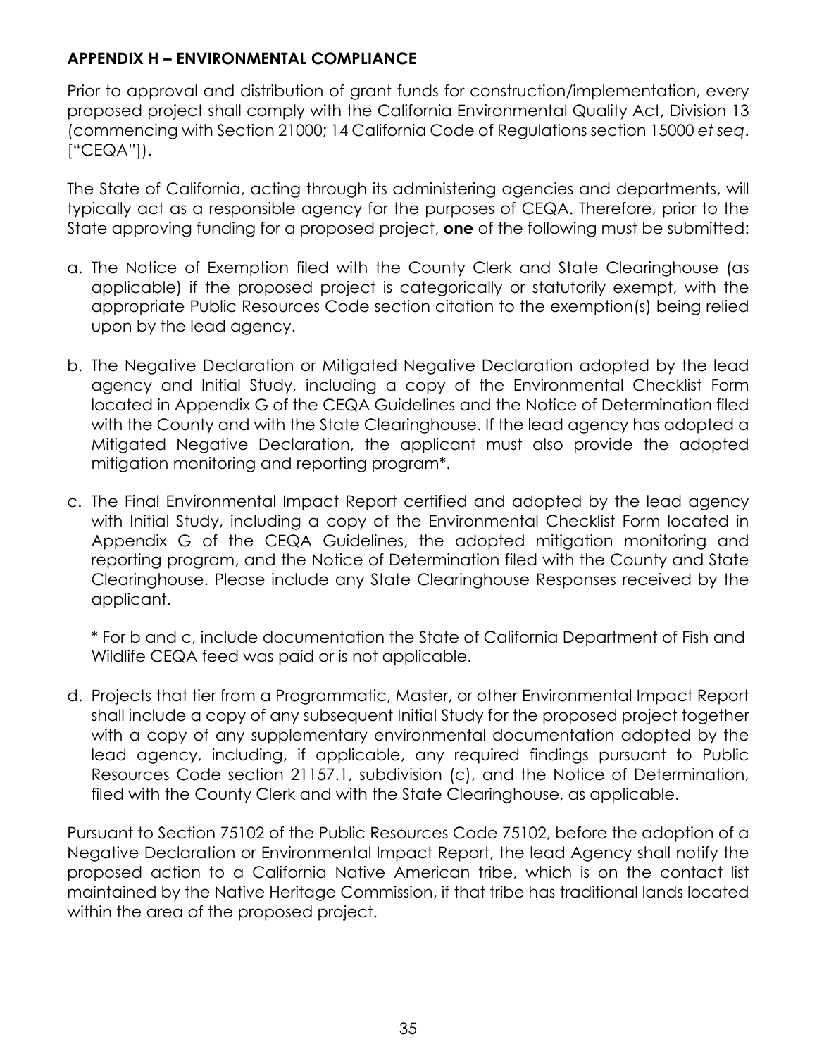## APPENDIX H – ENVIRONMENTAL COMPLIANCE

Prior to approval and distribution of grant funds for construction/implementation, every proposed project shall comply with the California Environmental Quality Act, Division 13 (commencing with Section 21000; 14 California Code of Regulations section 15000 *et seq*. ["CEQA"]).

The State of California, acting through its administering agencies and departments, will typically act as a responsible agency for the purposes of CEQA. Therefore, prior to the State approving funding for a proposed project, **one** of the following must be submitted:

a. The Notice of Exemption filed with the County Clerk and State Clearinghouse (as applicable) if the proposed project is categorically or statutorily exempt, with the appropriate Public Resources Code section citation to the exemption(s) being relied upon by the lead agency.

b. The Negative Declaration or Mitigated Negative Declaration adopted by the lead agency and Initial Study, including a copy of the Environmental Checklist Form located in Appendix G of the CEQA Guidelines and the Notice of Determination filed with the County and with the State Clearinghouse. If the lead agency has adopted a Mitigated Negative Declaration, the applicant must also provide the adopted mitigation monitoring and reporting program*.

c. The Final Environmental Impact Report certified and adopted by the lead agency with Initial Study, including a copy of the Environmental Checklist Form located in Appendix G of the CEQA Guidelines, the adopted mitigation monitoring and reporting program, and the Notice of Determination filed with the County and State Clearinghouse. Please include any State Clearinghouse Responses received by the applicant.

   * For b and c, include documentation the State of California Department of Fish and Wildlife CEQA feed was paid or is not applicable.

d. Projects that tier from a Programmatic, Master, or other Environmental Impact Report shall include a copy of any subsequent Initial Study for the proposed project together with a copy of any supplementary environmental documentation adopted by the lead agency, including, if applicable, any required findings pursuant to Public Resources Code section 21157.1, subdivision (c), and the Notice of Determination, filed with the County Clerk and with the State Clearinghouse, as applicable.

Pursuant to Section 75102 of the Public Resources Code 75102, before the adoption of a Negative Declaration or Environmental Impact Report, the lead Agency shall notify the proposed action to a California Native American tribe, which is on the contact list maintained by the Native Heritage Commission, if that tribe has traditional lands located within the area of the proposed project.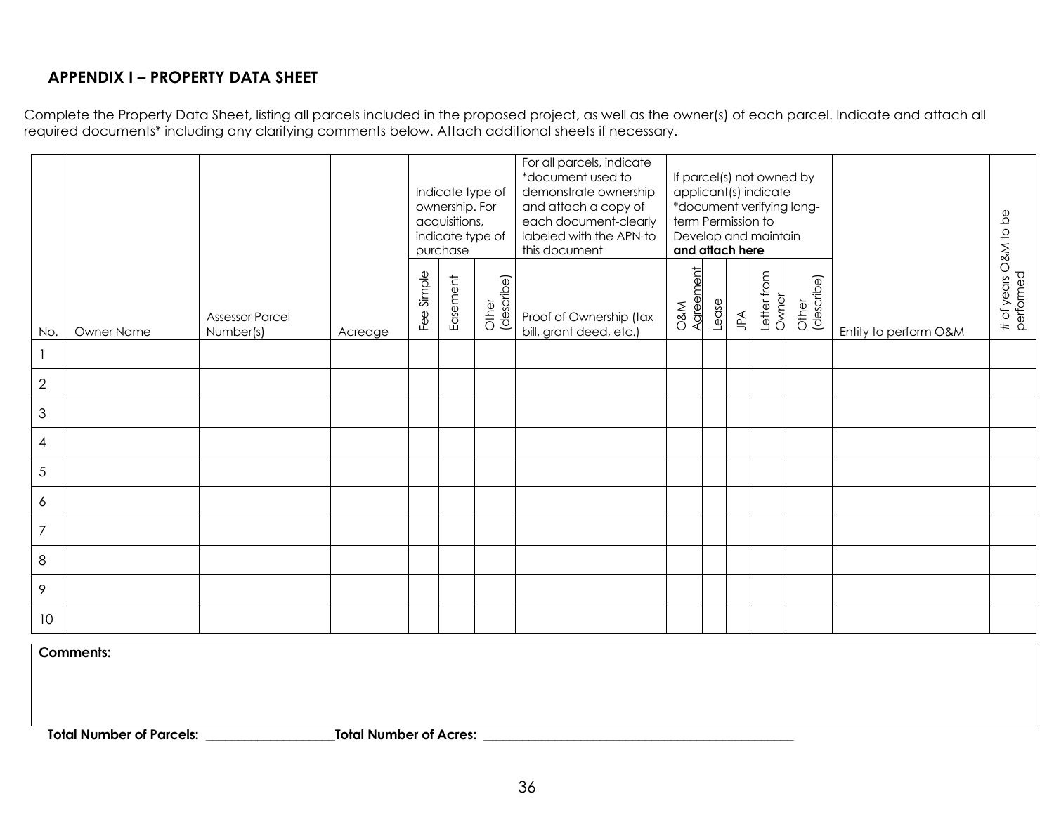## APPENDIX I – PROPERTY DATA SHEET

Complete the Property Data Sheet, listing all parcels included in the proposed project, as well as the owner(s) of each parcel. Indicate and attach all required documents* including any clarifying comments below. Attach additional sheets if necessary.

| | | | | Indicate type of ownership. For acquisitions, indicate type of purchase | | | For all parcels, indicate *document used to demonstrate ownership and attach a copy of each document-clearly labeled with the APN-to this document | If parcel(s) not owned by applicant(s) indicate *document verifying long-term Permission to Develop and maintain **and attach here** | | | | | | |
|---|---|---|---|---|---|---|---|---|---|---|---|---|---|---|
| No. | Owner Name | Assessor Parcel Number(s) | Acreage | Fee Simple | Easement | Other (describe) | Proof of Ownership (tax bill, grant deed, etc.) | O&M Agreement | Lease | JPA | Letter from Owner | Other (describe) | Entity to perform O&M | # of years O&M to be performed |
| 1 | | | | | | | | | | | | | | |
| 2 | | | | | | | | | | | | | | |
| 3 | | | | | | | | | | | | | | |
| 4 | | | | | | | | | | | | | | |
| 5 | | | | | | | | | | | | | | |
| 6 | | | | | | | | | | | | | | |
| 7 | | | | | | | | | | | | | | |
| 8 | | | | | | | | | | | | | | |
| 9 | | | | | | | | | | | | | | |
| 10 | | | | | | | | | | | | | | |

**Comments:**

**Total Number of Parcels:** ____________________ **Total Number of Acres:** ____________________________________________________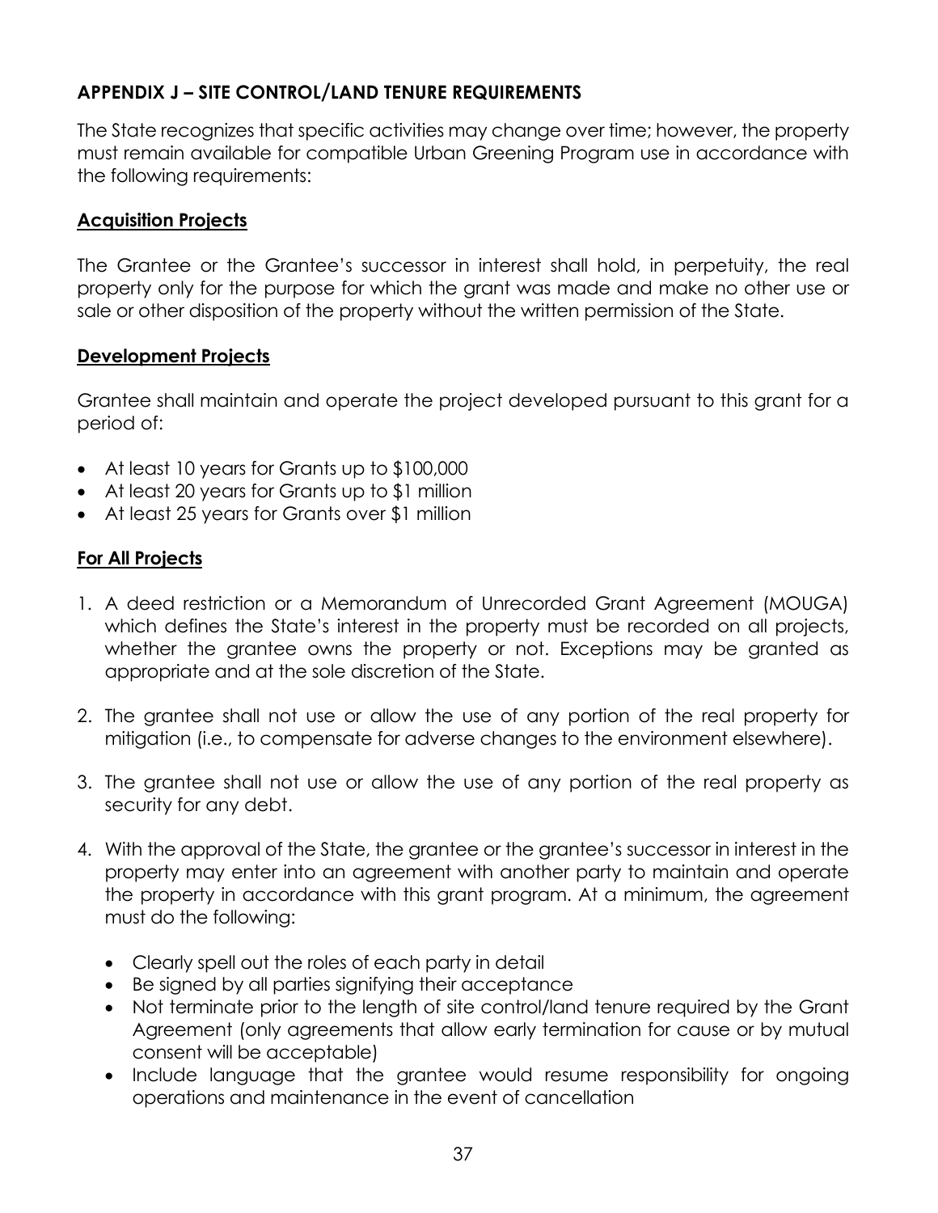## APPENDIX J – SITE CONTROL/LAND TENURE REQUIREMENTS

The State recognizes that specific activities may change over time; however, the property must remain available for compatible Urban Greening Program use in accordance with the following requirements:

### Acquisition Projects

The Grantee or the Grantee's successor in interest shall hold, in perpetuity, the real property only for the purpose for which the grant was made and make no other use or sale or other disposition of the property without the written permission of the State.

### Development Projects

Grantee shall maintain and operate the project developed pursuant to this grant for a period of:

- At least 10 years for Grants up to $100,000
- At least 20 years for Grants up to $1 million
- At least 25 years for Grants over $1 million

### For All Projects

1. A deed restriction or a Memorandum of Unrecorded Grant Agreement (MOUGA) which defines the State's interest in the property must be recorded on all projects, whether the grantee owns the property or not. Exceptions may be granted as appropriate and at the sole discretion of the State.

2. The grantee shall not use or allow the use of any portion of the real property for mitigation (i.e., to compensate for adverse changes to the environment elsewhere).

3. The grantee shall not use or allow the use of any portion of the real property as security for any debt.

4. With the approval of the State, the grantee or the grantee's successor in interest in the property may enter into an agreement with another party to maintain and operate the property in accordance with this grant program. At a minimum, the agreement must do the following:

   - Clearly spell out the roles of each party in detail
   - Be signed by all parties signifying their acceptance
   - Not terminate prior to the length of site control/land tenure required by the Grant Agreement (only agreements that allow early termination for cause or by mutual consent will be acceptable)
   - Include language that the grantee would resume responsibility for ongoing operations and maintenance in the event of cancellation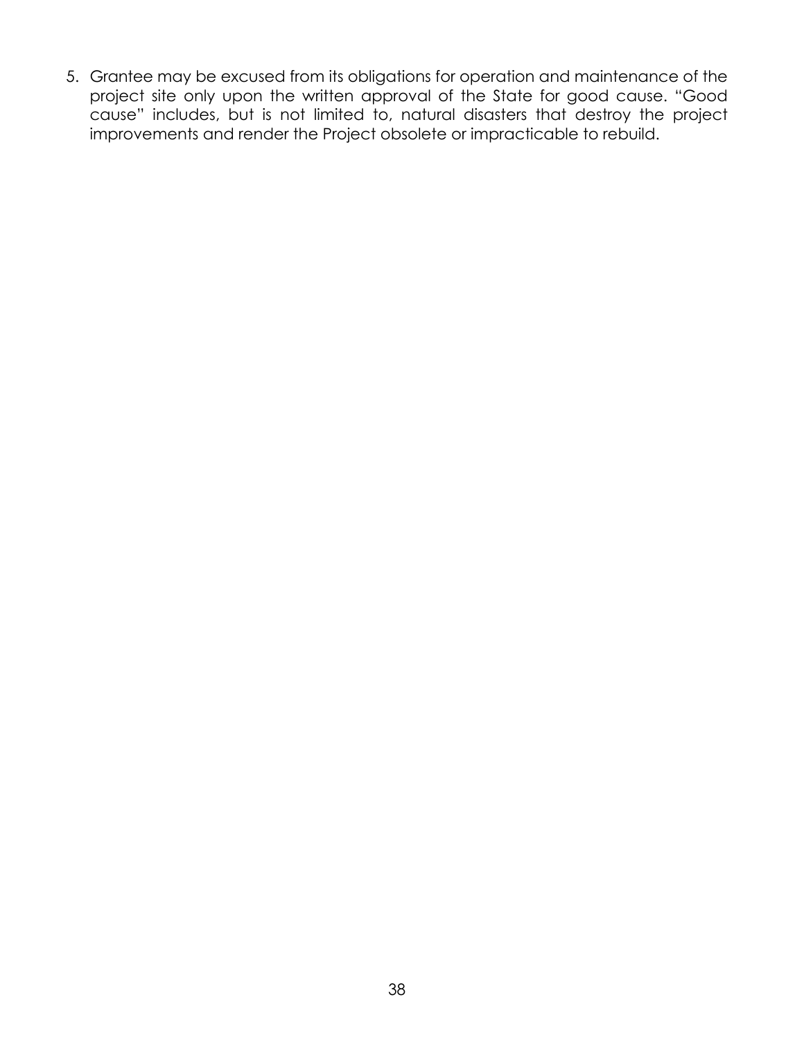5. Grantee may be excused from its obligations for operation and maintenance of the project site only upon the written approval of the State for good cause. "Good cause" includes, but is not limited to, natural disasters that destroy the project improvements and render the Project obsolete or impracticable to rebuild.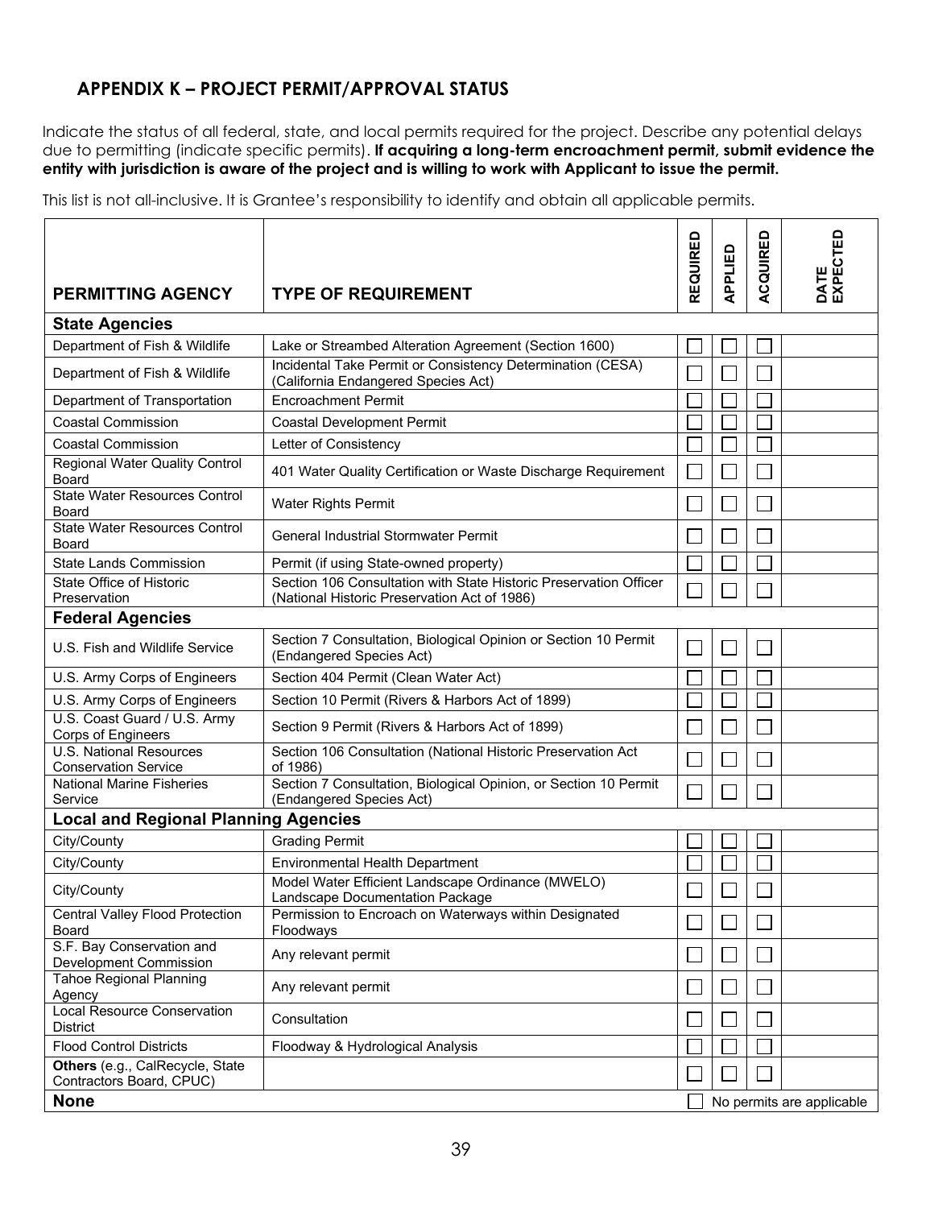## APPENDIX K – PROJECT PERMIT/APPROVAL STATUS

Indicate the status of all federal, state, and local permits required for the project. Describe any potential delays due to permitting (indicate specific permits). **If acquiring a long-term encroachment permit, submit evidence the entity with jurisdiction is aware of the project and is willing to work with Applicant to issue the permit.**

This list is not all-inclusive. It is Grantee's responsibility to identify and obtain all applicable permits.

| PERMITTING AGENCY | TYPE OF REQUIREMENT | REQUIRED | APPLIED | ACQUIRED | DATE EXPECTED |
|---|---|---|---|---|---|
| **State Agencies** | | | | | |
| Department of Fish & Wildlife | Lake or Streambed Alteration Agreement (Section 1600) | ☐ | ☐ | ☐ | |
| Department of Fish & Wildlife | Incidental Take Permit or Consistency Determination (CESA) (California Endangered Species Act) | ☐ | ☐ | ☐ | |
| Department of Transportation | Encroachment Permit | ☐ | ☐ | ☐ | |
| Coastal Commission | Coastal Development Permit | ☐ | ☐ | ☐ | |
| Coastal Commission | Letter of Consistency | ☐ | ☐ | ☐ | |
| Regional Water Quality Control Board | 401 Water Quality Certification or Waste Discharge Requirement | ☐ | ☐ | ☐ | |
| State Water Resources Control Board | Water Rights Permit | ☐ | ☐ | ☐ | |
| State Water Resources Control Board | General Industrial Stormwater Permit | ☐ | ☐ | ☐ | |
| State Lands Commission | Permit (if using State-owned property) | ☐ | ☐ | ☐ | |
| State Office of Historic Preservation | Section 106 Consultation with State Historic Preservation Officer (National Historic Preservation Act of 1986) | ☐ | ☐ | ☐ | |
| **Federal Agencies** | | | | | |
| U.S. Fish and Wildlife Service | Section 7 Consultation, Biological Opinion or Section 10 Permit (Endangered Species Act) | ☐ | ☐ | ☐ | |
| U.S. Army Corps of Engineers | Section 404 Permit (Clean Water Act) | ☐ | ☐ | ☐ | |
| U.S. Army Corps of Engineers | Section 10 Permit (Rivers & Harbors Act of 1899) | ☐ | ☐ | ☐ | |
| U.S. Coast Guard / U.S. Army Corps of Engineers | Section 9 Permit (Rivers & Harbors Act of 1899) | ☐ | ☐ | ☐ | |
| U.S. National Resources Conservation Service | Section 106 Consultation (National Historic Preservation Act of 1986) | ☐ | ☐ | ☐ | |
| National Marine Fisheries Service | Section 7 Consultation, Biological Opinion, or Section 10 Permit (Endangered Species Act) | ☐ | ☐ | ☐ | |
| **Local and Regional Planning Agencies** | | | | | |
| City/County | Grading Permit | ☐ | ☐ | ☐ | |
| City/County | Environmental Health Department | ☐ | ☐ | ☐ | |
| City/County | Model Water Efficient Landscape Ordinance (MWELO) Landscape Documentation Package | ☐ | ☐ | ☐ | |
| Central Valley Flood Protection Board | Permission to Encroach on Waterways within Designated Floodways | ☐ | ☐ | ☐ | |
| S.F. Bay Conservation and Development Commission | Any relevant permit | ☐ | ☐ | ☐ | |
| Tahoe Regional Planning Agency | Any relevant permit | ☐ | ☐ | ☐ | |
| Local Resource Conservation District | Consultation | ☐ | ☐ | ☐ | |
| Flood Control Districts | Floodway & Hydrological Analysis | ☐ | ☐ | ☐ | |
| **Others** (e.g., CalRecycle, State Contractors Board, CPUC) | | ☐ | ☐ | ☐ | |
| **None** | | ☐ | No permits are applicable | | |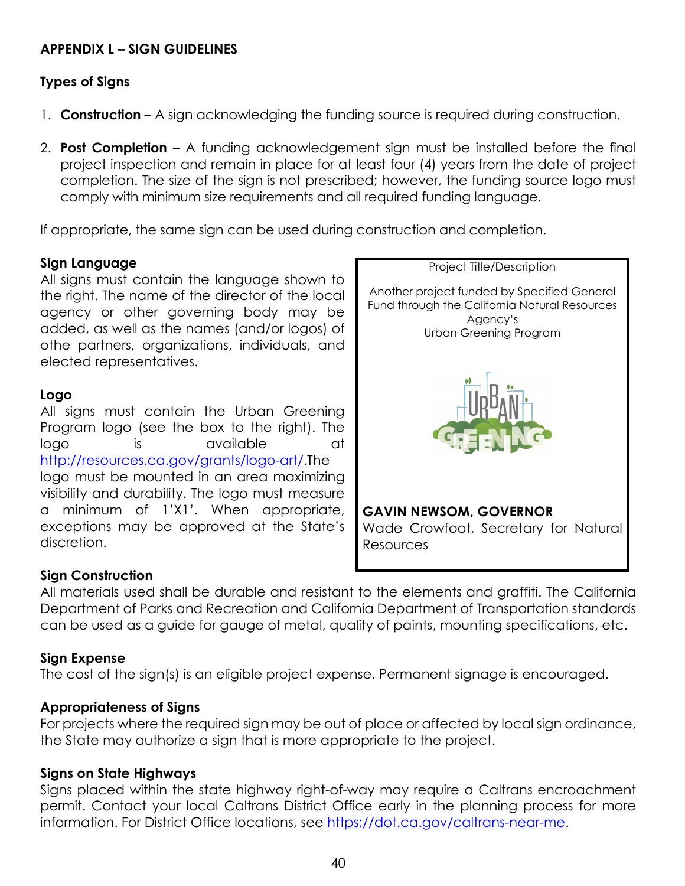## APPENDIX L – SIGN GUIDELINES

### Types of Signs

1. **Construction –** A sign acknowledging the funding source is required during construction.

2. **Post Completion –** A funding acknowledgement sign must be installed before the final project inspection and remain in place for at least four (4) years from the date of project completion. The size of the sign is not prescribed; however, the funding source logo must comply with minimum size requirements and all required funding language.

If appropriate, the same sign can be used during construction and completion.

### Sign Language

All signs must contain the language shown to the right. The name of the director of the local agency or other governing body may be added, as well as the names (and/or logos) of othe partners, organizations, individuals, and elected representatives.

### Logo

All signs must contain the Urban Greening Program logo (see the box to the right). The logo is available at http://resources.ca.gov/grants/logo-art/.The logo must be mounted in an area maximizing visibility and durability. The logo must measure a minimum of 1'X1'. When appropriate, exceptions may be approved at the State's discretion.

> Project Title/Description
>
> Another project funded by Specified General Fund through the California Natural Resources Agency's
> Urban Greening Program
>
> URBAN GREENING
>
> **GAVIN NEWSOM, GOVERNOR**
> Wade Crowfoot, Secretary for Natural Resources

### Sign Construction

All materials used shall be durable and resistant to the elements and graffiti. The California Department of Parks and Recreation and California Department of Transportation standards can be used as a guide for gauge of metal, quality of paints, mounting specifications, etc.

### Sign Expense

The cost of the sign(s) is an eligible project expense. Permanent signage is encouraged.

### Appropriateness of Signs

For projects where the required sign may be out of place or affected by local sign ordinance, the State may authorize a sign that is more appropriate to the project.

### Signs on State Highways

Signs placed within the state highway right-of-way may require a Caltrans encroachment permit. Contact your local Caltrans District Office early in the planning process for more information. For District Office locations, see https://dot.ca.gov/caltrans-near-me.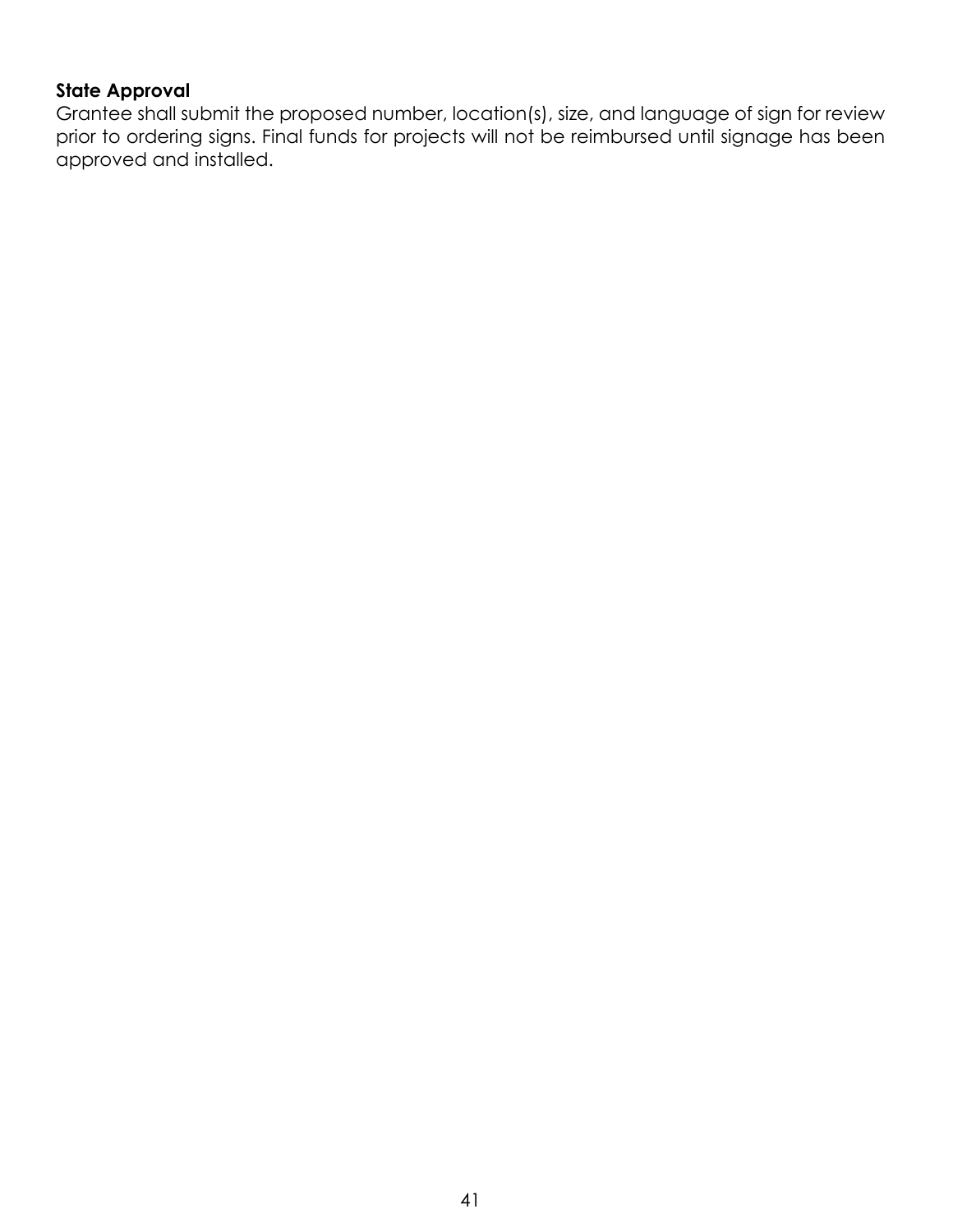**State Approval**

Grantee shall submit the proposed number, location(s), size, and language of sign for review prior to ordering signs. Final funds for projects will not be reimbursed until signage has been approved and installed.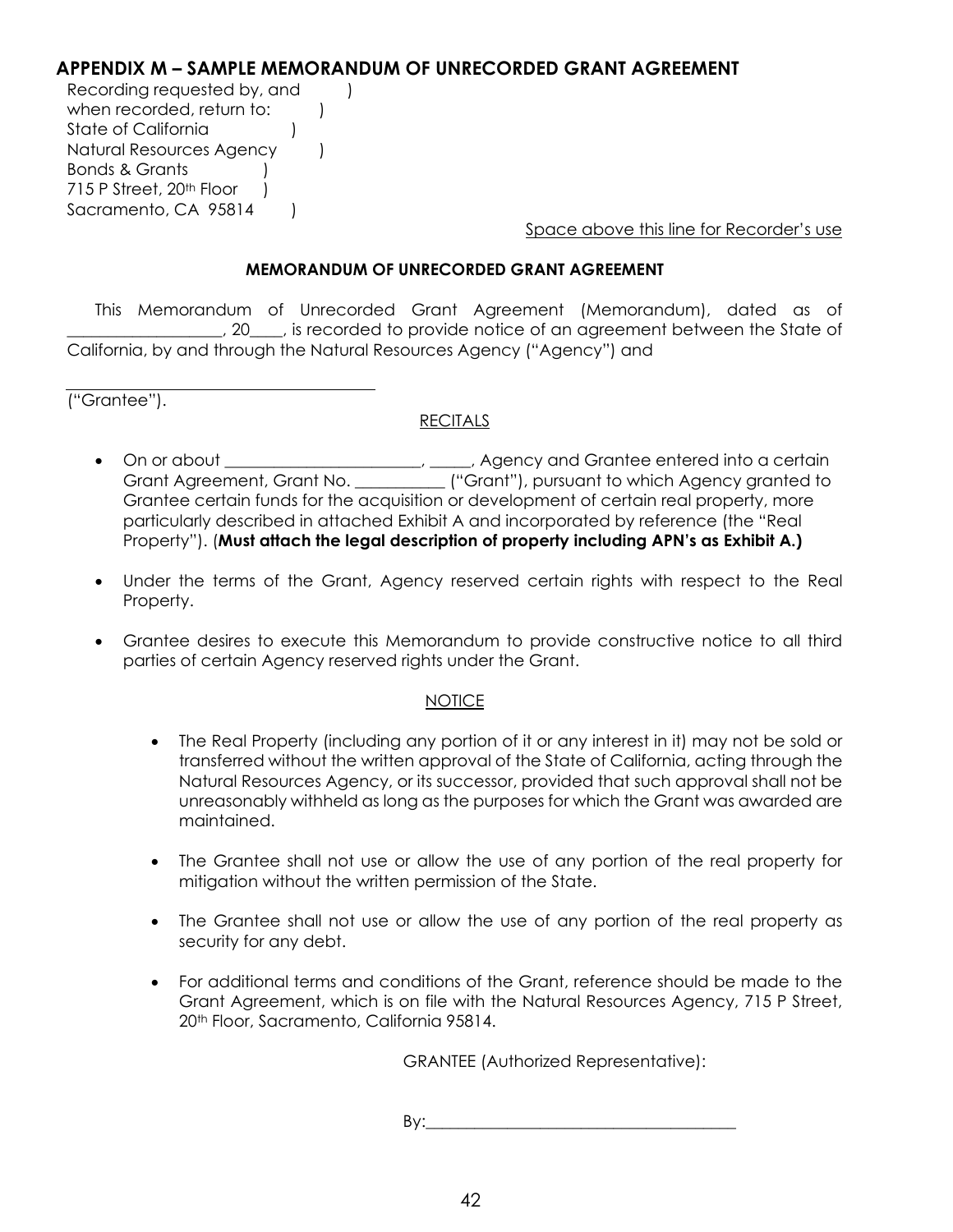## APPENDIX M – SAMPLE MEMORANDUM OF UNRECORDED GRANT AGREEMENT

Recording requested by, and )
when recorded, return to: )
State of California )
Natural Resources Agency )
Bonds & Grants )
715 P Street, 20th Floor )
Sacramento, CA 95814 )

Space above this line for Recorder's use

**MEMORANDUM OF UNRECORDED GRANT AGREEMENT**

This Memorandum of Unrecorded Grant Agreement (Memorandum), dated as of ___________________, 20____, is recorded to provide notice of an agreement between the State of California, by and through the Natural Resources Agency ("Agency") and

______________________________________
("Grantee").

RECITALS

- On or about ________________________, _____, Agency and Grantee entered into a certain Grant Agreement, Grant No. ___________ ("Grant"), pursuant to which Agency granted to Grantee certain funds for the acquisition or development of certain real property, more particularly described in attached Exhibit A and incorporated by reference (the "Real Property"). (**Must attach the legal description of property including APN's as Exhibit A.)**
- Under the terms of the Grant, Agency reserved certain rights with respect to the Real Property.
- Grantee desires to execute this Memorandum to provide constructive notice to all third parties of certain Agency reserved rights under the Grant.

NOTICE

- The Real Property (including any portion of it or any interest in it) may not be sold or transferred without the written approval of the State of California, acting through the Natural Resources Agency, or its successor, provided that such approval shall not be unreasonably withheld as long as the purposes for which the Grant was awarded are maintained.
- The Grantee shall not use or allow the use of any portion of the real property for mitigation without the written permission of the State.
- The Grantee shall not use or allow the use of any portion of the real property as security for any debt.
- For additional terms and conditions of the Grant, reference should be made to the Grant Agreement, which is on file with the Natural Resources Agency, 715 P Street, 20th Floor, Sacramento, California 95814.

GRANTEE (Authorized Representative):

By:_______________________________________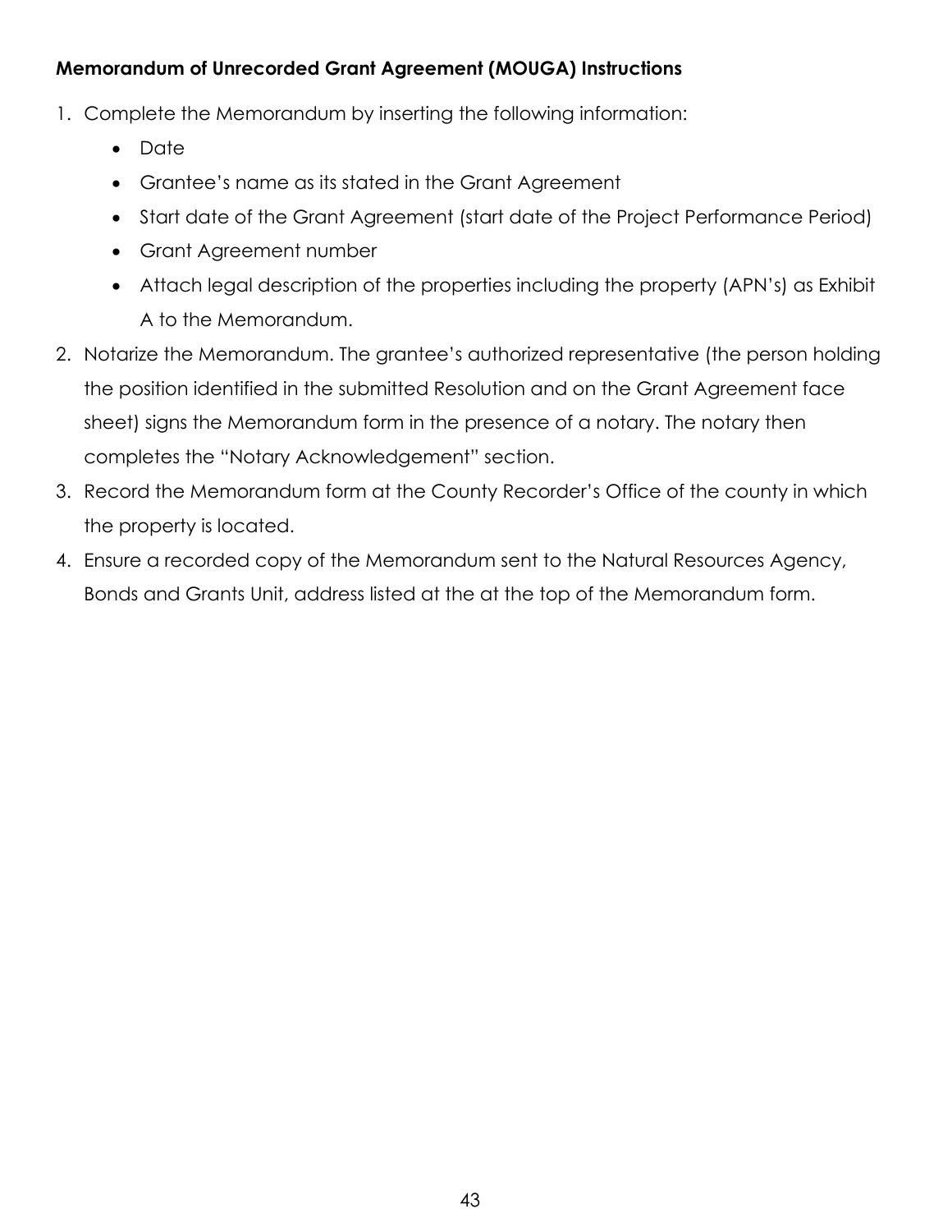**Memorandum of Unrecorded Grant Agreement (MOUGA) Instructions**

1. Complete the Memorandum by inserting the following information:
   - Date
   - Grantee's name as its stated in the Grant Agreement
   - Start date of the Grant Agreement (start date of the Project Performance Period)
   - Grant Agreement number
   - Attach legal description of the properties including the property (APN's) as Exhibit A to the Memorandum.
2. Notarize the Memorandum. The grantee's authorized representative (the person holding the position identified in the submitted Resolution and on the Grant Agreement face sheet) signs the Memorandum form in the presence of a notary. The notary then completes the "Notary Acknowledgement" section.
3. Record the Memorandum form at the County Recorder's Office of the county in which the property is located.
4. Ensure a recorded copy of the Memorandum sent to the Natural Resources Agency, Bonds and Grants Unit, address listed at the at the top of the Memorandum form.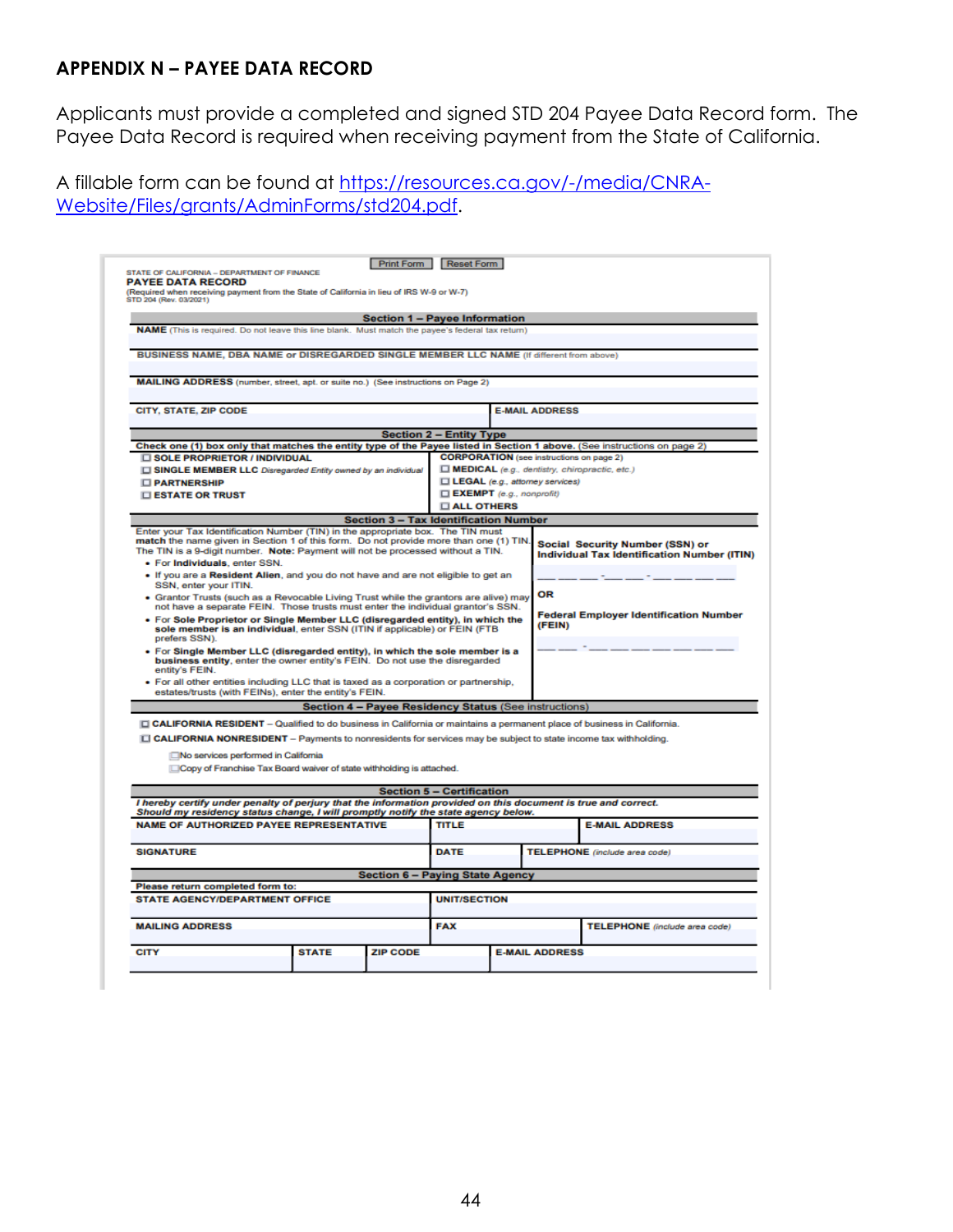## APPENDIX N – PAYEE DATA RECORD

Applicants must provide a completed and signed STD 204 Payee Data Record form. The Payee Data Record is required when receiving payment from the State of California.

A fillable form can be found at [https://resources.ca.gov/-/media/CNRA-Website/Files/grants/AdminForms/std204.pdf](https://resources.ca.gov/-/media/CNRA-Website/Files/grants/AdminForms/std204.pdf).

STATE OF CALIFORNIA – DEPARTMENT OF FINANCE

**PAYEE DATA RECORD**

(Required when receiving payment from the State of California in lieu of IRS W-9 or W-7)

STD 204 (Rev. 03/2021)

**Section 1 – Payee Information**

**NAME** (This is required. Do not leave this line blank. Must match the payee's federal tax return)

**BUSINESS NAME, DBA NAME or DISREGARDED SINGLE MEMBER LLC NAME** (If different from above)

**MAILING ADDRESS** (number, street, apt. or suite no.) (See instructions on Page 2)

| CITY, STATE, ZIP CODE | E-MAIL ADDRESS |
|---|---|
| | |

**Section 2 – Entity Type**

**Check one (1) box only that matches the entity type of the Payee listed in Section 1 above.** (See instructions on page 2)

- ☐ **SOLE PROPRIETOR / INDIVIDUAL**
- ☐ **SINGLE MEMBER LLC** *Disregarded Entity owned by an individual*
- ☐ **PARTNERSHIP**
- ☐ **ESTATE OR TRUST**

**CORPORATION** (see instructions on page 2)

- ☐ **MEDICAL** *(e.g., dentistry, chiropractic, etc.)*
- ☐ **LEGAL** *(e.g., attorney services)*
- ☐ **EXEMPT** *(e.g., nonprofit)*
- ☐ **ALL OTHERS**

**Section 3 – Tax Identification Number**

Enter your Tax Identification Number (TIN) in the appropriate box. The TIN must **match** the name given in Section 1 of this form. Do not provide more than one (1) TIN. The TIN is a 9-digit number. **Note:** Payment will not be processed without a TIN.

- For **Individuals**, enter SSN.
- If you are a **Resident Alien**, and you do not have and are not eligible to get an SSN, enter your ITIN.
- Grantor Trusts (such as a Revocable Living Trust while the grantors are alive) may not have a separate FEIN. Those trusts must enter the individual grantor's SSN.
- For **Sole Proprietor or Single Member LLC (disregarded entity), in which the sole member is an individual**, enter SSN (ITIN if applicable) or FEIN (FTB prefers SSN).
- For **Single Member LLC (disregarded entity), in which the sole member is a business entity**, enter the owner entity's FEIN. Do not use the disregarded entity's FEIN.
- For all other entities including LLC that is taxed as a corporation or partnership, estates/trusts (with FEINs), enter the entity's FEIN.

**Social Security Number (SSN) or Individual Tax Identification Number (ITIN)**

___ ___ ___ - ___ ___ - ___ ___ ___ ___

OR

**Federal Employer Identification Number (FEIN)**

___ ___ - ___ ___ ___ ___ ___ ___ ___

**Section 4 – Payee Residency Status** (See instructions)

☐ **CALIFORNIA RESIDENT** – Qualified to do business in California or maintains a permanent place of business in California.

☐ **CALIFORNIA NONRESIDENT** – Payments to nonresidents for services may be subject to state income tax withholding.

- ☐ No services performed in California
- ☐ Copy of Franchise Tax Board waiver of state withholding is attached.

**Section 5 – Certification**

***I hereby certify under penalty of perjury that the information provided on this document is true and correct. Should my residency status change, I will promptly notify the state agency below.***

| NAME OF AUTHORIZED PAYEE REPRESENTATIVE | TITLE | E-MAIL ADDRESS |
|---|---|---|
| | | |

| SIGNATURE | DATE | TELEPHONE *(include area code)* |
|---|---|---|
| | | |

**Section 6 – Paying State Agency**

**Please return completed form to:**

| STATE AGENCY/DEPARTMENT OFFICE | UNIT/SECTION |
|---|---|
| | |

| MAILING ADDRESS | FAX | TELEPHONE *(include area code)* |
|---|---|---|
| | | |

| CITY | STATE | ZIP CODE | E-MAIL ADDRESS |
|---|---|---|---|
| | | | |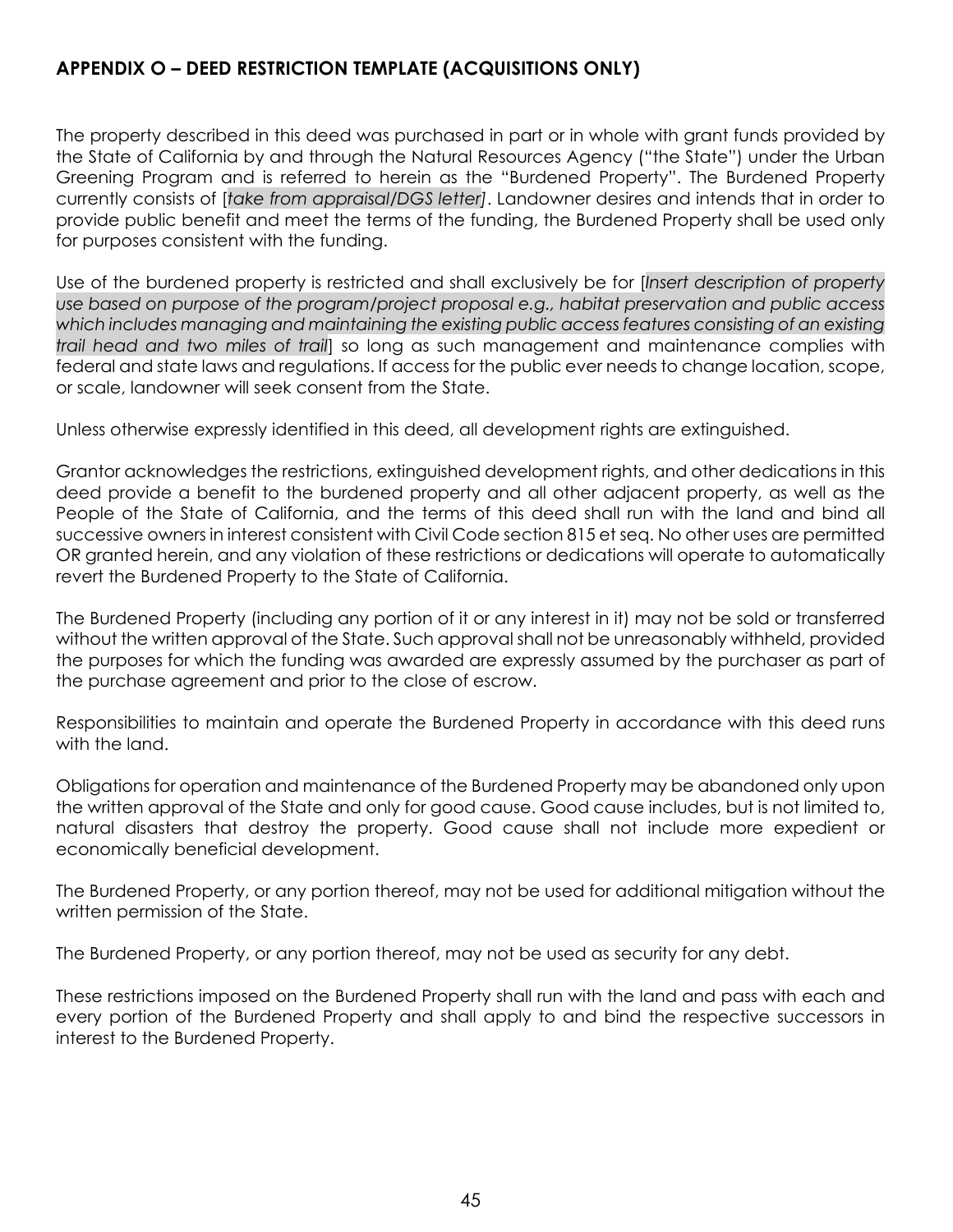## APPENDIX O – DEED RESTRICTION TEMPLATE (ACQUISITIONS ONLY)

The property described in this deed was purchased in part or in whole with grant funds provided by the State of California by and through the Natural Resources Agency ("the State") under the Urban Greening Program and is referred to herein as the "Burdened Property". The Burdened Property currently consists of [*take from appraisal/DGS letter]*. Landowner desires and intends that in order to provide public benefit and meet the terms of the funding, the Burdened Property shall be used only for purposes consistent with the funding.

Use of the burdened property is restricted and shall exclusively be for [*Insert description of property use based on purpose of the program/project proposal e.g., habitat preservation and public access which includes managing and maintaining the existing public access features consisting of an existing trail head and two miles of trail*] so long as such management and maintenance complies with federal and state laws and regulations. If access for the public ever needs to change location, scope, or scale, landowner will seek consent from the State.

Unless otherwise expressly identified in this deed, all development rights are extinguished.

Grantor acknowledges the restrictions, extinguished development rights, and other dedications in this deed provide a benefit to the burdened property and all other adjacent property, as well as the People of the State of California, and the terms of this deed shall run with the land and bind all successive owners in interest consistent with Civil Code section 815 et seq. No other uses are permitted OR granted herein, and any violation of these restrictions or dedications will operate to automatically revert the Burdened Property to the State of California.

The Burdened Property (including any portion of it or any interest in it) may not be sold or transferred without the written approval of the State. Such approval shall not be unreasonably withheld, provided the purposes for which the funding was awarded are expressly assumed by the purchaser as part of the purchase agreement and prior to the close of escrow.

Responsibilities to maintain and operate the Burdened Property in accordance with this deed runs with the land.

Obligations for operation and maintenance of the Burdened Property may be abandoned only upon the written approval of the State and only for good cause. Good cause includes, but is not limited to, natural disasters that destroy the property. Good cause shall not include more expedient or economically beneficial development.

The Burdened Property, or any portion thereof, may not be used for additional mitigation without the written permission of the State.

The Burdened Property, or any portion thereof, may not be used as security for any debt.

These restrictions imposed on the Burdened Property shall run with the land and pass with each and every portion of the Burdened Property and shall apply to and bind the respective successors in interest to the Burdened Property.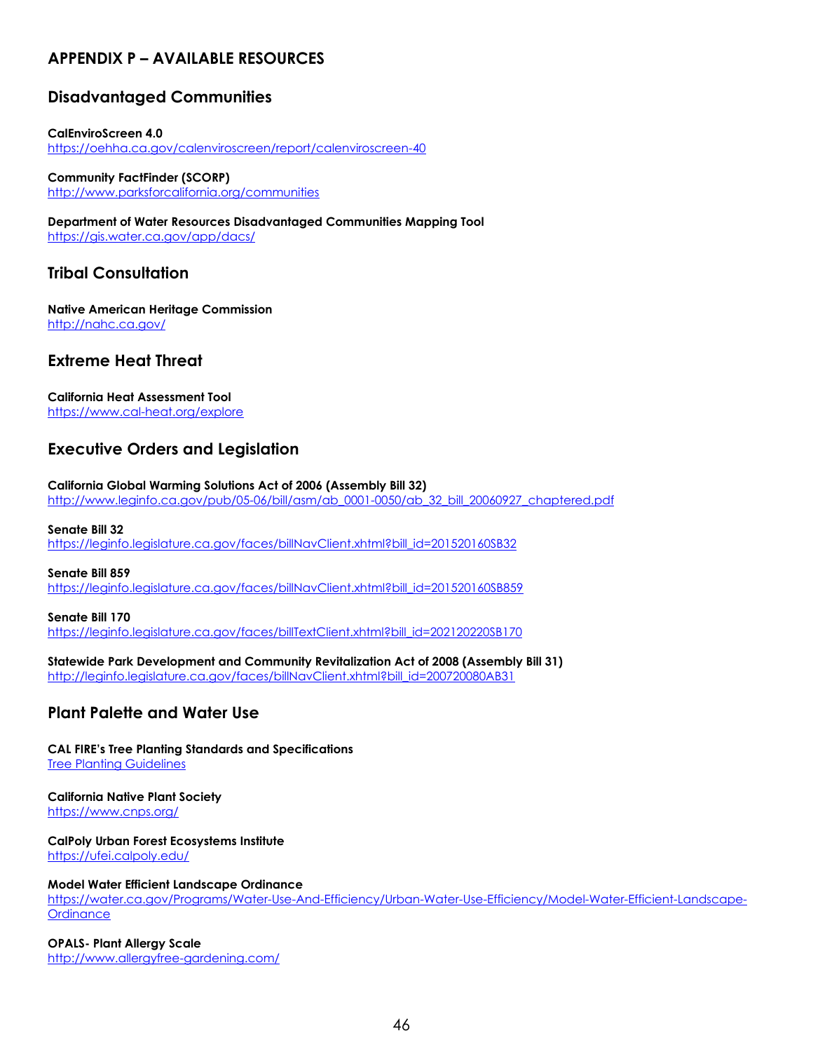## APPENDIX P – AVAILABLE RESOURCES

### Disadvantaged Communities

**CalEnviroScreen 4.0**
https://oehha.ca.gov/calenviroscreen/report/calenviroscreen-40

**Community FactFinder (SCORP)**
http://www.parksforcalifornia.org/communities

**Department of Water Resources Disadvantaged Communities Mapping Tool**
https://gis.water.ca.gov/app/dacs/

### Tribal Consultation

**Native American Heritage Commission**
http://nahc.ca.gov/

### Extreme Heat Threat

**California Heat Assessment Tool**
https://www.cal-heat.org/explore

### Executive Orders and Legislation

**California Global Warming Solutions Act of 2006 (Assembly Bill 32)**
http://www.leginfo.ca.gov/pub/05-06/bill/asm/ab_0001-0050/ab_32_bill_20060927_chaptered.pdf

**Senate Bill 32**
https://leginfo.legislature.ca.gov/faces/billNavClient.xhtml?bill_id=201520160SB32

**Senate Bill 859**
https://leginfo.legislature.ca.gov/faces/billNavClient.xhtml?bill_id=201520160SB859

**Senate Bill 170**
https://leginfo.legislature.ca.gov/faces/billTextClient.xhtml?bill_id=202120220SB170

**Statewide Park Development and Community Revitalization Act of 2008 (Assembly Bill 31)**
http://leginfo.legislature.ca.gov/faces/billNavClient.xhtml?bill_id=200720080AB31

### Plant Palette and Water Use

**CAL FIRE's Tree Planting Standards and Specifications**
Tree Planting Guidelines

**California Native Plant Society**
https://www.cnps.org/

**CalPoly Urban Forest Ecosystems Institute**
https://ufei.calpoly.edu/

**Model Water Efficient Landscape Ordinance**
https://water.ca.gov/Programs/Water-Use-And-Efficiency/Urban-Water-Use-Efficiency/Model-Water-Efficient-Landscape-Ordinance

**OPALS- Plant Allergy Scale**
http://www.allergyfree-gardening.com/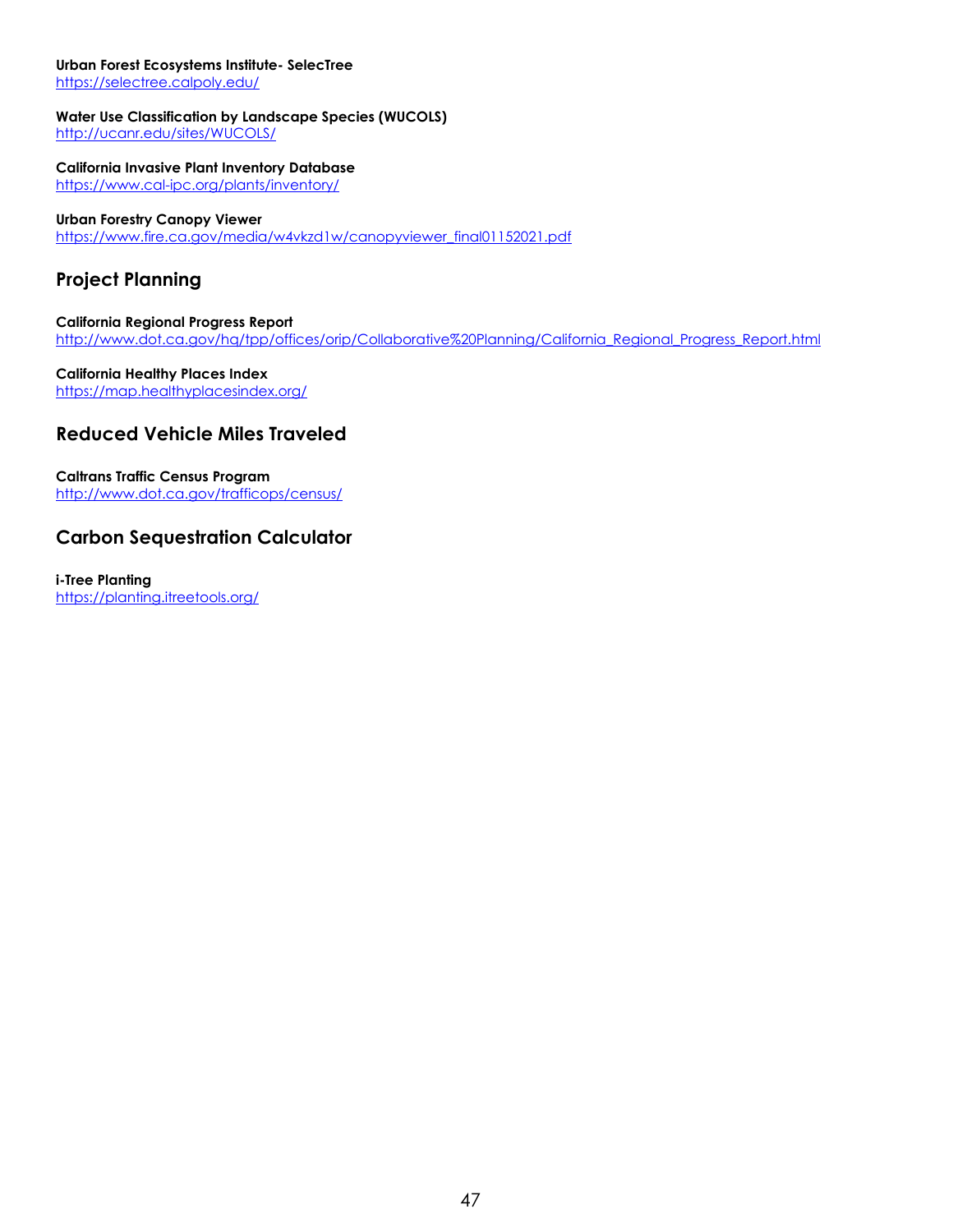**Urban Forest Ecosystems Institute- SelecTree**
https://selectree.calpoly.edu/

**Water Use Classification by Landscape Species (WUCOLS)**
http://ucanr.edu/sites/WUCOLS/

**California Invasive Plant Inventory Database**
https://www.cal-ipc.org/plants/inventory/

**Urban Forestry Canopy Viewer**
https://www.fire.ca.gov/media/w4vkzd1w/canopyviewer_final01152021.pdf

## Project Planning

**California Regional Progress Report**
http://www.dot.ca.gov/hq/tpp/offices/orip/Collaborative%20Planning/California_Regional_Progress_Report.html

**California Healthy Places Index**
https://map.healthyplacesindex.org/

## Reduced Vehicle Miles Traveled

**Caltrans Traffic Census Program**
http://www.dot.ca.gov/trafficops/census/

## Carbon Sequestration Calculator

**i-Tree Planting**
https://planting.itreetools.org/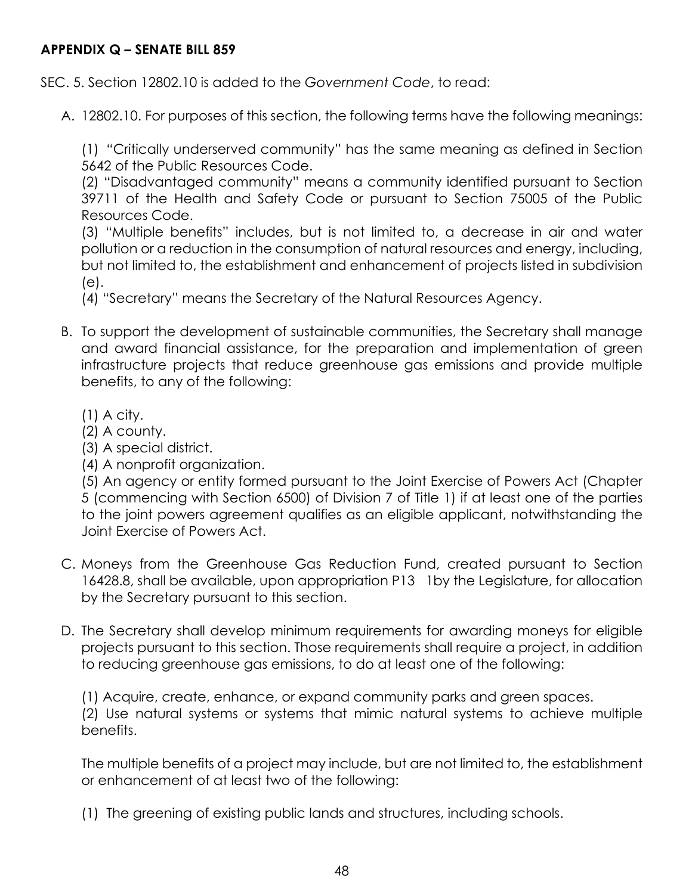**APPENDIX Q – SENATE BILL 859**

SEC. 5. Section 12802.10 is added to the *Government Code*, to read:

A. 12802.10. For purposes of this section, the following terms have the following meanings:

   (1) "Critically underserved community" has the same meaning as defined in Section 5642 of the Public Resources Code.
   (2) "Disadvantaged community" means a community identified pursuant to Section 39711 of the Health and Safety Code or pursuant to Section 75005 of the Public Resources Code.
   (3) "Multiple benefits" includes, but is not limited to, a decrease in air and water pollution or a reduction in the consumption of natural resources and energy, including, but not limited to, the establishment and enhancement of projects listed in subdivision (e).
   (4) "Secretary" means the Secretary of the Natural Resources Agency.

B. To support the development of sustainable communities, the Secretary shall manage and award financial assistance, for the preparation and implementation of green infrastructure projects that reduce greenhouse gas emissions and provide multiple benefits, to any of the following:

   (1) A city.
   (2) A county.
   (3) A special district.
   (4) A nonprofit organization.
   (5) An agency or entity formed pursuant to the Joint Exercise of Powers Act (Chapter 5 (commencing with Section 6500) of Division 7 of Title 1) if at least one of the parties to the joint powers agreement qualifies as an eligible applicant, notwithstanding the Joint Exercise of Powers Act.

C. Moneys from the Greenhouse Gas Reduction Fund, created pursuant to Section 16428.8, shall be available, upon appropriation P13 1by the Legislature, for allocation by the Secretary pursuant to this section.

D. The Secretary shall develop minimum requirements for awarding moneys for eligible projects pursuant to this section. Those requirements shall require a project, in addition to reducing greenhouse gas emissions, to do at least one of the following:

   (1) Acquire, create, enhance, or expand community parks and green spaces.
   (2) Use natural systems or systems that mimic natural systems to achieve multiple benefits.

   The multiple benefits of a project may include, but are not limited to, the establishment or enhancement of at least two of the following:

   (1) The greening of existing public lands and structures, including schools.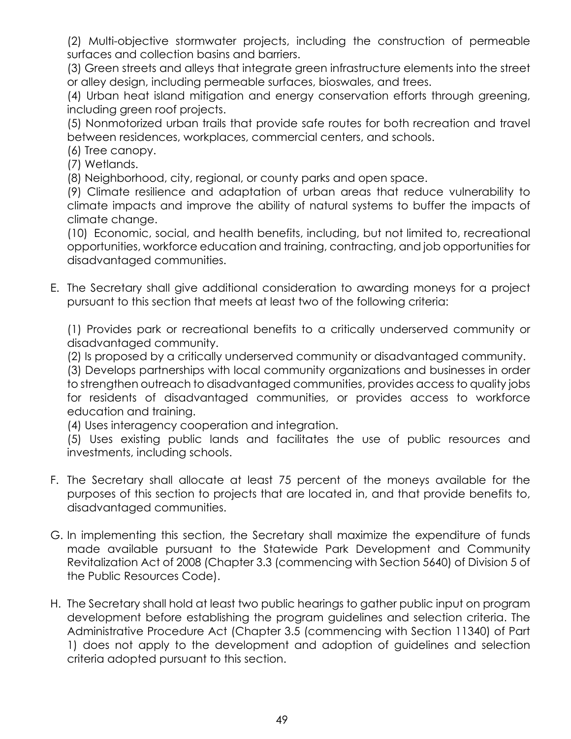(2) Multi-objective stormwater projects, including the construction of permeable surfaces and collection basins and barriers.

(3) Green streets and alleys that integrate green infrastructure elements into the street or alley design, including permeable surfaces, bioswales, and trees.

(4) Urban heat island mitigation and energy conservation efforts through greening, including green roof projects.

(5) Nonmotorized urban trails that provide safe routes for both recreation and travel between residences, workplaces, commercial centers, and schools.

(6) Tree canopy.

(7) Wetlands.

(8) Neighborhood, city, regional, or county parks and open space.

(9) Climate resilience and adaptation of urban areas that reduce vulnerability to climate impacts and improve the ability of natural systems to buffer the impacts of climate change.

(10) Economic, social, and health benefits, including, but not limited to, recreational opportunities, workforce education and training, contracting, and job opportunities for disadvantaged communities.

E. The Secretary shall give additional consideration to awarding moneys for a project pursuant to this section that meets at least two of the following criteria:

(1) Provides park or recreational benefits to a critically underserved community or disadvantaged community.

(2) Is proposed by a critically underserved community or disadvantaged community.

(3) Develops partnerships with local community organizations and businesses in order to strengthen outreach to disadvantaged communities, provides access to quality jobs for residents of disadvantaged communities, or provides access to workforce education and training.

(4) Uses interagency cooperation and integration.

(5) Uses existing public lands and facilitates the use of public resources and investments, including schools.

F. The Secretary shall allocate at least 75 percent of the moneys available for the purposes of this section to projects that are located in, and that provide benefits to, disadvantaged communities.

G. In implementing this section, the Secretary shall maximize the expenditure of funds made available pursuant to the Statewide Park Development and Community Revitalization Act of 2008 (Chapter 3.3 (commencing with Section 5640) of Division 5 of the Public Resources Code).

H. The Secretary shall hold at least two public hearings to gather public input on program development before establishing the program guidelines and selection criteria. The Administrative Procedure Act (Chapter 3.5 (commencing with Section 11340) of Part 1) does not apply to the development and adoption of guidelines and selection criteria adopted pursuant to this section.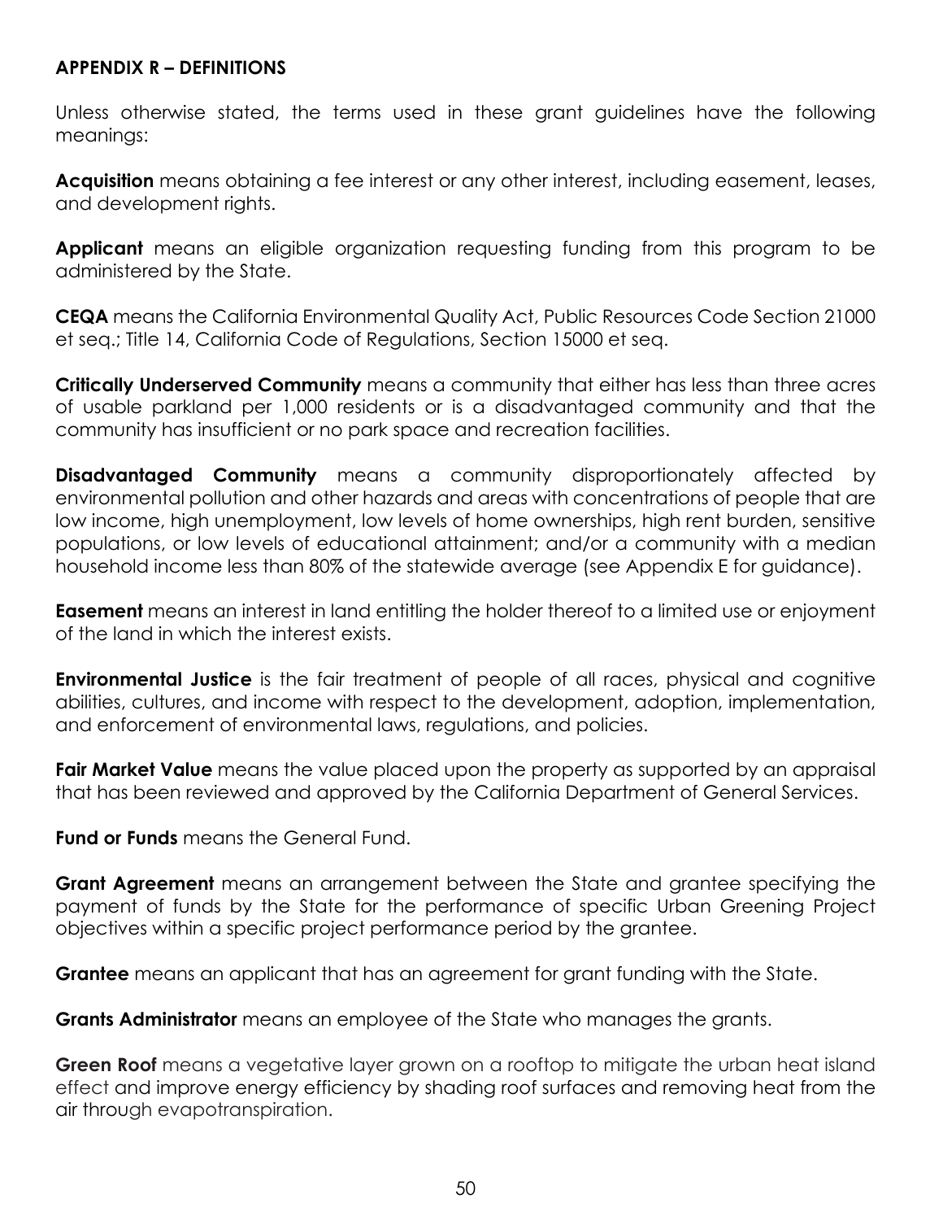## APPENDIX R – DEFINITIONS

Unless otherwise stated, the terms used in these grant guidelines have the following meanings:

**Acquisition** means obtaining a fee interest or any other interest, including easement, leases, and development rights.

**Applicant** means an eligible organization requesting funding from this program to be administered by the State.

**CEQA** means the California Environmental Quality Act, Public Resources Code Section 21000 et seq.; Title 14, California Code of Regulations, Section 15000 et seq.

**Critically Underserved Community** means a community that either has less than three acres of usable parkland per 1,000 residents or is a disadvantaged community and that the community has insufficient or no park space and recreation facilities.

**Disadvantaged Community** means a community disproportionately affected by environmental pollution and other hazards and areas with concentrations of people that are low income, high unemployment, low levels of home ownerships, high rent burden, sensitive populations, or low levels of educational attainment; and/or a community with a median household income less than 80% of the statewide average (see Appendix E for guidance).

**Easement** means an interest in land entitling the holder thereof to a limited use or enjoyment of the land in which the interest exists.

**Environmental Justice** is the fair treatment of people of all races, physical and cognitive abilities, cultures, and income with respect to the development, adoption, implementation, and enforcement of environmental laws, regulations, and policies.

**Fair Market Value** means the value placed upon the property as supported by an appraisal that has been reviewed and approved by the California Department of General Services.

**Fund or Funds** means the General Fund.

**Grant Agreement** means an arrangement between the State and grantee specifying the payment of funds by the State for the performance of specific Urban Greening Project objectives within a specific project performance period by the grantee.

**Grantee** means an applicant that has an agreement for grant funding with the State.

**Grants Administrator** means an employee of the State who manages the grants.

**Green Roof** means a vegetative layer grown on a rooftop to mitigate the urban heat island effect and improve energy efficiency by shading roof surfaces and removing heat from the air through evapotranspiration.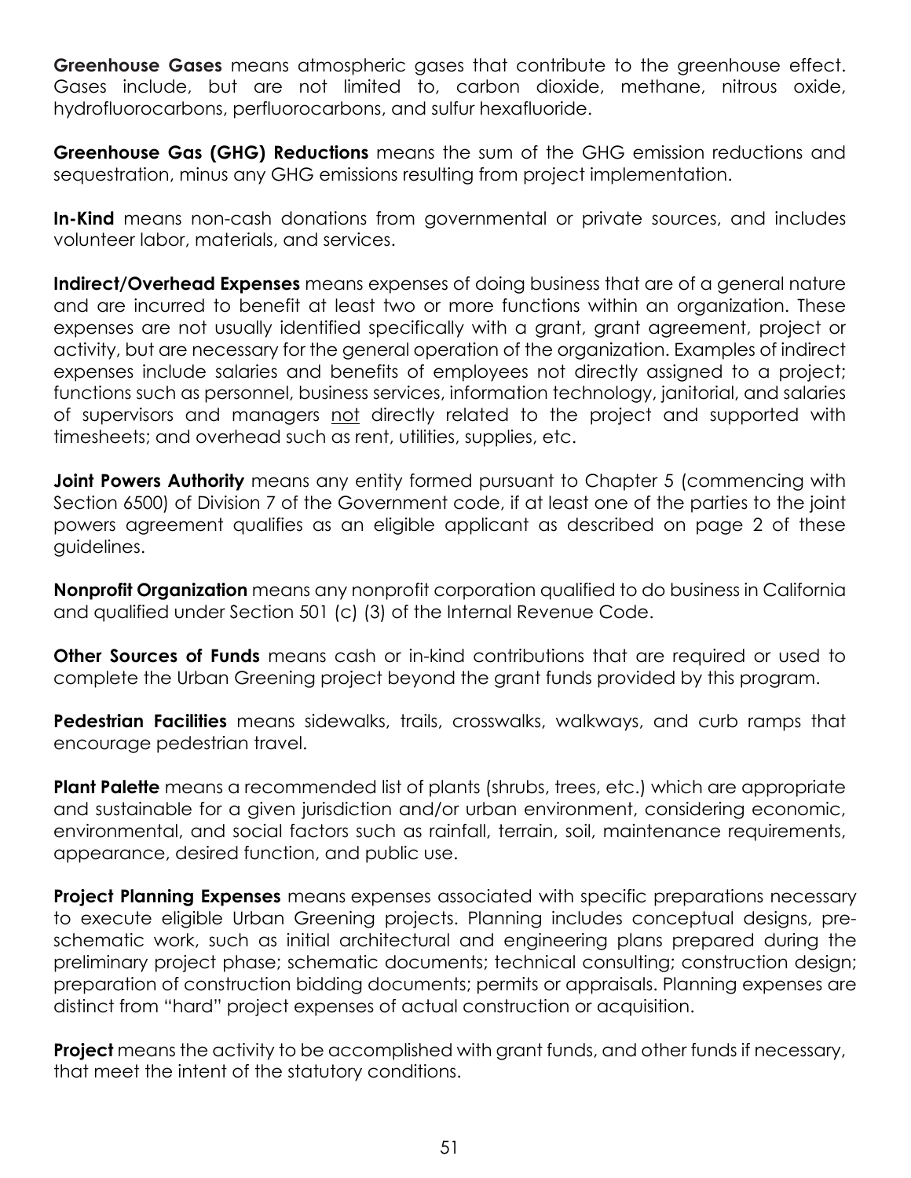**Greenhouse Gases** means atmospheric gases that contribute to the greenhouse effect. Gases include, but are not limited to, carbon dioxide, methane, nitrous oxide, hydrofluorocarbons, perfluorocarbons, and sulfur hexafluoride.

**Greenhouse Gas (GHG) Reductions** means the sum of the GHG emission reductions and sequestration, minus any GHG emissions resulting from project implementation.

**In-Kind** means non-cash donations from governmental or private sources, and includes volunteer labor, materials, and services.

**Indirect/Overhead Expenses** means expenses of doing business that are of a general nature and are incurred to benefit at least two or more functions within an organization. These expenses are not usually identified specifically with a grant, grant agreement, project or activity, but are necessary for the general operation of the organization. Examples of indirect expenses include salaries and benefits of employees not directly assigned to a project; functions such as personnel, business services, information technology, janitorial, and salaries of supervisors and managers <u>not</u> directly related to the project and supported with timesheets; and overhead such as rent, utilities, supplies, etc.

**Joint Powers Authority** means any entity formed pursuant to Chapter 5 (commencing with Section 6500) of Division 7 of the Government code, if at least one of the parties to the joint powers agreement qualifies as an eligible applicant as described on page 2 of these guidelines.

**Nonprofit Organization** means any nonprofit corporation qualified to do business in California and qualified under Section 501 (c) (3) of the Internal Revenue Code.

**Other Sources of Funds** means cash or in-kind contributions that are required or used to complete the Urban Greening project beyond the grant funds provided by this program.

**Pedestrian Facilities** means sidewalks, trails, crosswalks, walkways, and curb ramps that encourage pedestrian travel.

**Plant Palette** means a recommended list of plants (shrubs, trees, etc.) which are appropriate and sustainable for a given jurisdiction and/or urban environment, considering economic, environmental, and social factors such as rainfall, terrain, soil, maintenance requirements, appearance, desired function, and public use.

**Project Planning Expenses** means expenses associated with specific preparations necessary to execute eligible Urban Greening projects. Planning includes conceptual designs, pre-schematic work, such as initial architectural and engineering plans prepared during the preliminary project phase; schematic documents; technical consulting; construction design; preparation of construction bidding documents; permits or appraisals. Planning expenses are distinct from "hard" project expenses of actual construction or acquisition.

**Project** means the activity to be accomplished with grant funds, and other funds if necessary, that meet the intent of the statutory conditions.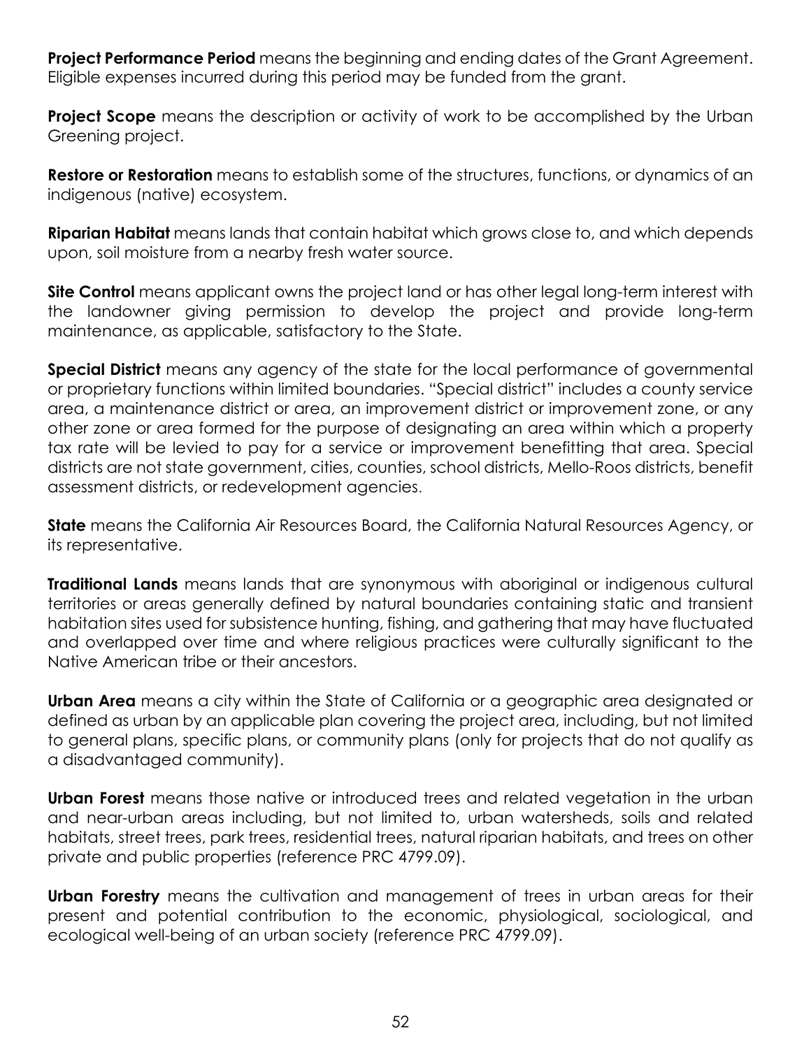**Project Performance Period** means the beginning and ending dates of the Grant Agreement. Eligible expenses incurred during this period may be funded from the grant.

**Project Scope** means the description or activity of work to be accomplished by the Urban Greening project.

**Restore or Restoration** means to establish some of the structures, functions, or dynamics of an indigenous (native) ecosystem.

**Riparian Habitat** means lands that contain habitat which grows close to, and which depends upon, soil moisture from a nearby fresh water source.

**Site Control** means applicant owns the project land or has other legal long-term interest with the landowner giving permission to develop the project and provide long-term maintenance, as applicable, satisfactory to the State.

**Special District** means any agency of the state for the local performance of governmental or proprietary functions within limited boundaries. "Special district" includes a county service area, a maintenance district or area, an improvement district or improvement zone, or any other zone or area formed for the purpose of designating an area within which a property tax rate will be levied to pay for a service or improvement benefitting that area. Special districts are not state government, cities, counties, school districts, Mello-Roos districts, benefit assessment districts, or redevelopment agencies.

**State** means the California Air Resources Board, the California Natural Resources Agency, or its representative.

**Traditional Lands** means lands that are synonymous with aboriginal or indigenous cultural territories or areas generally defined by natural boundaries containing static and transient habitation sites used for subsistence hunting, fishing, and gathering that may have fluctuated and overlapped over time and where religious practices were culturally significant to the Native American tribe or their ancestors.

**Urban Area** means a city within the State of California or a geographic area designated or defined as urban by an applicable plan covering the project area, including, but not limited to general plans, specific plans, or community plans (only for projects that do not qualify as a disadvantaged community).

**Urban Forest** means those native or introduced trees and related vegetation in the urban and near-urban areas including, but not limited to, urban watersheds, soils and related habitats, street trees, park trees, residential trees, natural riparian habitats, and trees on other private and public properties (reference PRC 4799.09).

**Urban Forestry** means the cultivation and management of trees in urban areas for their present and potential contribution to the economic, physiological, sociological, and ecological well-being of an urban society (reference PRC 4799.09).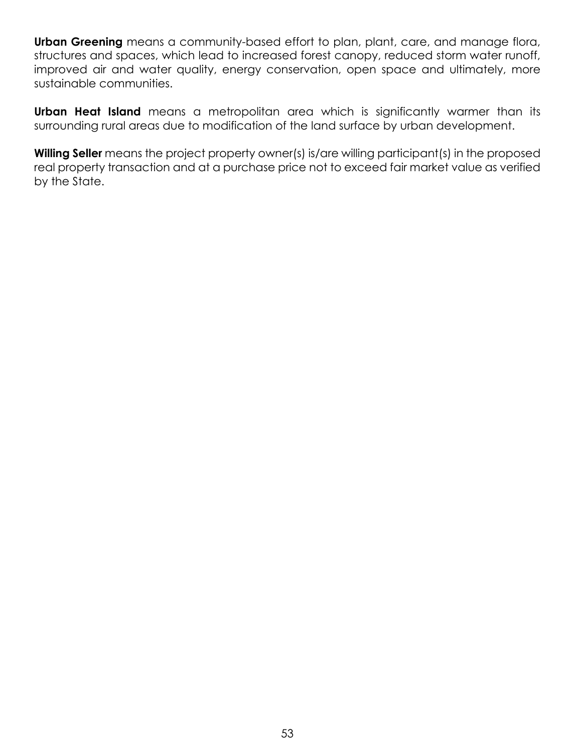**Urban Greening** means a community-based effort to plan, plant, care, and manage flora, structures and spaces, which lead to increased forest canopy, reduced storm water runoff, improved air and water quality, energy conservation, open space and ultimately, more sustainable communities.

**Urban Heat Island** means a metropolitan area which is significantly warmer than its surrounding rural areas due to modification of the land surface by urban development.

**Willing Seller** means the project property owner(s) is/are willing participant(s) in the proposed real property transaction and at a purchase price not to exceed fair market value as verified by the State.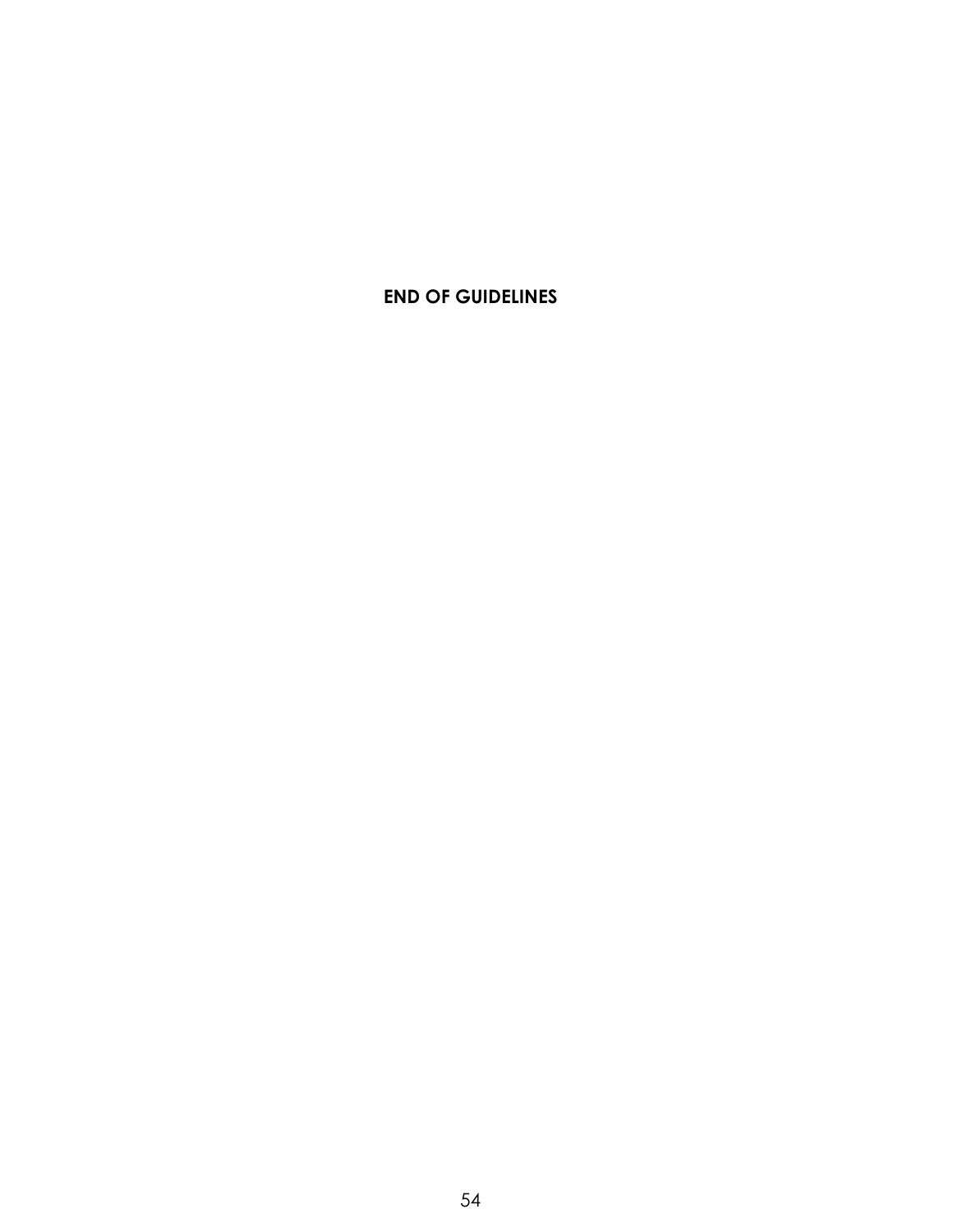**END OF GUIDELINES**